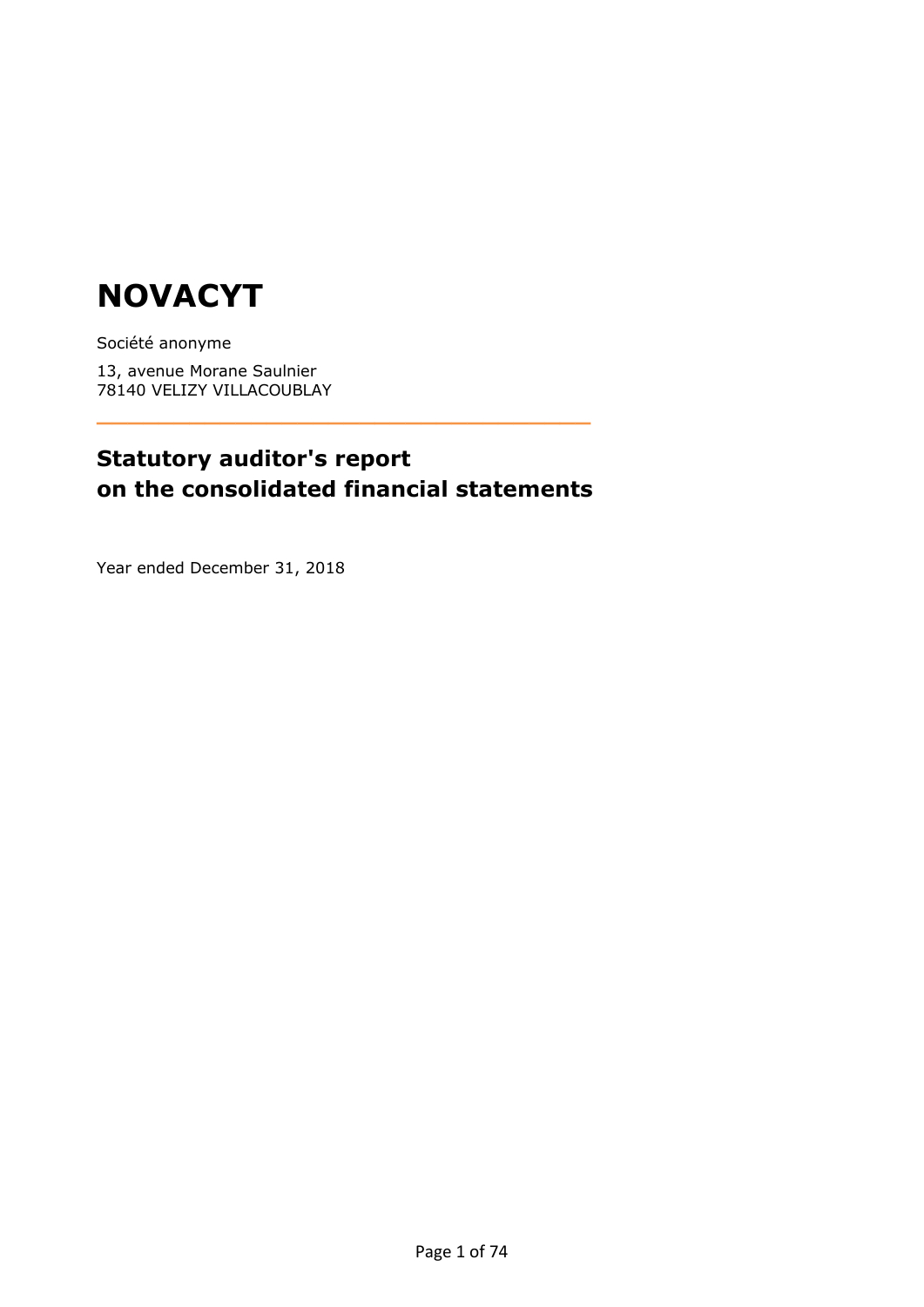# NOVACYT

Société anonyme

13, avenue Morane Saulnier
78140 VELIZY VILLACOUBLAY

## Statutory auditor's report on the consolidated financial statements

Year ended December 31, 2018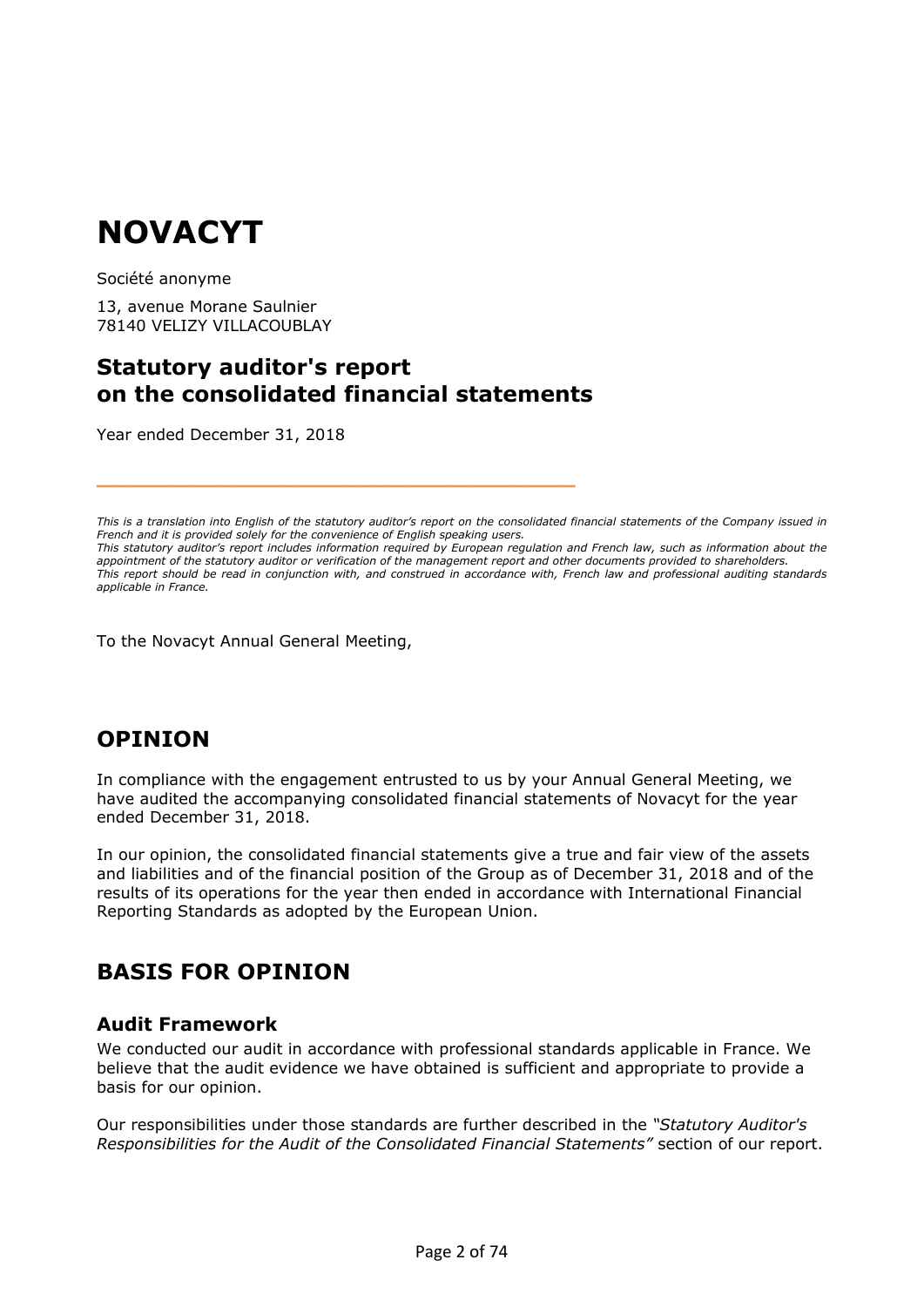# NOVACYT

Société anonyme

13, avenue Morane Saulnier
78140 VELIZY VILLACOUBLAY

## Statutory auditor's report on the consolidated financial statements

Year ended December 31, 2018

*This is a translation into English of the statutory auditor's report on the consolidated financial statements of the Company issued in French and it is provided solely for the convenience of English speaking users.*
*This statutory auditor's report includes information required by European regulation and French law, such as information about the appointment of the statutory auditor or verification of the management report and other documents provided to shareholders.*
*This report should be read in conjunction with, and construed in accordance with, French law and professional auditing standards applicable in France.*

To the Novacyt Annual General Meeting,

## OPINION

In compliance with the engagement entrusted to us by your Annual General Meeting, we have audited the accompanying consolidated financial statements of Novacyt for the year ended December 31, 2018.

In our opinion, the consolidated financial statements give a true and fair view of the assets and liabilities and of the financial position of the Group as of December 31, 2018 and of the results of its operations for the year then ended in accordance with International Financial Reporting Standards as adopted by the European Union.

## BASIS FOR OPINION

### Audit Framework

We conducted our audit in accordance with professional standards applicable in France. We believe that the audit evidence we have obtained is sufficient and appropriate to provide a basis for our opinion.

Our responsibilities under those standards are further described in the *"Statutory Auditor's Responsibilities for the Audit of the Consolidated Financial Statements"* section of our report.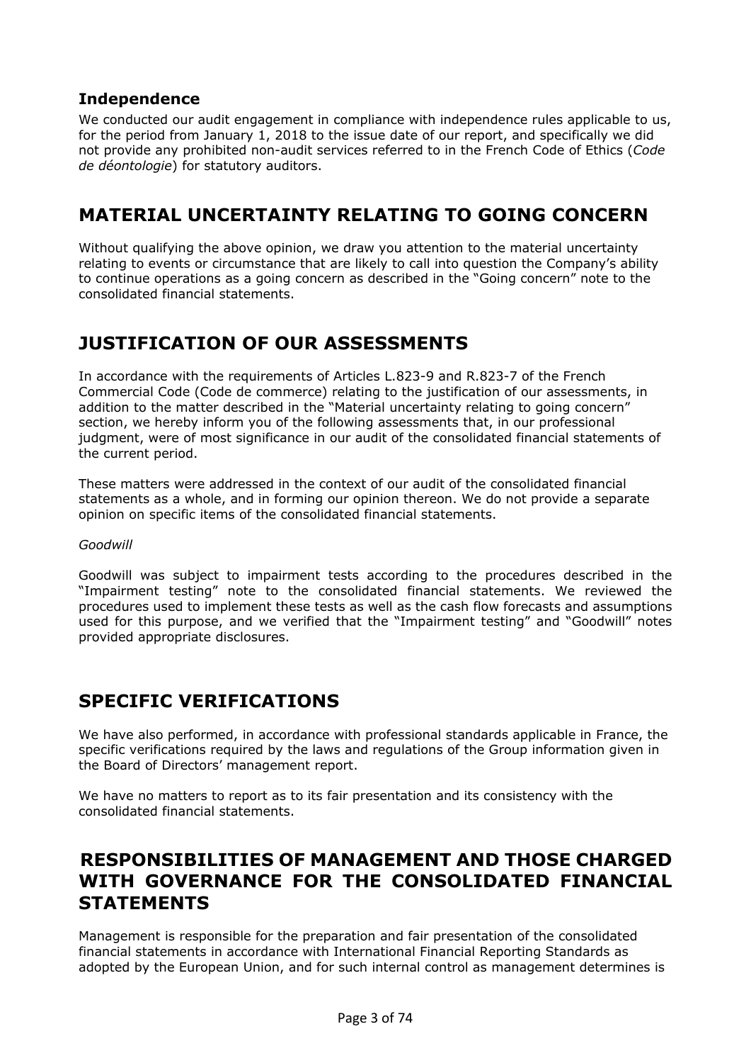### Independence

We conducted our audit engagement in compliance with independence rules applicable to us, for the period from January 1, 2018 to the issue date of our report, and specifically we did not provide any prohibited non-audit services referred to in the French Code of Ethics (*Code de déontologie*) for statutory auditors.

## MATERIAL UNCERTAINTY RELATING TO GOING CONCERN

Without qualifying the above opinion, we draw you attention to the material uncertainty relating to events or circumstance that are likely to call into question the Company's ability to continue operations as a going concern as described in the "Going concern" note to the consolidated financial statements.

## JUSTIFICATION OF OUR ASSESSMENTS

In accordance with the requirements of Articles L.823-9 and R.823-7 of the French Commercial Code (Code de commerce) relating to the justification of our assessments, in addition to the matter described in the "Material uncertainty relating to going concern" section, we hereby inform you of the following assessments that, in our professional judgment, were of most significance in our audit of the consolidated financial statements of the current period.

These matters were addressed in the context of our audit of the consolidated financial statements as a whole, and in forming our opinion thereon. We do not provide a separate opinion on specific items of the consolidated financial statements.

*Goodwill*

Goodwill was subject to impairment tests according to the procedures described in the "Impairment testing" note to the consolidated financial statements. We reviewed the procedures used to implement these tests as well as the cash flow forecasts and assumptions used for this purpose, and we verified that the "Impairment testing" and "Goodwill" notes provided appropriate disclosures.

## SPECIFIC VERIFICATIONS

We have also performed, in accordance with professional standards applicable in France, the specific verifications required by the laws and regulations of the Group information given in the Board of Directors' management report.

We have no matters to report as to its fair presentation and its consistency with the consolidated financial statements.

## RESPONSIBILITIES OF MANAGEMENT AND THOSE CHARGED WITH GOVERNANCE FOR THE CONSOLIDATED FINANCIAL STATEMENTS

Management is responsible for the preparation and fair presentation of the consolidated financial statements in accordance with International Financial Reporting Standards as adopted by the European Union, and for such internal control as management determines is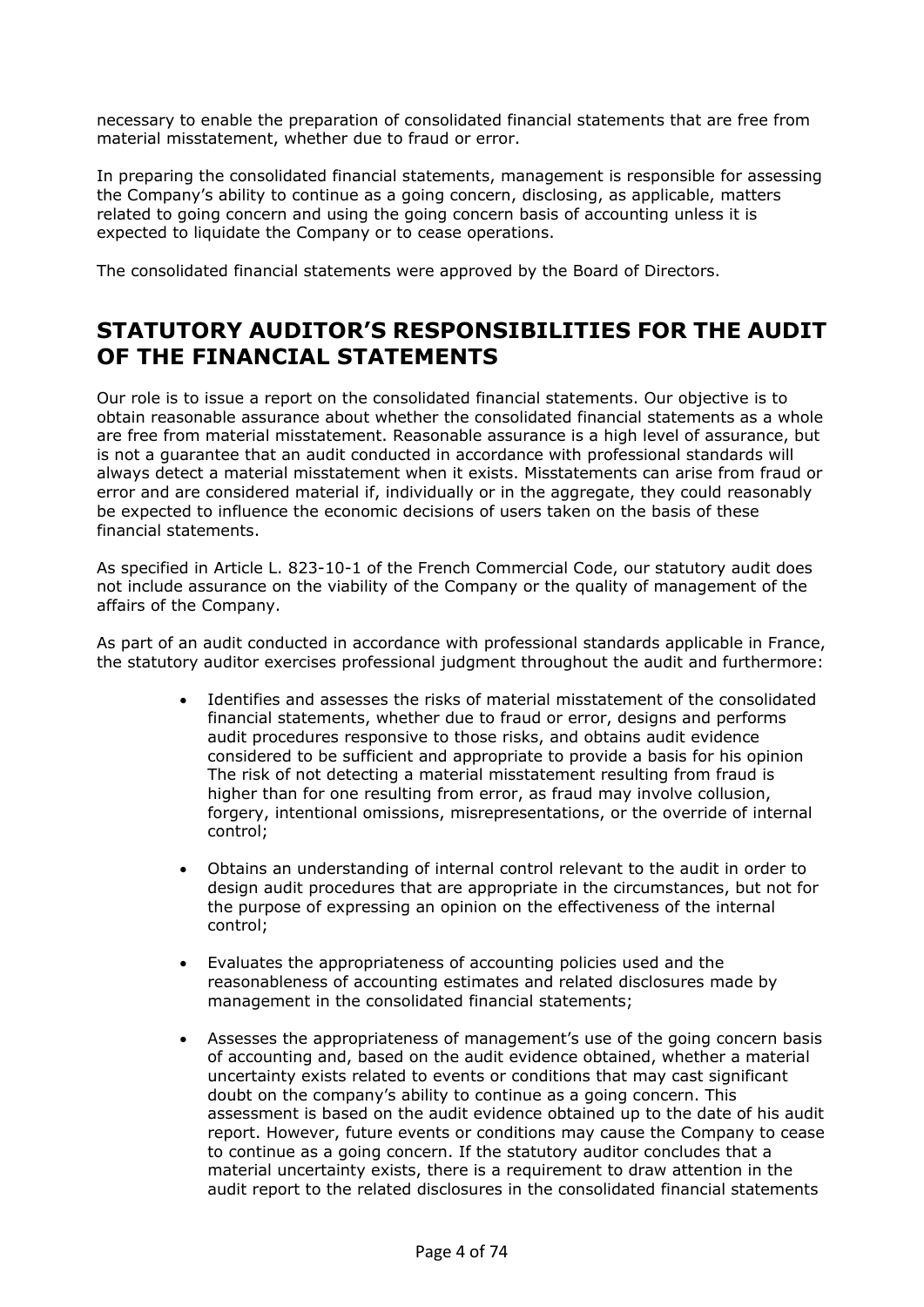necessary to enable the preparation of consolidated financial statements that are free from material misstatement, whether due to fraud or error.

In preparing the consolidated financial statements, management is responsible for assessing the Company's ability to continue as a going concern, disclosing, as applicable, matters related to going concern and using the going concern basis of accounting unless it is expected to liquidate the Company or to cease operations.

The consolidated financial statements were approved by the Board of Directors.

# STATUTORY AUDITOR'S RESPONSIBILITIES FOR THE AUDIT OF THE FINANCIAL STATEMENTS

Our role is to issue a report on the consolidated financial statements. Our objective is to obtain reasonable assurance about whether the consolidated financial statements as a whole are free from material misstatement. Reasonable assurance is a high level of assurance, but is not a guarantee that an audit conducted in accordance with professional standards will always detect a material misstatement when it exists. Misstatements can arise from fraud or error and are considered material if, individually or in the aggregate, they could reasonably be expected to influence the economic decisions of users taken on the basis of these financial statements.

As specified in Article L. 823-10-1 of the French Commercial Code, our statutory audit does not include assurance on the viability of the Company or the quality of management of the affairs of the Company.

As part of an audit conducted in accordance with professional standards applicable in France, the statutory auditor exercises professional judgment throughout the audit and furthermore:

- Identifies and assesses the risks of material misstatement of the consolidated financial statements, whether due to fraud or error, designs and performs audit procedures responsive to those risks, and obtains audit evidence considered to be sufficient and appropriate to provide a basis for his opinion The risk of not detecting a material misstatement resulting from fraud is higher than for one resulting from error, as fraud may involve collusion, forgery, intentional omissions, misrepresentations, or the override of internal control;

- Obtains an understanding of internal control relevant to the audit in order to design audit procedures that are appropriate in the circumstances, but not for the purpose of expressing an opinion on the effectiveness of the internal control;

- Evaluates the appropriateness of accounting policies used and the reasonableness of accounting estimates and related disclosures made by management in the consolidated financial statements;

- Assesses the appropriateness of management's use of the going concern basis of accounting and, based on the audit evidence obtained, whether a material uncertainty exists related to events or conditions that may cast significant doubt on the company's ability to continue as a going concern. This assessment is based on the audit evidence obtained up to the date of his audit report. However, future events or conditions may cause the Company to cease to continue as a going concern. If the statutory auditor concludes that a material uncertainty exists, there is a requirement to draw attention in the audit report to the related disclosures in the consolidated financial statements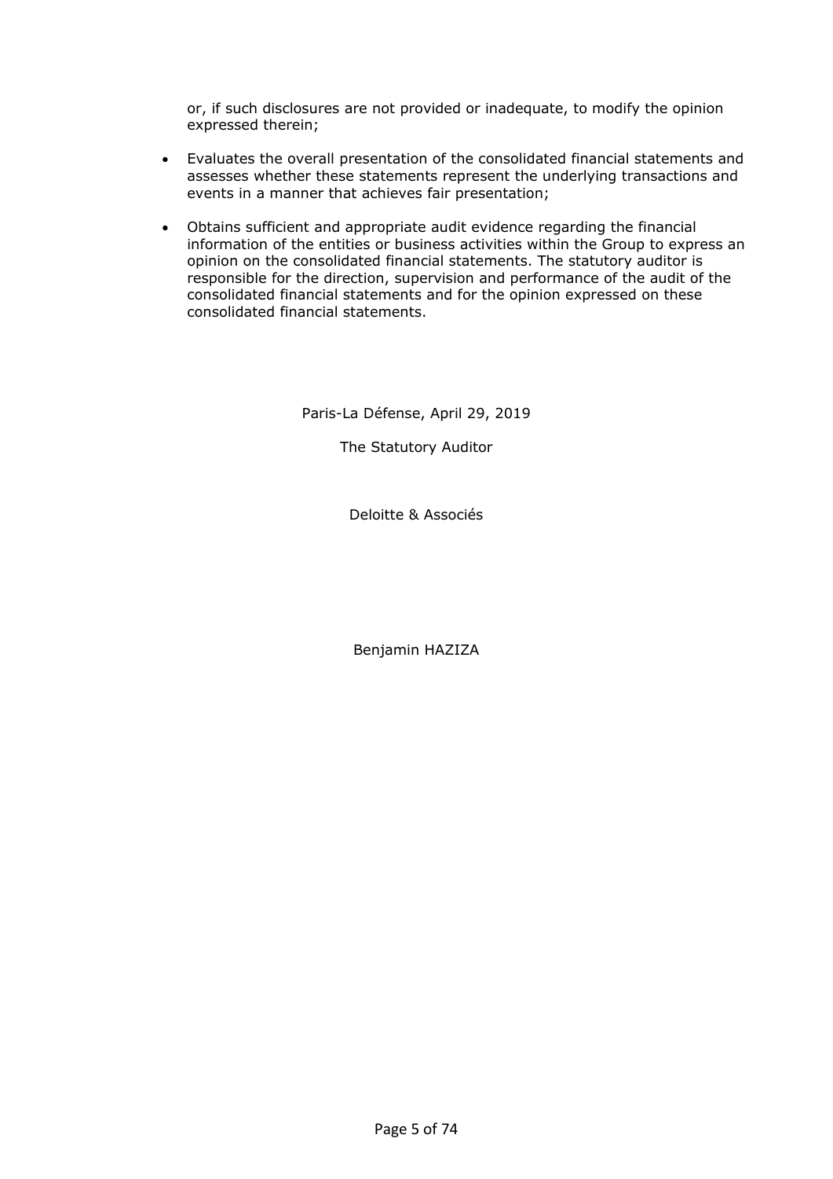or, if such disclosures are not provided or inadequate, to modify the opinion expressed therein;

- Evaluates the overall presentation of the consolidated financial statements and assesses whether these statements represent the underlying transactions and events in a manner that achieves fair presentation;
- Obtains sufficient and appropriate audit evidence regarding the financial information of the entities or business activities within the Group to express an opinion on the consolidated financial statements. The statutory auditor is responsible for the direction, supervision and performance of the audit of the consolidated financial statements and for the opinion expressed on these consolidated financial statements.

Paris-La Défense, April 29, 2019

The Statutory Auditor

Deloitte & Associés

Benjamin HAZIZA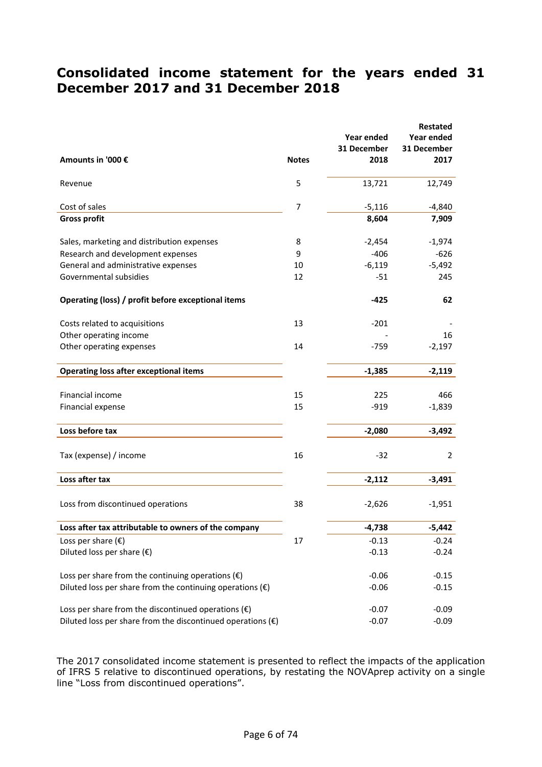# Consolidated income statement for the years ended 31 December 2017 and 31 December 2018

| Amounts in '000 € | Notes | Year ended 31 December 2018 | Restated Year ended 31 December 2017 |
|---|---|---|---|
| Revenue | 5 | 13,721 | 12,749 |
| Cost of sales | 7 | -5,116 | -4,840 |
| **Gross profit** | | **8,604** | **7,909** |
| Sales, marketing and distribution expenses | 8 | -2,454 | -1,974 |
| Research and development expenses | 9 | -406 | -626 |
| General and administrative expenses | 10 | -6,119 | -5,492 |
| Governmental subsidies | 12 | -51 | 245 |
| **Operating (loss) / profit before exceptional items** | | **-425** | **62** |
| Costs related to acquisitions | 13 | -201 | - |
| Other operating income | | - | 16 |
| Other operating expenses | 14 | -759 | -2,197 |
| **Operating loss after exceptional items** | | **-1,385** | **-2,119** |
| Financial income | 15 | 225 | 466 |
| Financial expense | 15 | -919 | -1,839 |
| **Loss before tax** | | **-2,080** | **-3,492** |
| Tax (expense) / income | 16 | -32 | 2 |
| **Loss after tax** | | **-2,112** | **-3,491** |
| Loss from discontinued operations | 38 | -2,626 | -1,951 |
| **Loss after tax attributable to owners of the company** | | **-4,738** | **-5,442** |
| Loss per share (€) | 17 | -0.13 | -0.24 |
| Diluted loss per share (€) | | -0.13 | -0.24 |
| Loss per share from the continuing operations (€) | | -0.06 | -0.15 |
| Diluted loss per share from the continuing operations (€) | | -0.06 | -0.15 |
| Loss per share from the discontinued operations (€) | | -0.07 | -0.09 |
| Diluted loss per share from the discontinued operations (€) | | -0.07 | -0.09 |

The 2017 consolidated income statement is presented to reflect the impacts of the application of IFRS 5 relative to discontinued operations, by restating the NOVAprep activity on a single line "Loss from discontinued operations".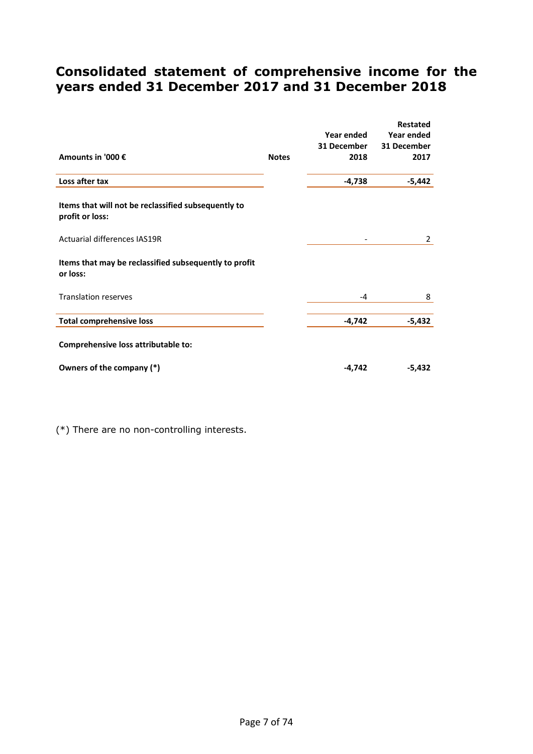# Consolidated statement of comprehensive income for the years ended 31 December 2017 and 31 December 2018

| Amounts in '000 € | Notes | Year ended 31 December 2018 | Restated Year ended 31 December 2017 |
|---|---|---|---|
| **Loss after tax** | | **-4,738** | **-5,442** |
| **Items that will not be reclassified subsequently to profit or loss:** | | | |
| Actuarial differences IAS19R | | - | 2 |
| **Items that may be reclassified subsequently to profit or loss:** | | | |
| Translation reserves | | -4 | 8 |
| **Total comprehensive loss** | | **-4,742** | **-5,432** |
| **Comprehensive loss attributable to:** | | | |
| **Owners of the company (*)** | | **-4,742** | **-5,432** |

(*) There are no non-controlling interests.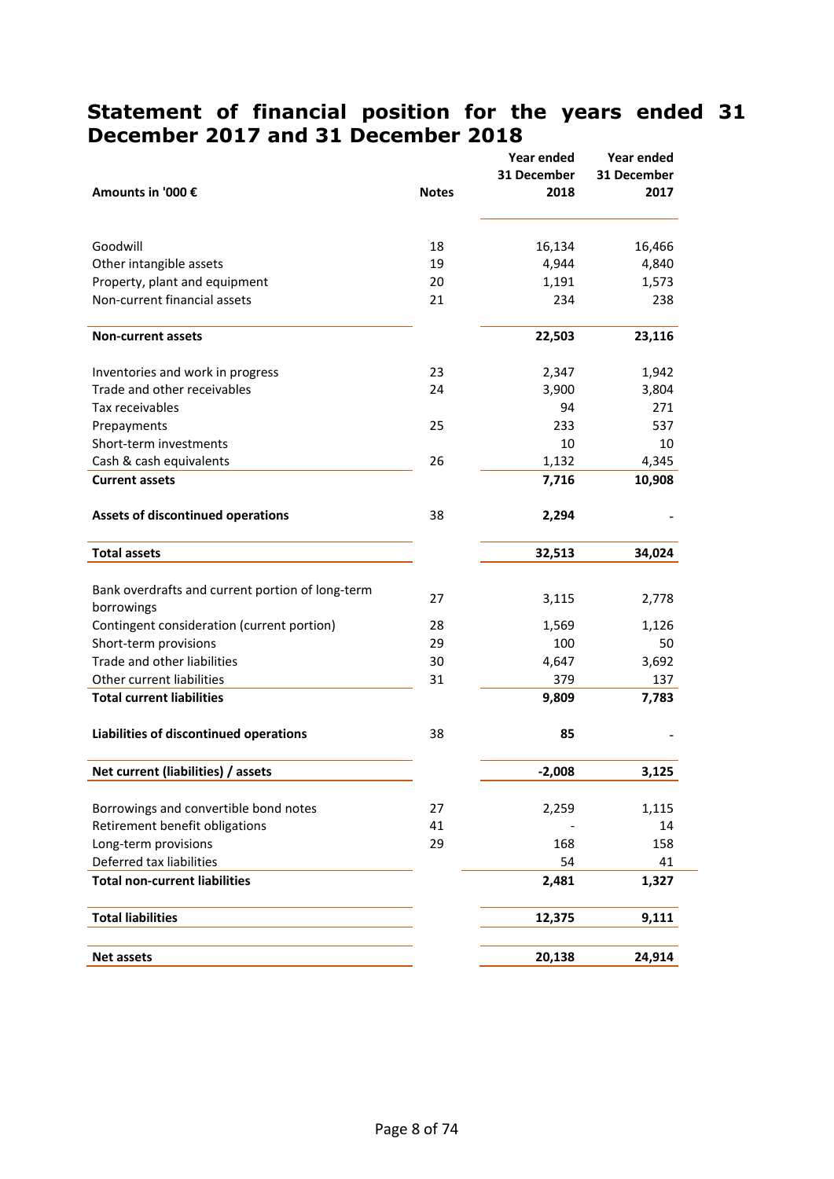# Statement of financial position for the years ended 31 December 2017 and 31 December 2018

| Amounts in '000 € | Notes | Year ended 31 December 2018 | Year ended 31 December 2017 |
|---|---|---|---|
| Goodwill | 18 | 16,134 | 16,466 |
| Other intangible assets | 19 | 4,944 | 4,840 |
| Property, plant and equipment | 20 | 1,191 | 1,573 |
| Non-current financial assets | 21 | 234 | 238 |
| **Non-current assets** | | **22,503** | **23,116** |
| Inventories and work in progress | 23 | 2,347 | 1,942 |
| Trade and other receivables | 24 | 3,900 | 3,804 |
| Tax receivables | | 94 | 271 |
| Prepayments | 25 | 233 | 537 |
| Short-term investments | | 10 | 10 |
| Cash & cash equivalents | 26 | 1,132 | 4,345 |
| **Current assets** | | **7,716** | **10,908** |
| **Assets of discontinued operations** | 38 | **2,294** | - |
| **Total assets** | | **32,513** | **34,024** |
| Bank overdrafts and current portion of long-term borrowings | 27 | 3,115 | 2,778 |
| Contingent consideration (current portion) | 28 | 1,569 | 1,126 |
| Short-term provisions | 29 | 100 | 50 |
| Trade and other liabilities | 30 | 4,647 | 3,692 |
| Other current liabilities | 31 | 379 | 137 |
| **Total current liabilities** | | **9,809** | **7,783** |
| **Liabilities of discontinued operations** | 38 | **85** | - |
| **Net current (liabilities) / assets** | | **-2,008** | **3,125** |
| Borrowings and convertible bond notes | 27 | 2,259 | 1,115 |
| Retirement benefit obligations | 41 | - | 14 |
| Long-term provisions | 29 | 168 | 158 |
| Deferred tax liabilities | | 54 | 41 |
| **Total non-current liabilities** | | **2,481** | **1,327** |
| **Total liabilities** | | **12,375** | **9,111** |
| **Net assets** | | **20,138** | **24,914** |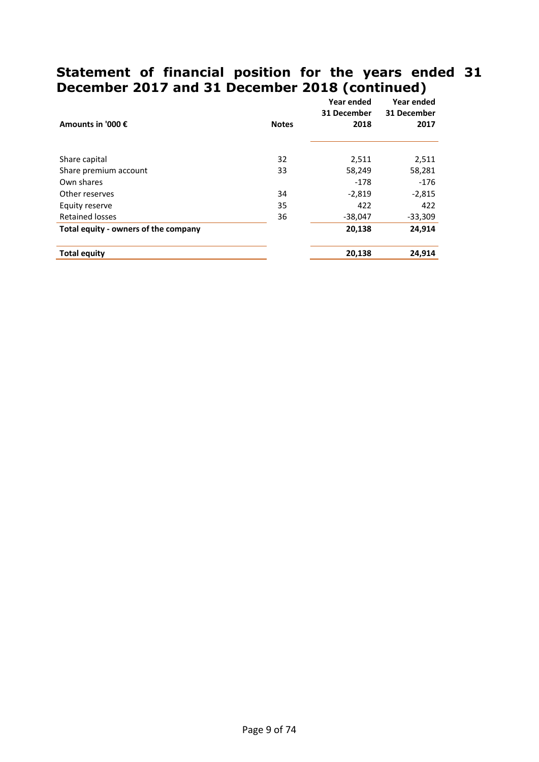# Statement of financial position for the years ended 31 December 2017 and 31 December 2018 (continued)

| Amounts in '000 € | Notes | Year ended 31 December 2018 | Year ended 31 December 2017 |
|---|---|---|---|
| Share capital | 32 | 2,511 | 2,511 |
| Share premium account | 33 | 58,249 | 58,281 |
| Own shares | | -178 | -176 |
| Other reserves | 34 | -2,819 | -2,815 |
| Equity reserve | 35 | 422 | 422 |
| Retained losses | 36 | -38,047 | -33,309 |
| **Total equity - owners of the company** | | **20,138** | **24,914** |
| **Total equity** | | **20,138** | **24,914** |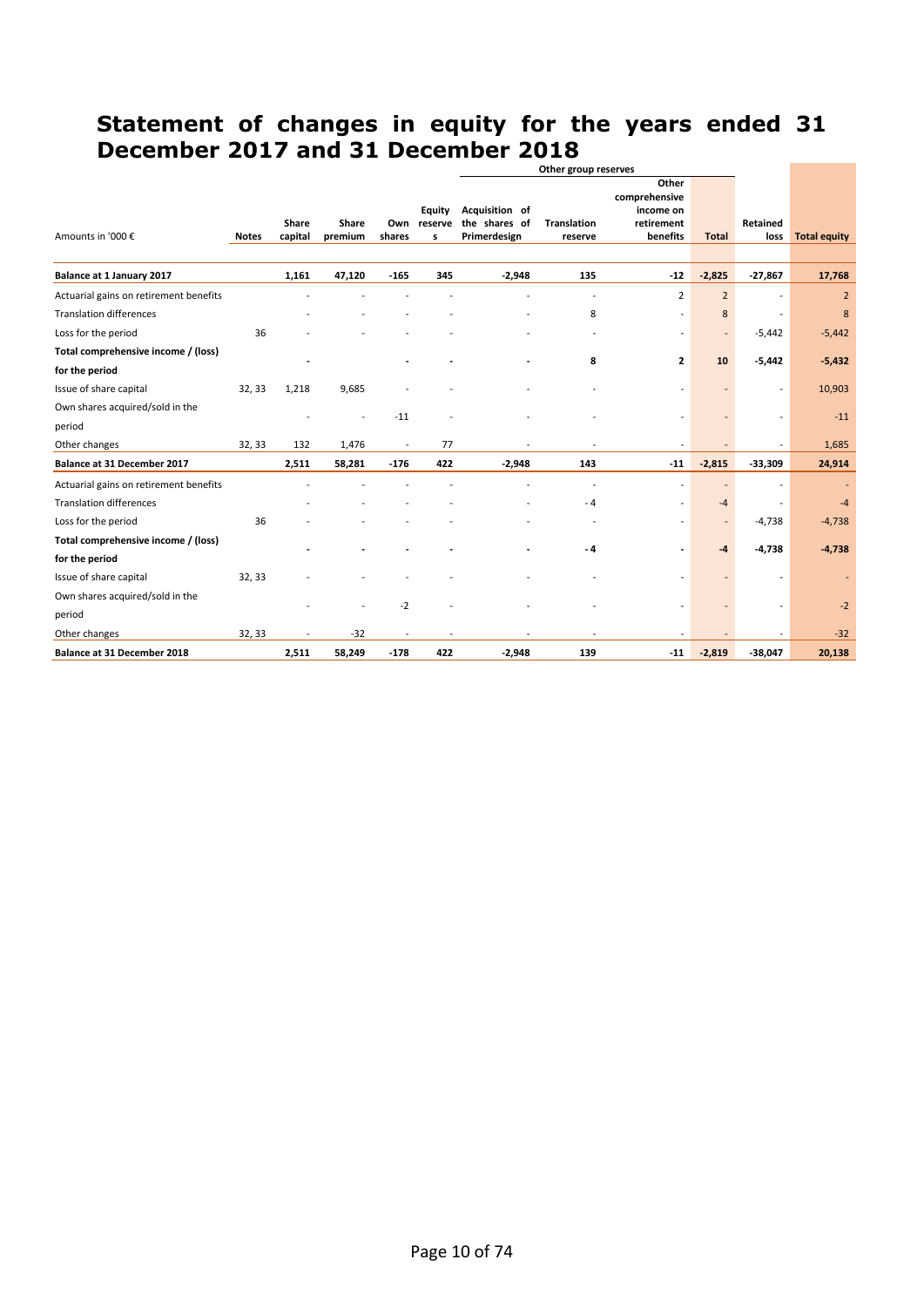# Statement of changes in equity for the years ended 31 December 2017 and 31 December 2018

| Amounts in '000 € | Notes | Share capital | Share premium | Own shares | Equity reserves | Other group reserves: Acquisition of the shares of Primerdesign | Other group reserves: Translation reserve | Other group reserves: Other comprehensive income on retirement benefits | Other group reserves: Total | Retained loss | Total equity |
|---|---|---|---|---|---|---|---|---|---|---|---|
| **Balance at 1 January 2017** | | **1,161** | **47,120** | **-165** | **345** | **-2,948** | **135** | **-12** | **-2,825** | **-27,867** | **17,768** |
| Actuarial gains on retirement benefits | | - | - | - | - | - | - | 2 | 2 | - | 2 |
| Translation differences | | - | - | - | - | - | 8 | - | 8 | - | 8 |
| Loss for the period | 36 | - | - | - | - | - | - | - | - | -5,442 | -5,442 |
| **Total comprehensive income / (loss) for the period** | | **-** | | **-** | **-** | **-** | **8** | **2** | **10** | **-5,442** | **-5,432** |
| Issue of share capital | 32, 33 | 1,218 | 9,685 | - | - | - | - | - | - | - | 10,903 |
| Own shares acquired/sold in the period | | - | - | -11 | - | - | - | - | - | - | -11 |
| Other changes | 32, 33 | 132 | 1,476 | - | 77 | - | - | - | - | - | 1,685 |
| **Balance at 31 December 2017** | | **2,511** | **58,281** | **-176** | **422** | **-2,948** | **143** | **-11** | **-2,815** | **-33,309** | **24,914** |
| Actuarial gains on retirement benefits | | - | - | - | - | - | - | - | - | - | - |
| Translation differences | | - | - | - | - | - | - 4 | - | -4 | - | -4 |
| Loss for the period | 36 | - | - | - | - | - | - | - | - | -4,738 | -4,738 |
| **Total comprehensive income / (loss) for the period** | | **-** | **-** | **-** | **-** | **-** | **- 4** | **-** | **-4** | **-4,738** | **-4,738** |
| Issue of share capital | 32, 33 | - | - | - | - | - | - | - | - | - | - |
| Own shares acquired/sold in the period | | - | - | -2 | - | - | - | - | - | - | -2 |
| Other changes | 32, 33 | - | -32 | - | - | - | - | - | - | - | -32 |
| **Balance at 31 December 2018** | | **2,511** | **58,249** | **-178** | **422** | **-2,948** | **139** | **-11** | **-2,819** | **-38,047** | **20,138** |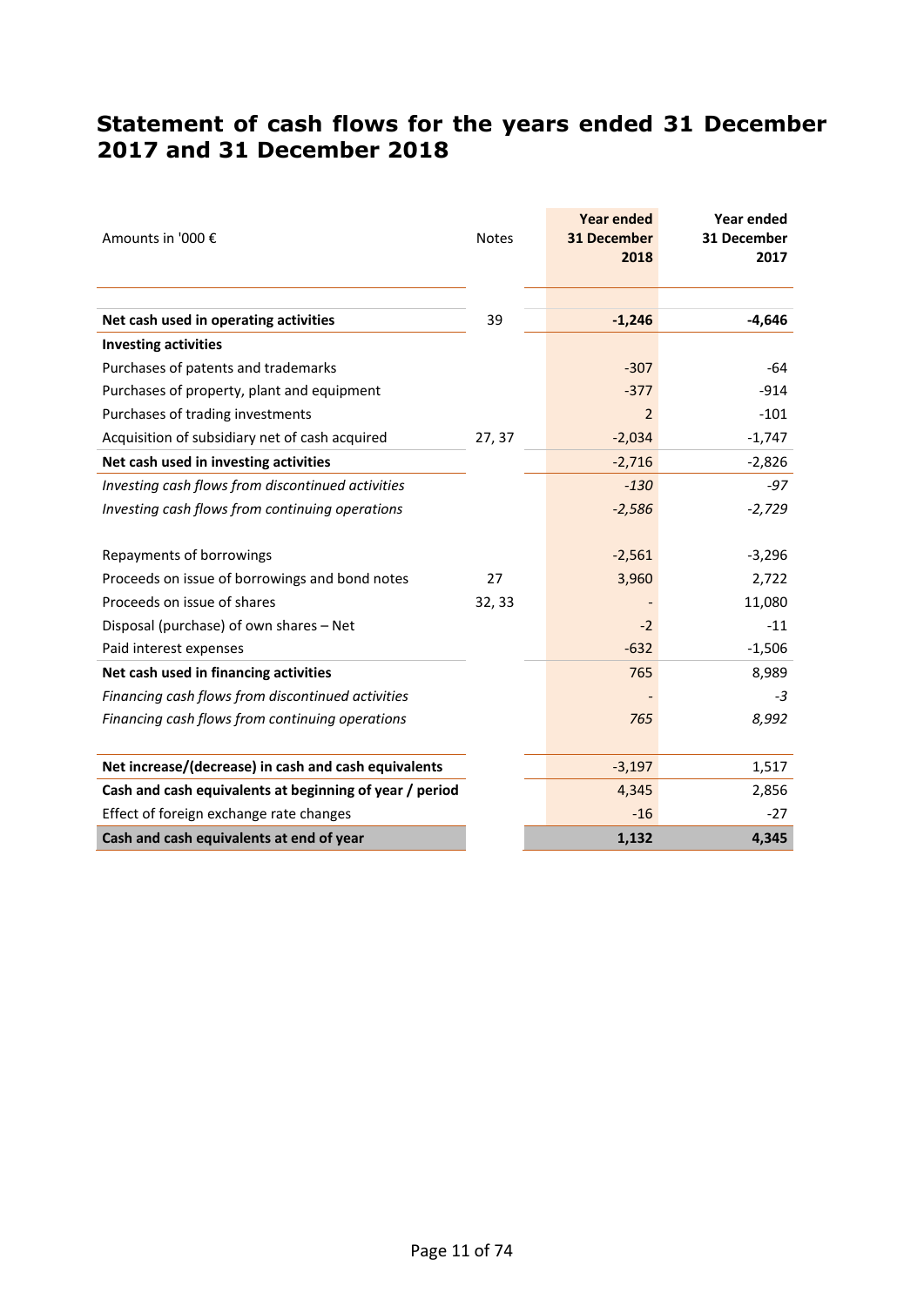# Statement of cash flows for the years ended 31 December 2017 and 31 December 2018

| Amounts in '000 € | Notes | Year ended 31 December 2018 | Year ended 31 December 2017 |
|---|---|---|---|
| **Net cash used in operating activities** | 39 | **-1,246** | **-4,646** |
| **Investing activities** | | | |
| Purchases of patents and trademarks | | -307 | -64 |
| Purchases of property, plant and equipment | | -377 | -914 |
| Purchases of trading investments | | 2 | -101 |
| Acquisition of subsidiary net of cash acquired | 27, 37 | -2,034 | -1,747 |
| **Net cash used in investing activities** | | -2,716 | -2,826 |
| *Investing cash flows from discontinued activities* | | *-130* | *-97* |
| *Investing cash flows from continuing operations* | | *-2,586* | *-2,729* |
| | | | |
| Repayments of borrowings | | -2,561 | -3,296 |
| Proceeds on issue of borrowings and bond notes | 27 | 3,960 | 2,722 |
| Proceeds on issue of shares | 32, 33 | - | 11,080 |
| Disposal (purchase) of own shares – Net | | -2 | -11 |
| Paid interest expenses | | -632 | -1,506 |
| **Net cash used in financing activities** | | 765 | 8,989 |
| *Financing cash flows from discontinued activities* | | *-* | *-3* |
| *Financing cash flows from continuing operations* | | *765* | *8,992* |
| | | | |
| **Net increase/(decrease) in cash and cash equivalents** | | -3,197 | 1,517 |
| **Cash and cash equivalents at beginning of year / period** | | 4,345 | 2,856 |
| Effect of foreign exchange rate changes | | -16 | -27 |
| **Cash and cash equivalents at end of year** | | **1,132** | **4,345** |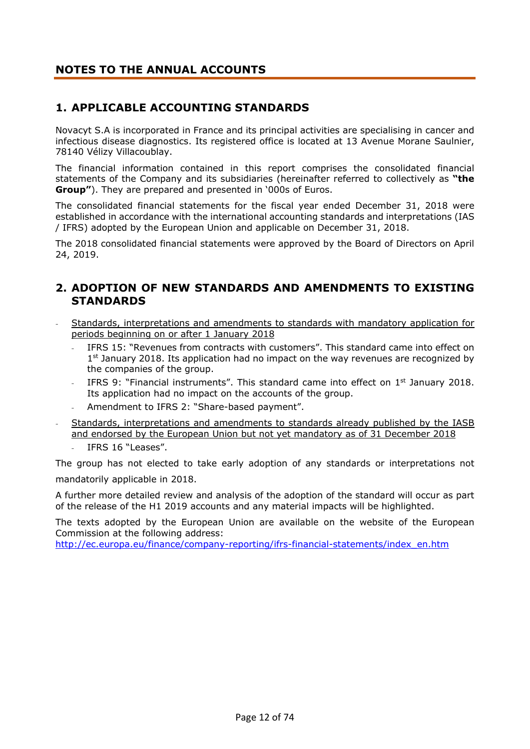# NOTES TO THE ANNUAL ACCOUNTS

## 1. APPLICABLE ACCOUNTING STANDARDS

Novacyt S.A is incorporated in France and its principal activities are specialising in cancer and infectious disease diagnostics. Its registered office is located at 13 Avenue Morane Saulnier, 78140 Vélizy Villacoublay.

The financial information contained in this report comprises the consolidated financial statements of the Company and its subsidiaries (hereinafter referred to collectively as **"the Group"**). They are prepared and presented in '000s of Euros.

The consolidated financial statements for the fiscal year ended December 31, 2018 were established in accordance with the international accounting standards and interpretations (IAS / IFRS) adopted by the European Union and applicable on December 31, 2018.

The 2018 consolidated financial statements were approved by the Board of Directors on April 24, 2019.

## 2. ADOPTION OF NEW STANDARDS AND AMENDMENTS TO EXISTING STANDARDS

- Standards, interpretations and amendments to standards with mandatory application for periods beginning on or after 1 January 2018
  - IFRS 15: "Revenues from contracts with customers". This standard came into effect on 1st January 2018. Its application had no impact on the way revenues are recognized by the companies of the group.
  - IFRS 9: "Financial instruments". This standard came into effect on 1st January 2018. Its application had no impact on the accounts of the group.
  - Amendment to IFRS 2: "Share-based payment".
- Standards, interpretations and amendments to standards already published by the IASB and endorsed by the European Union but not yet mandatory as of 31 December 2018
  - IFRS 16 "Leases".

The group has not elected to take early adoption of any standards or interpretations not mandatorily applicable in 2018.

A further more detailed review and analysis of the adoption of the standard will occur as part of the release of the H1 2019 accounts and any material impacts will be highlighted.

The texts adopted by the European Union are available on the website of the European Commission at the following address:
http://ec.europa.eu/finance/company-reporting/ifrs-financial-statements/index_en.htm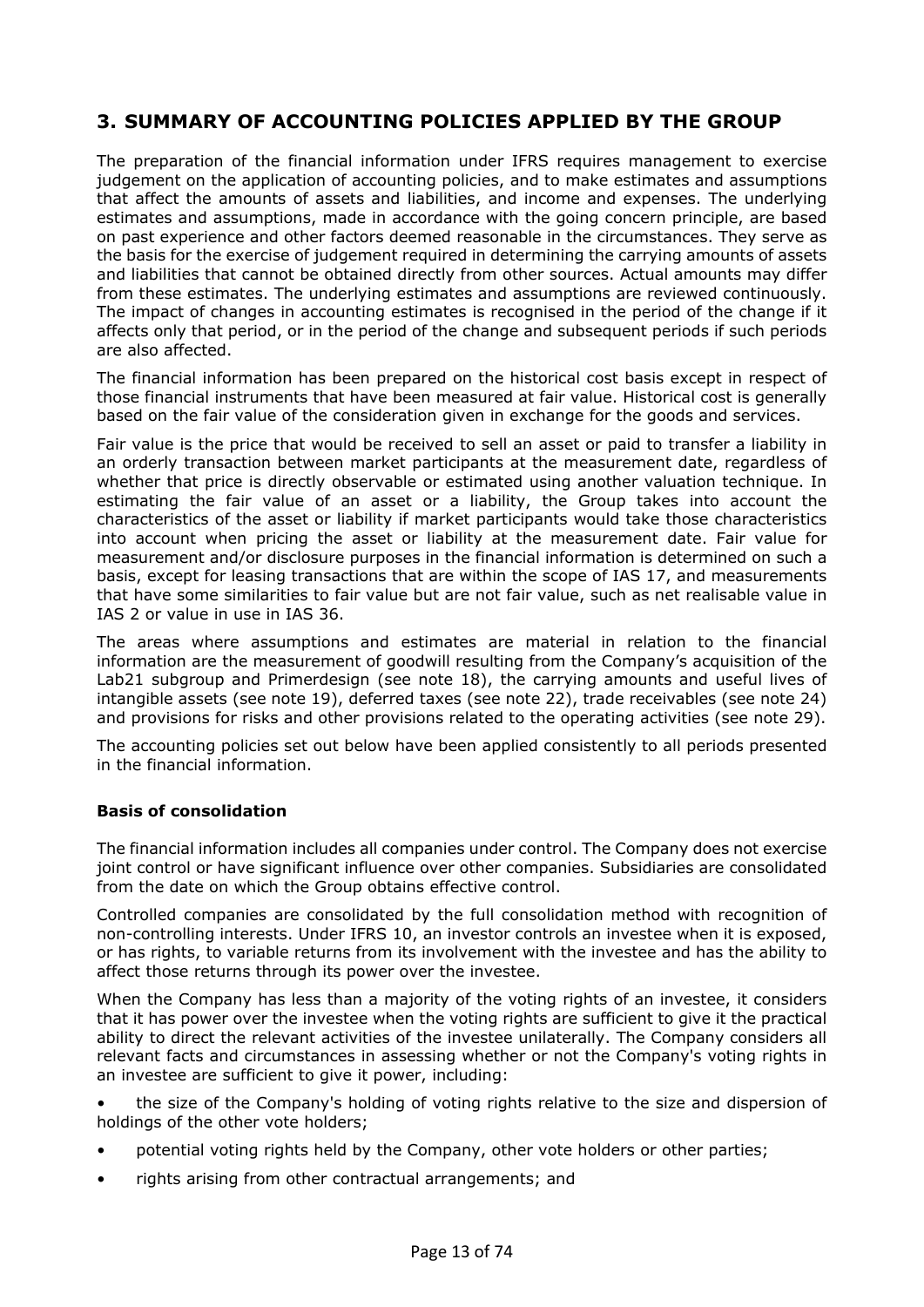## 3. SUMMARY OF ACCOUNTING POLICIES APPLIED BY THE GROUP

The preparation of the financial information under IFRS requires management to exercise judgement on the application of accounting policies, and to make estimates and assumptions that affect the amounts of assets and liabilities, and income and expenses. The underlying estimates and assumptions, made in accordance with the going concern principle, are based on past experience and other factors deemed reasonable in the circumstances. They serve as the basis for the exercise of judgement required in determining the carrying amounts of assets and liabilities that cannot be obtained directly from other sources. Actual amounts may differ from these estimates. The underlying estimates and assumptions are reviewed continuously. The impact of changes in accounting estimates is recognised in the period of the change if it affects only that period, or in the period of the change and subsequent periods if such periods are also affected.

The financial information has been prepared on the historical cost basis except in respect of those financial instruments that have been measured at fair value. Historical cost is generally based on the fair value of the consideration given in exchange for the goods and services.

Fair value is the price that would be received to sell an asset or paid to transfer a liability in an orderly transaction between market participants at the measurement date, regardless of whether that price is directly observable or estimated using another valuation technique. In estimating the fair value of an asset or a liability, the Group takes into account the characteristics of the asset or liability if market participants would take those characteristics into account when pricing the asset or liability at the measurement date. Fair value for measurement and/or disclosure purposes in the financial information is determined on such a basis, except for leasing transactions that are within the scope of IAS 17, and measurements that have some similarities to fair value but are not fair value, such as net realisable value in IAS 2 or value in use in IAS 36.

The areas where assumptions and estimates are material in relation to the financial information are the measurement of goodwill resulting from the Company's acquisition of the Lab21 subgroup and Primerdesign (see note 18), the carrying amounts and useful lives of intangible assets (see note 19), deferred taxes (see note 22), trade receivables (see note 24) and provisions for risks and other provisions related to the operating activities (see note 29).

The accounting policies set out below have been applied consistently to all periods presented in the financial information.

**Basis of consolidation**

The financial information includes all companies under control. The Company does not exercise joint control or have significant influence over other companies. Subsidiaries are consolidated from the date on which the Group obtains effective control.

Controlled companies are consolidated by the full consolidation method with recognition of non-controlling interests. Under IFRS 10, an investor controls an investee when it is exposed, or has rights, to variable returns from its involvement with the investee and has the ability to affect those returns through its power over the investee.

When the Company has less than a majority of the voting rights of an investee, it considers that it has power over the investee when the voting rights are sufficient to give it the practical ability to direct the relevant activities of the investee unilaterally. The Company considers all relevant facts and circumstances in assessing whether or not the Company's voting rights in an investee are sufficient to give it power, including:

- the size of the Company's holding of voting rights relative to the size and dispersion of holdings of the other vote holders;
- potential voting rights held by the Company, other vote holders or other parties;
- rights arising from other contractual arrangements; and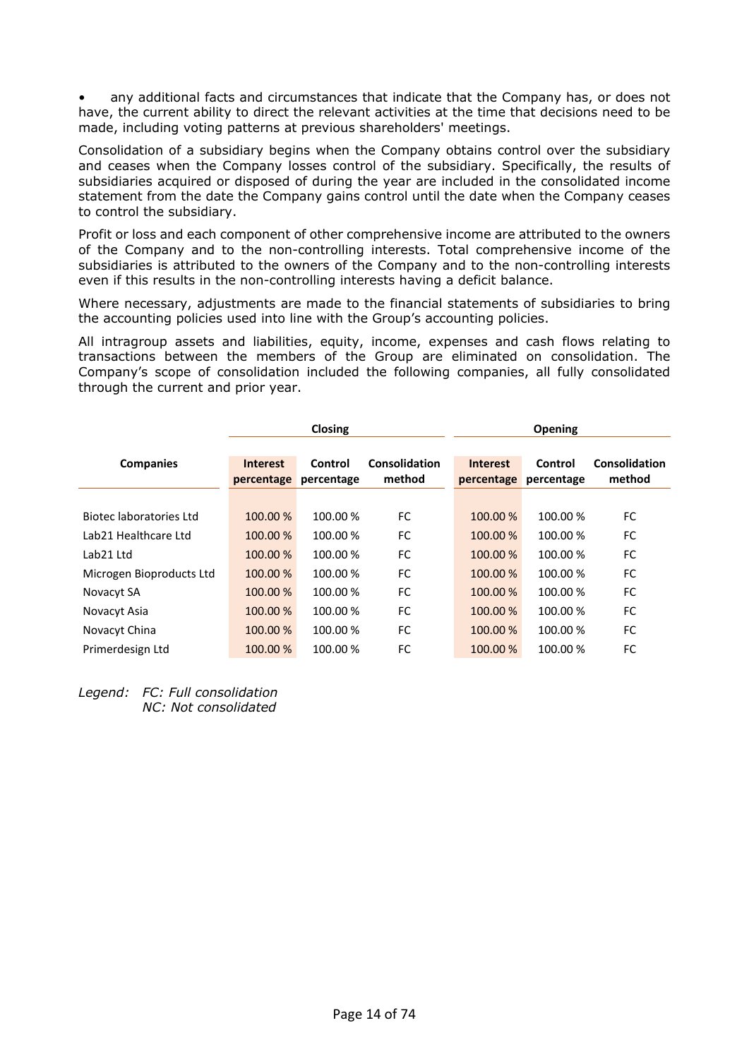• any additional facts and circumstances that indicate that the Company has, or does not have, the current ability to direct the relevant activities at the time that decisions need to be made, including voting patterns at previous shareholders' meetings.

Consolidation of a subsidiary begins when the Company obtains control over the subsidiary and ceases when the Company losses control of the subsidiary. Specifically, the results of subsidiaries acquired or disposed of during the year are included in the consolidated income statement from the date the Company gains control until the date when the Company ceases to control the subsidiary.

Profit or loss and each component of other comprehensive income are attributed to the owners of the Company and to the non-controlling interests. Total comprehensive income of the subsidiaries is attributed to the owners of the Company and to the non-controlling interests even if this results in the non-controlling interests having a deficit balance.

Where necessary, adjustments are made to the financial statements of subsidiaries to bring the accounting policies used into line with the Group's accounting policies.

All intragroup assets and liabilities, equity, income, expenses and cash flows relating to transactions between the members of the Group are eliminated on consolidation. The Company's scope of consolidation included the following companies, all fully consolidated through the current and prior year.

| | Closing | | | Opening | | |
|---|---|---|---|---|---|---|
| **Companies** | **Interest percentage** | **Control percentage** | **Consolidation method** | **Interest percentage** | **Control percentage** | **Consolidation method** |
| Biotec laboratories Ltd | 100.00 % | 100.00 % | FC | 100.00 % | 100.00 % | FC |
| Lab21 Healthcare Ltd | 100.00 % | 100.00 % | FC | 100.00 % | 100.00 % | FC |
| Lab21 Ltd | 100.00 % | 100.00 % | FC | 100.00 % | 100.00 % | FC |
| Microgen Bioproducts Ltd | 100.00 % | 100.00 % | FC | 100.00 % | 100.00 % | FC |
| Novacyt SA | 100.00 % | 100.00 % | FC | 100.00 % | 100.00 % | FC |
| Novacyt Asia | 100.00 % | 100.00 % | FC | 100.00 % | 100.00 % | FC |
| Novacyt China | 100.00 % | 100.00 % | FC | 100.00 % | 100.00 % | FC |
| Primerdesign Ltd | 100.00 % | 100.00 % | FC | 100.00 % | 100.00 % | FC |

*Legend: FC: Full consolidation*
*NC: Not consolidated*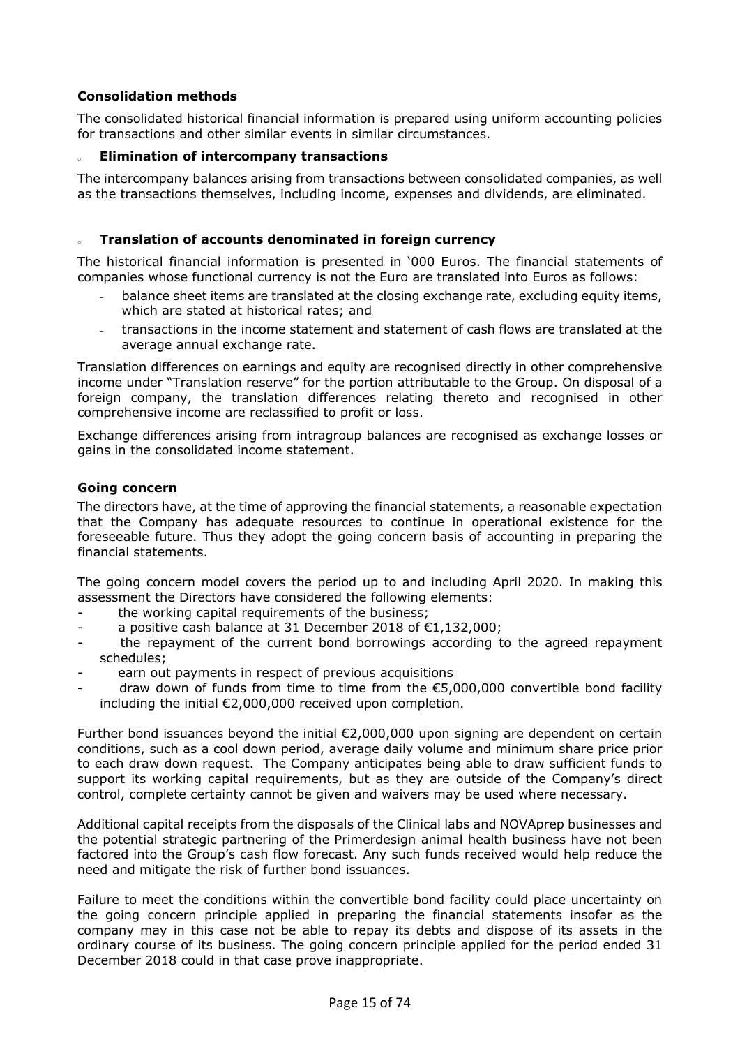### Consolidation methods

The consolidated historical financial information is prepared using uniform accounting policies for transactions and other similar events in similar circumstances.

- **Elimination of intercompany transactions**

The intercompany balances arising from transactions between consolidated companies, as well as the transactions themselves, including income, expenses and dividends, are eliminated.

- **Translation of accounts denominated in foreign currency**

The historical financial information is presented in '000 Euros. The financial statements of companies whose functional currency is not the Euro are translated into Euros as follows:

- balance sheet items are translated at the closing exchange rate, excluding equity items, which are stated at historical rates; and
- transactions in the income statement and statement of cash flows are translated at the average annual exchange rate.

Translation differences on earnings and equity are recognised directly in other comprehensive income under "Translation reserve" for the portion attributable to the Group. On disposal of a foreign company, the translation differences relating thereto and recognised in other comprehensive income are reclassified to profit or loss.

Exchange differences arising from intragroup balances are recognised as exchange losses or gains in the consolidated income statement.

### Going concern

The directors have, at the time of approving the financial statements, a reasonable expectation that the Company has adequate resources to continue in operational existence for the foreseeable future. Thus they adopt the going concern basis of accounting in preparing the financial statements.

The going concern model covers the period up to and including April 2020. In making this assessment the Directors have considered the following elements:

- the working capital requirements of the business;
- a positive cash balance at 31 December 2018 of €1,132,000;
- the repayment of the current bond borrowings according to the agreed repayment schedules;
- earn out payments in respect of previous acquisitions
- draw down of funds from time to time from the €5,000,000 convertible bond facility including the initial €2,000,000 received upon completion.

Further bond issuances beyond the initial €2,000,000 upon signing are dependent on certain conditions, such as a cool down period, average daily volume and minimum share price prior to each draw down request. The Company anticipates being able to draw sufficient funds to support its working capital requirements, but as they are outside of the Company's direct control, complete certainty cannot be given and waivers may be used where necessary.

Additional capital receipts from the disposals of the Clinical labs and NOVAprep businesses and the potential strategic partnering of the Primerdesign animal health business have not been factored into the Group's cash flow forecast. Any such funds received would help reduce the need and mitigate the risk of further bond issuances.

Failure to meet the conditions within the convertible bond facility could place uncertainty on the going concern principle applied in preparing the financial statements insofar as the company may in this case not be able to repay its debts and dispose of its assets in the ordinary course of its business. The going concern principle applied for the period ended 31 December 2018 could in that case prove inappropriate.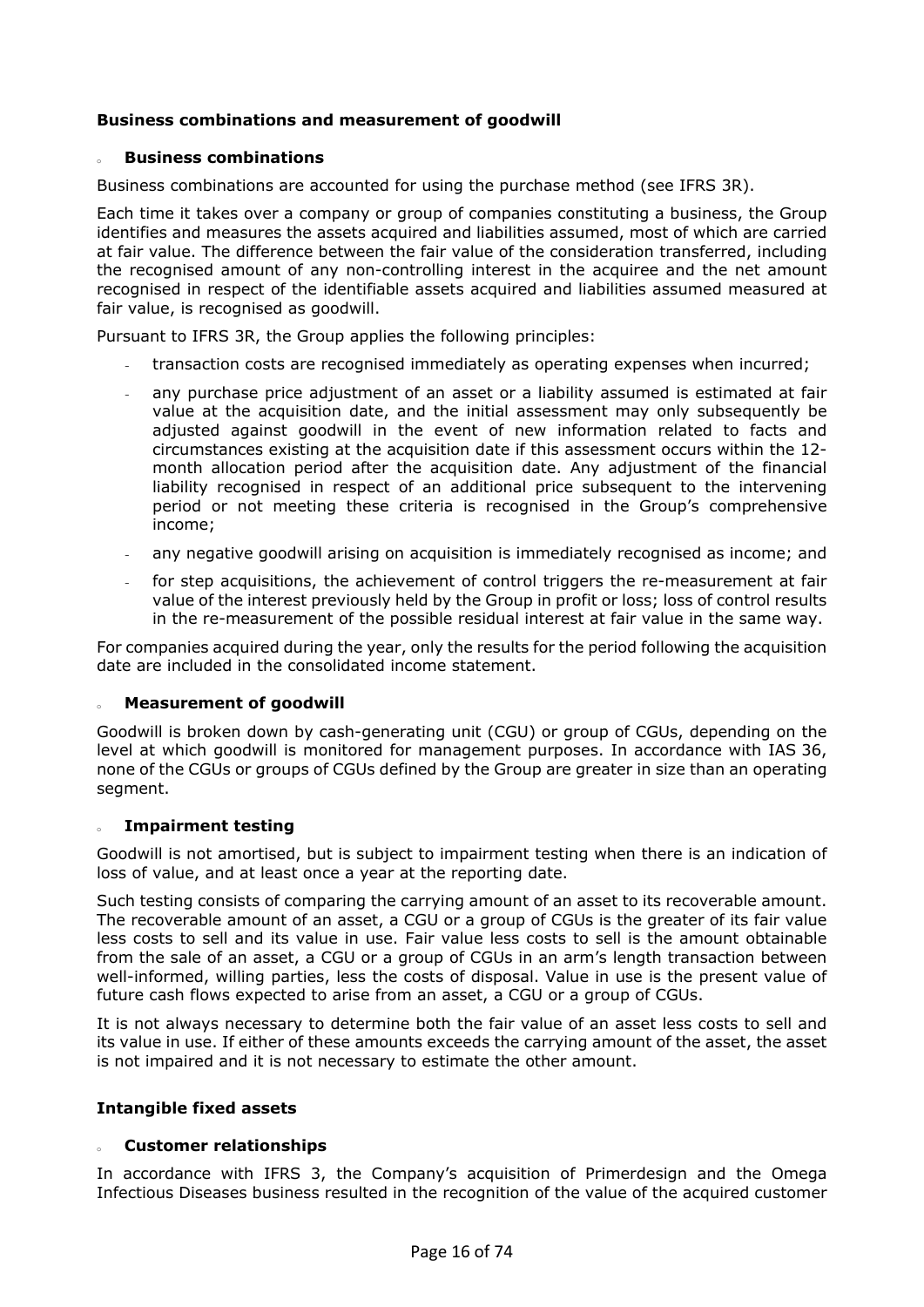### Business combinations and measurement of goodwill

#### Business combinations

Business combinations are accounted for using the purchase method (see IFRS 3R).

Each time it takes over a company or group of companies constituting a business, the Group identifies and measures the assets acquired and liabilities assumed, most of which are carried at fair value. The difference between the fair value of the consideration transferred, including the recognised amount of any non-controlling interest in the acquiree and the net amount recognised in respect of the identifiable assets acquired and liabilities assumed measured at fair value, is recognised as goodwill.

Pursuant to IFRS 3R, the Group applies the following principles:

- transaction costs are recognised immediately as operating expenses when incurred;
- any purchase price adjustment of an asset or a liability assumed is estimated at fair value at the acquisition date, and the initial assessment may only subsequently be adjusted against goodwill in the event of new information related to facts and circumstances existing at the acquisition date if this assessment occurs within the 12-month allocation period after the acquisition date. Any adjustment of the financial liability recognised in respect of an additional price subsequent to the intervening period or not meeting these criteria is recognised in the Group's comprehensive income;
- any negative goodwill arising on acquisition is immediately recognised as income; and
- for step acquisitions, the achievement of control triggers the re-measurement at fair value of the interest previously held by the Group in profit or loss; loss of control results in the re-measurement of the possible residual interest at fair value in the same way.

For companies acquired during the year, only the results for the period following the acquisition date are included in the consolidated income statement.

#### Measurement of goodwill

Goodwill is broken down by cash-generating unit (CGU) or group of CGUs, depending on the level at which goodwill is monitored for management purposes. In accordance with IAS 36, none of the CGUs or groups of CGUs defined by the Group are greater in size than an operating segment.

#### Impairment testing

Goodwill is not amortised, but is subject to impairment testing when there is an indication of loss of value, and at least once a year at the reporting date.

Such testing consists of comparing the carrying amount of an asset to its recoverable amount. The recoverable amount of an asset, a CGU or a group of CGUs is the greater of its fair value less costs to sell and its value in use. Fair value less costs to sell is the amount obtainable from the sale of an asset, a CGU or a group of CGUs in an arm's length transaction between well-informed, willing parties, less the costs of disposal. Value in use is the present value of future cash flows expected to arise from an asset, a CGU or a group of CGUs.

It is not always necessary to determine both the fair value of an asset less costs to sell and its value in use. If either of these amounts exceeds the carrying amount of the asset, the asset is not impaired and it is not necessary to estimate the other amount.

### Intangible fixed assets

#### Customer relationships

In accordance with IFRS 3, the Company's acquisition of Primerdesign and the Omega Infectious Diseases business resulted in the recognition of the value of the acquired customer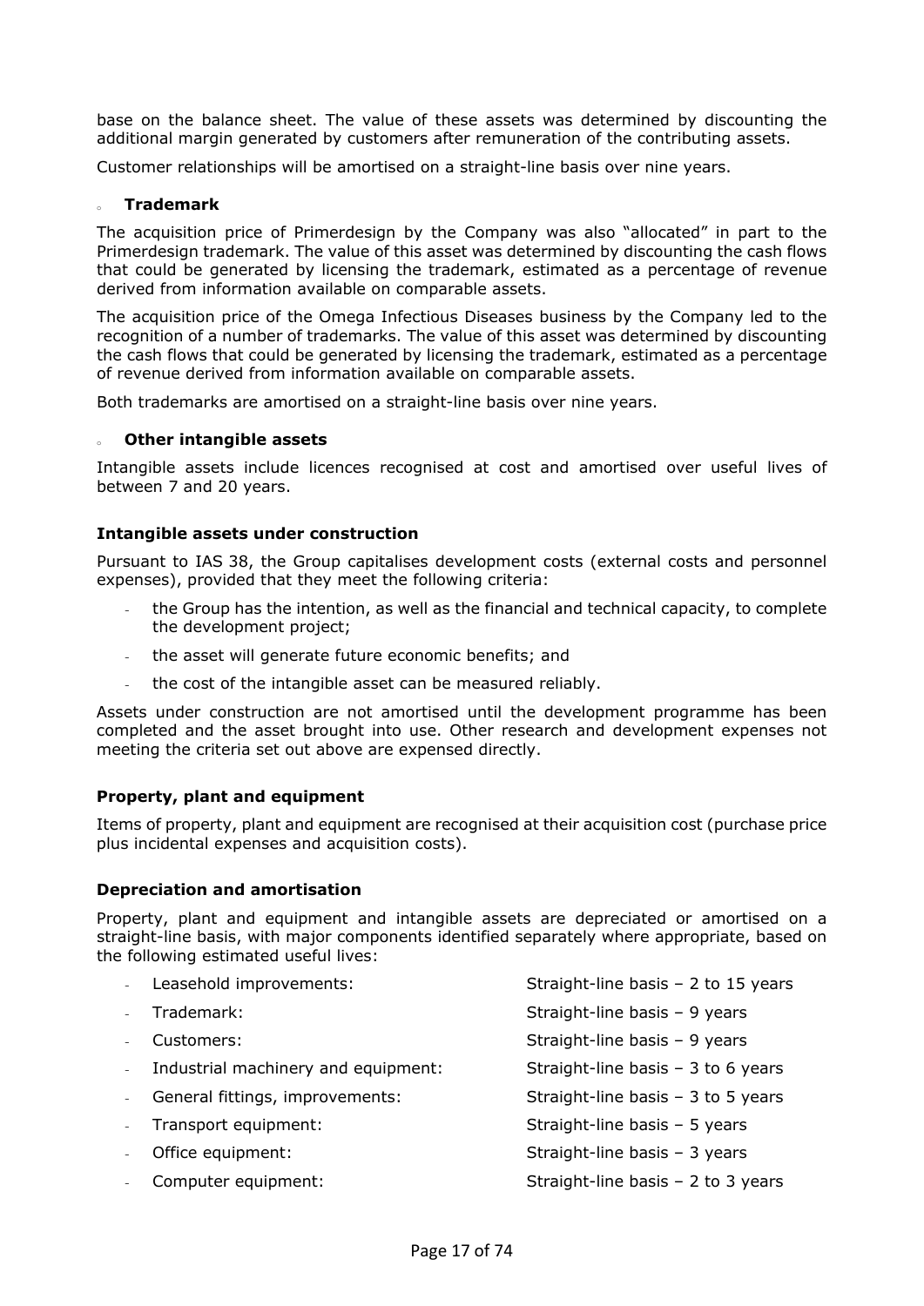base on the balance sheet. The value of these assets was determined by discounting the additional margin generated by customers after remuneration of the contributing assets.

Customer relationships will be amortised on a straight-line basis over nine years.

- **Trademark**

The acquisition price of Primerdesign by the Company was also "allocated" in part to the Primerdesign trademark. The value of this asset was determined by discounting the cash flows that could be generated by licensing the trademark, estimated as a percentage of revenue derived from information available on comparable assets.

The acquisition price of the Omega Infectious Diseases business by the Company led to the recognition of a number of trademarks. The value of this asset was determined by discounting the cash flows that could be generated by licensing the trademark, estimated as a percentage of revenue derived from information available on comparable assets.

Both trademarks are amortised on a straight-line basis over nine years.

- **Other intangible assets**

Intangible assets include licences recognised at cost and amortised over useful lives of between 7 and 20 years.

**Intangible assets under construction**

Pursuant to IAS 38, the Group capitalises development costs (external costs and personnel expenses), provided that they meet the following criteria:

- the Group has the intention, as well as the financial and technical capacity, to complete the development project;
- the asset will generate future economic benefits; and
- the cost of the intangible asset can be measured reliably.

Assets under construction are not amortised until the development programme has been completed and the asset brought into use. Other research and development expenses not meeting the criteria set out above are expensed directly.

**Property, plant and equipment**

Items of property, plant and equipment are recognised at their acquisition cost (purchase price plus incidental expenses and acquisition costs).

**Depreciation and amortisation**

Property, plant and equipment and intangible assets are depreciated or amortised on a straight-line basis, with major components identified separately where appropriate, based on the following estimated useful lives:

- Leasehold improvements: Straight-line basis – 2 to 15 years
- Trademark: Straight-line basis – 9 years
- Customers: Straight-line basis – 9 years
- Industrial machinery and equipment: Straight-line basis – 3 to 6 years
- General fittings, improvements: Straight-line basis – 3 to 5 years
- Transport equipment: Straight-line basis – 5 years
- Office equipment: Straight-line basis – 3 years
- Computer equipment: Straight-line basis – 2 to 3 years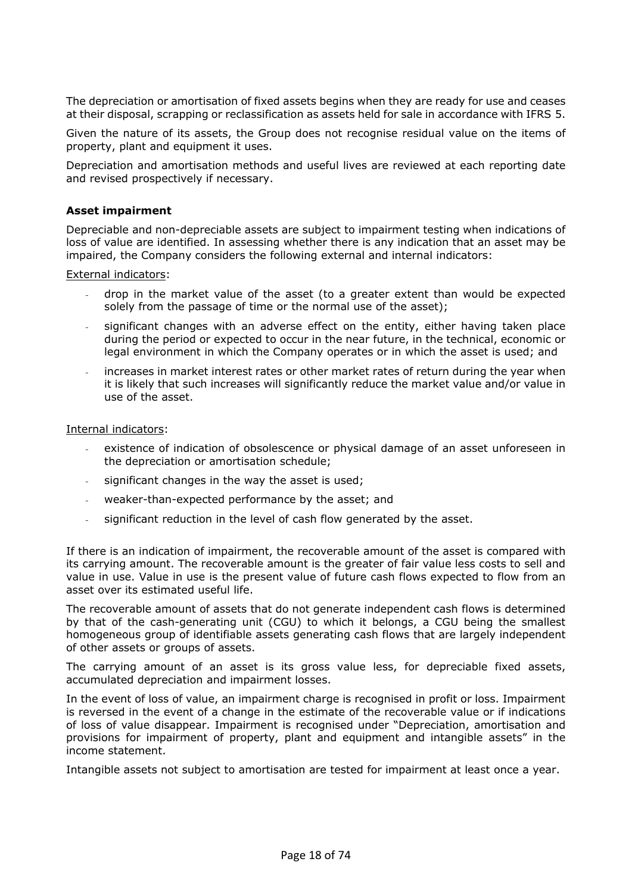The depreciation or amortisation of fixed assets begins when they are ready for use and ceases at their disposal, scrapping or reclassification as assets held for sale in accordance with IFRS 5.

Given the nature of its assets, the Group does not recognise residual value on the items of property, plant and equipment it uses.

Depreciation and amortisation methods and useful lives are reviewed at each reporting date and revised prospectively if necessary.

**Asset impairment**

Depreciable and non-depreciable assets are subject to impairment testing when indications of loss of value are identified. In assessing whether there is any indication that an asset may be impaired, the Company considers the following external and internal indicators:

External indicators:

- drop in the market value of the asset (to a greater extent than would be expected solely from the passage of time or the normal use of the asset);
- significant changes with an adverse effect on the entity, either having taken place during the period or expected to occur in the near future, in the technical, economic or legal environment in which the Company operates or in which the asset is used; and
- increases in market interest rates or other market rates of return during the year when it is likely that such increases will significantly reduce the market value and/or value in use of the asset.

Internal indicators:

- existence of indication of obsolescence or physical damage of an asset unforeseen in the depreciation or amortisation schedule;
- significant changes in the way the asset is used;
- weaker-than-expected performance by the asset; and
- significant reduction in the level of cash flow generated by the asset.

If there is an indication of impairment, the recoverable amount of the asset is compared with its carrying amount. The recoverable amount is the greater of fair value less costs to sell and value in use. Value in use is the present value of future cash flows expected to flow from an asset over its estimated useful life.

The recoverable amount of assets that do not generate independent cash flows is determined by that of the cash-generating unit (CGU) to which it belongs, a CGU being the smallest homogeneous group of identifiable assets generating cash flows that are largely independent of other assets or groups of assets.

The carrying amount of an asset is its gross value less, for depreciable fixed assets, accumulated depreciation and impairment losses.

In the event of loss of value, an impairment charge is recognised in profit or loss. Impairment is reversed in the event of a change in the estimate of the recoverable value or if indications of loss of value disappear. Impairment is recognised under "Depreciation, amortisation and provisions for impairment of property, plant and equipment and intangible assets" in the income statement.

Intangible assets not subject to amortisation are tested for impairment at least once a year.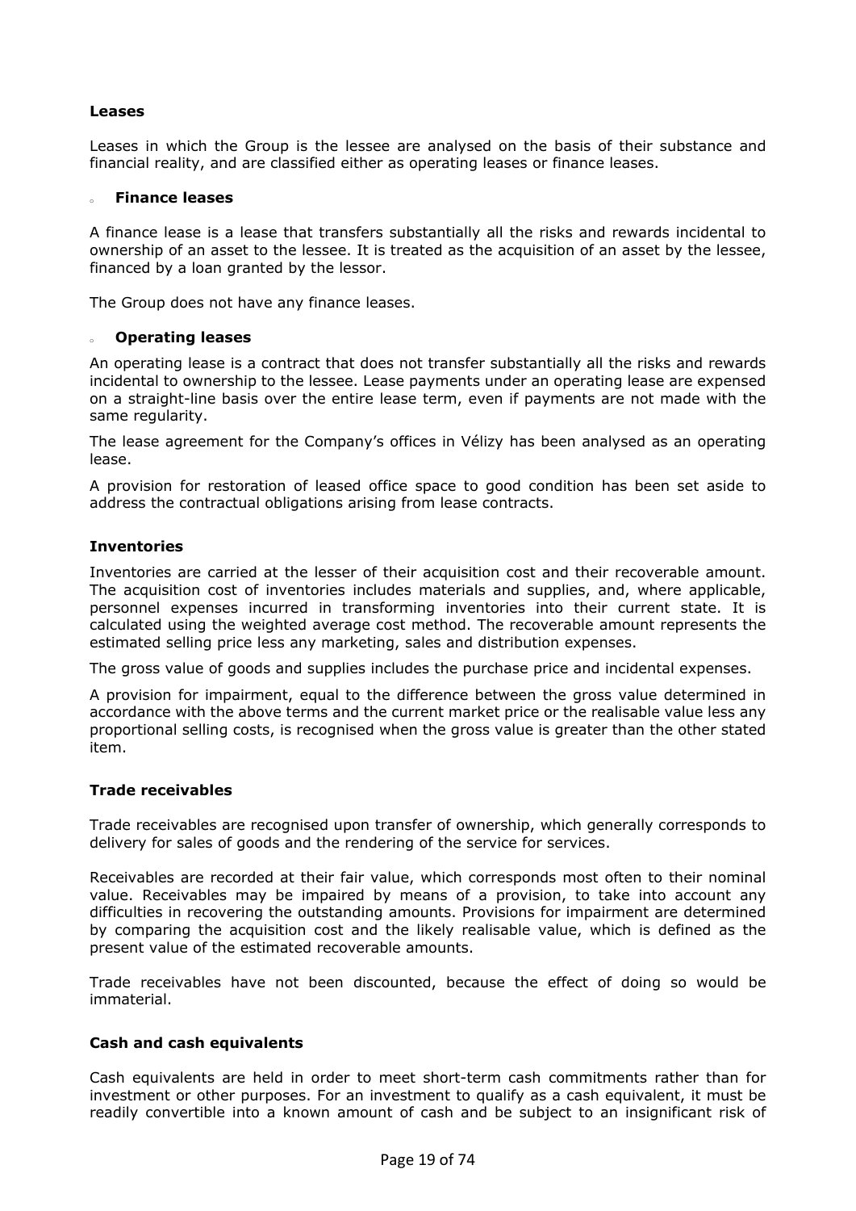### Leases

Leases in which the Group is the lessee are analysed on the basis of their substance and financial reality, and are classified either as operating leases or finance leases.

#### Finance leases

A finance lease is a lease that transfers substantially all the risks and rewards incidental to ownership of an asset to the lessee. It is treated as the acquisition of an asset by the lessee, financed by a loan granted by the lessor.

The Group does not have any finance leases.

#### Operating leases

An operating lease is a contract that does not transfer substantially all the risks and rewards incidental to ownership to the lessee. Lease payments under an operating lease are expensed on a straight-line basis over the entire lease term, even if payments are not made with the same regularity.

The lease agreement for the Company's offices in Vélizy has been analysed as an operating lease.

A provision for restoration of leased office space to good condition has been set aside to address the contractual obligations arising from lease contracts.

### Inventories

Inventories are carried at the lesser of their acquisition cost and their recoverable amount. The acquisition cost of inventories includes materials and supplies, and, where applicable, personnel expenses incurred in transforming inventories into their current state. It is calculated using the weighted average cost method. The recoverable amount represents the estimated selling price less any marketing, sales and distribution expenses.

The gross value of goods and supplies includes the purchase price and incidental expenses.

A provision for impairment, equal to the difference between the gross value determined in accordance with the above terms and the current market price or the realisable value less any proportional selling costs, is recognised when the gross value is greater than the other stated item.

### Trade receivables

Trade receivables are recognised upon transfer of ownership, which generally corresponds to delivery for sales of goods and the rendering of the service for services.

Receivables are recorded at their fair value, which corresponds most often to their nominal value. Receivables may be impaired by means of a provision, to take into account any difficulties in recovering the outstanding amounts. Provisions for impairment are determined by comparing the acquisition cost and the likely realisable value, which is defined as the present value of the estimated recoverable amounts.

Trade receivables have not been discounted, because the effect of doing so would be immaterial.

### Cash and cash equivalents

Cash equivalents are held in order to meet short-term cash commitments rather than for investment or other purposes. For an investment to qualify as a cash equivalent, it must be readily convertible into a known amount of cash and be subject to an insignificant risk of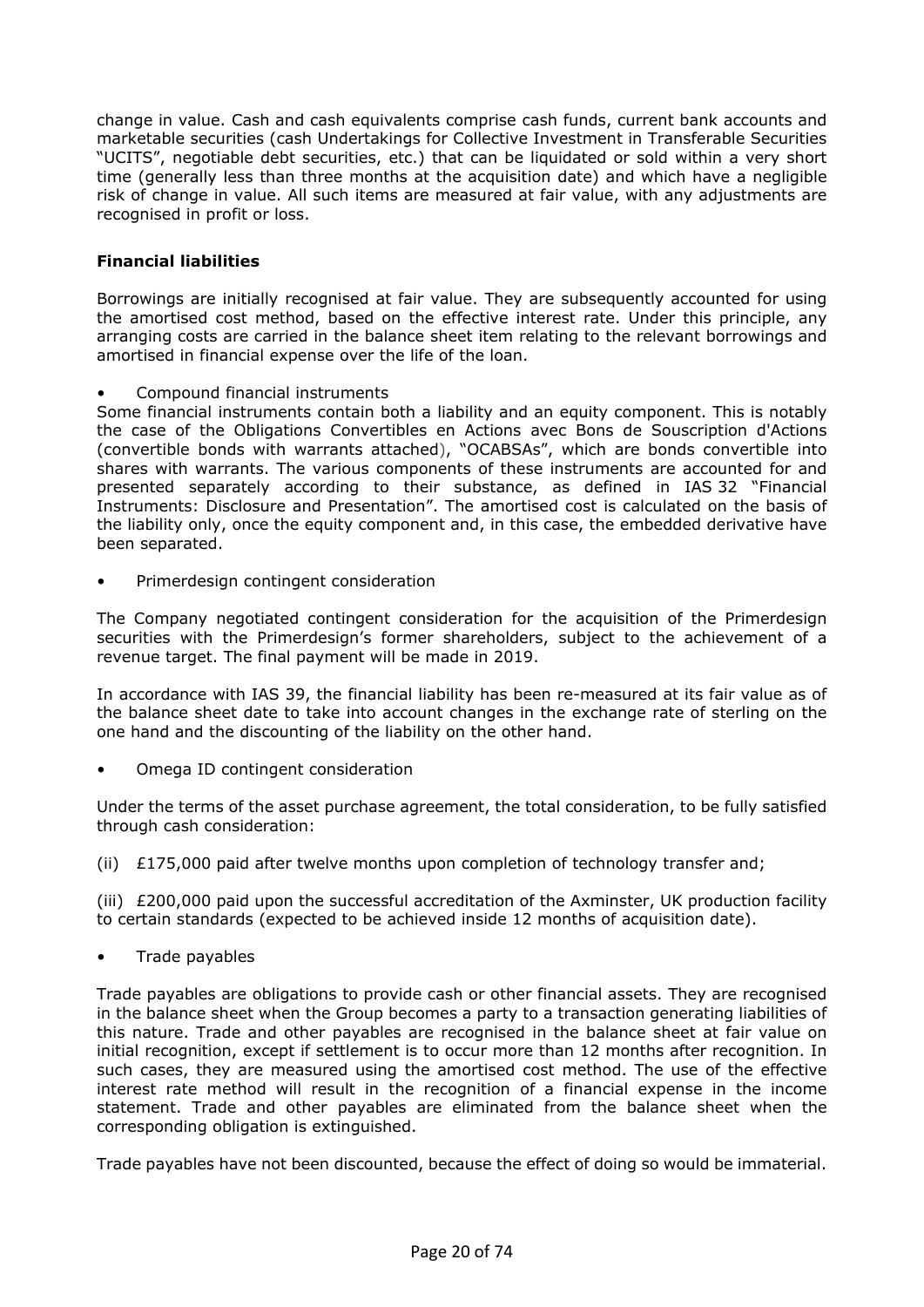change in value. Cash and cash equivalents comprise cash funds, current bank accounts and marketable securities (cash Undertakings for Collective Investment in Transferable Securities "UCITS", negotiable debt securities, etc.) that can be liquidated or sold within a very short time (generally less than three months at the acquisition date) and which have a negligible risk of change in value. All such items are measured at fair value, with any adjustments are recognised in profit or loss.

**Financial liabilities**

Borrowings are initially recognised at fair value. They are subsequently accounted for using the amortised cost method, based on the effective interest rate. Under this principle, any arranging costs are carried in the balance sheet item relating to the relevant borrowings and amortised in financial expense over the life of the loan.

- Compound financial instruments

Some financial instruments contain both a liability and an equity component. This is notably the case of the Obligations Convertibles en Actions avec Bons de Souscription d'Actions (convertible bonds with warrants attached), "OCABSAs", which are bonds convertible into shares with warrants. The various components of these instruments are accounted for and presented separately according to their substance, as defined in IAS 32 "Financial Instruments: Disclosure and Presentation". The amortised cost is calculated on the basis of the liability only, once the equity component and, in this case, the embedded derivative have been separated.

- Primerdesign contingent consideration

The Company negotiated contingent consideration for the acquisition of the Primerdesign securities with the Primerdesign's former shareholders, subject to the achievement of a revenue target. The final payment will be made in 2019.

In accordance with IAS 39, the financial liability has been re-measured at its fair value as of the balance sheet date to take into account changes in the exchange rate of sterling on the one hand and the discounting of the liability on the other hand.

- Omega ID contingent consideration

Under the terms of the asset purchase agreement, the total consideration, to be fully satisfied through cash consideration:

(ii) £175,000 paid after twelve months upon completion of technology transfer and;

(iii) £200,000 paid upon the successful accreditation of the Axminster, UK production facility to certain standards (expected to be achieved inside 12 months of acquisition date).

- Trade payables

Trade payables are obligations to provide cash or other financial assets. They are recognised in the balance sheet when the Group becomes a party to a transaction generating liabilities of this nature. Trade and other payables are recognised in the balance sheet at fair value on initial recognition, except if settlement is to occur more than 12 months after recognition. In such cases, they are measured using the amortised cost method. The use of the effective interest rate method will result in the recognition of a financial expense in the income statement. Trade and other payables are eliminated from the balance sheet when the corresponding obligation is extinguished.

Trade payables have not been discounted, because the effect of doing so would be immaterial.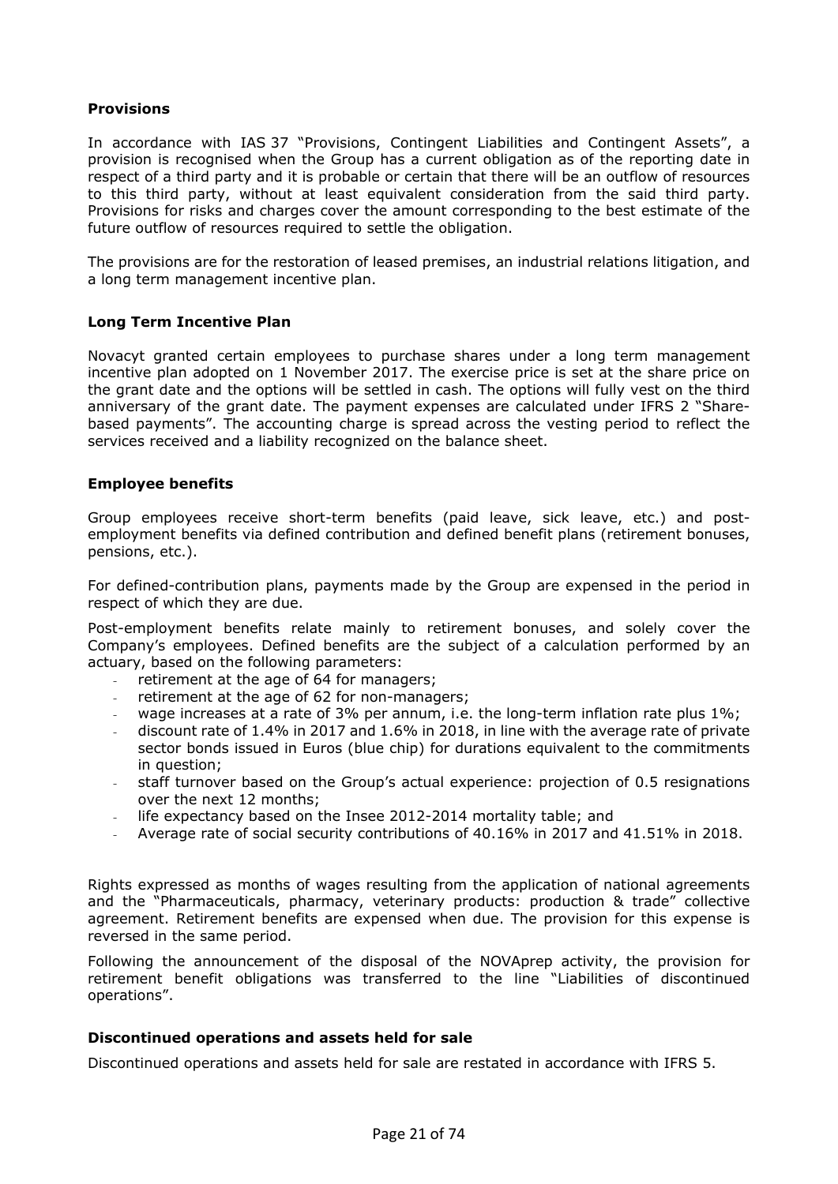### Provisions

In accordance with IAS 37 "Provisions, Contingent Liabilities and Contingent Assets", a provision is recognised when the Group has a current obligation as of the reporting date in respect of a third party and it is probable or certain that there will be an outflow of resources to this third party, without at least equivalent consideration from the said third party. Provisions for risks and charges cover the amount corresponding to the best estimate of the future outflow of resources required to settle the obligation.

The provisions are for the restoration of leased premises, an industrial relations litigation, and a long term management incentive plan.

### Long Term Incentive Plan

Novacyt granted certain employees to purchase shares under a long term management incentive plan adopted on 1 November 2017. The exercise price is set at the share price on the grant date and the options will be settled in cash. The options will fully vest on the third anniversary of the grant date. The payment expenses are calculated under IFRS 2 "Share-based payments". The accounting charge is spread across the vesting period to reflect the services received and a liability recognized on the balance sheet.

### Employee benefits

Group employees receive short-term benefits (paid leave, sick leave, etc.) and post-employment benefits via defined contribution and defined benefit plans (retirement bonuses, pensions, etc.).

For defined-contribution plans, payments made by the Group are expensed in the period in respect of which they are due.

Post-employment benefits relate mainly to retirement bonuses, and solely cover the Company's employees. Defined benefits are the subject of a calculation performed by an actuary, based on the following parameters:

- retirement at the age of 64 for managers;
- retirement at the age of 62 for non-managers;
- wage increases at a rate of 3% per annum, i.e. the long-term inflation rate plus 1%;
- discount rate of 1.4% in 2017 and 1.6% in 2018, in line with the average rate of private sector bonds issued in Euros (blue chip) for durations equivalent to the commitments in question;
- staff turnover based on the Group's actual experience: projection of 0.5 resignations over the next 12 months;
- life expectancy based on the Insee 2012-2014 mortality table; and
- Average rate of social security contributions of 40.16% in 2017 and 41.51% in 2018.

Rights expressed as months of wages resulting from the application of national agreements and the "Pharmaceuticals, pharmacy, veterinary products: production & trade" collective agreement. Retirement benefits are expensed when due. The provision for this expense is reversed in the same period.

Following the announcement of the disposal of the NOVAprep activity, the provision for retirement benefit obligations was transferred to the line "Liabilities of discontinued operations".

### Discontinued operations and assets held for sale

Discontinued operations and assets held for sale are restated in accordance with IFRS 5.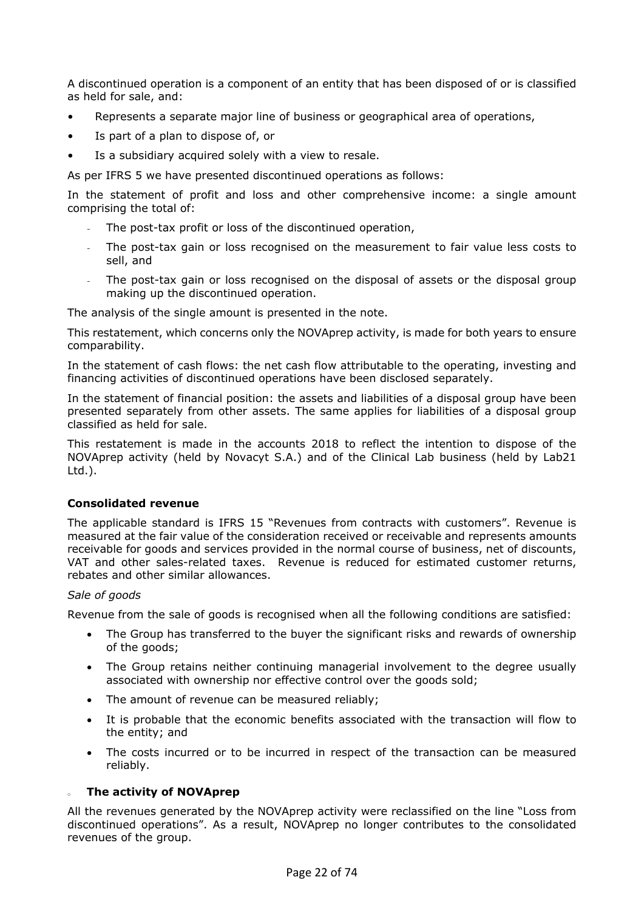A discontinued operation is a component of an entity that has been disposed of or is classified as held for sale, and:

- Represents a separate major line of business or geographical area of operations,
- Is part of a plan to dispose of, or
- Is a subsidiary acquired solely with a view to resale.

As per IFRS 5 we have presented discontinued operations as follows:

In the statement of profit and loss and other comprehensive income: a single amount comprising the total of:

- The post-tax profit or loss of the discontinued operation,
- The post-tax gain or loss recognised on the measurement to fair value less costs to sell, and
- The post-tax gain or loss recognised on the disposal of assets or the disposal group making up the discontinued operation.

The analysis of the single amount is presented in the note.

This restatement, which concerns only the NOVAprep activity, is made for both years to ensure comparability.

In the statement of cash flows: the net cash flow attributable to the operating, investing and financing activities of discontinued operations have been disclosed separately.

In the statement of financial position: the assets and liabilities of a disposal group have been presented separately from other assets. The same applies for liabilities of a disposal group classified as held for sale.

This restatement is made in the accounts 2018 to reflect the intention to dispose of the NOVAprep activity (held by Novacyt S.A.) and of the Clinical Lab business (held by Lab21 Ltd.).

**Consolidated revenue**

The applicable standard is IFRS 15 "Revenues from contracts with customers". Revenue is measured at the fair value of the consideration received or receivable and represents amounts receivable for goods and services provided in the normal course of business, net of discounts, VAT and other sales-related taxes. Revenue is reduced for estimated customer returns, rebates and other similar allowances.

*Sale of goods*

Revenue from the sale of goods is recognised when all the following conditions are satisfied:

- The Group has transferred to the buyer the significant risks and rewards of ownership of the goods;
- The Group retains neither continuing managerial involvement to the degree usually associated with ownership nor effective control over the goods sold;
- The amount of revenue can be measured reliably;
- It is probable that the economic benefits associated with the transaction will flow to the entity; and
- The costs incurred or to be incurred in respect of the transaction can be measured reliably.

- **The activity of NOVAprep**

All the revenues generated by the NOVAprep activity were reclassified on the line "Loss from discontinued operations". As a result, NOVAprep no longer contributes to the consolidated revenues of the group.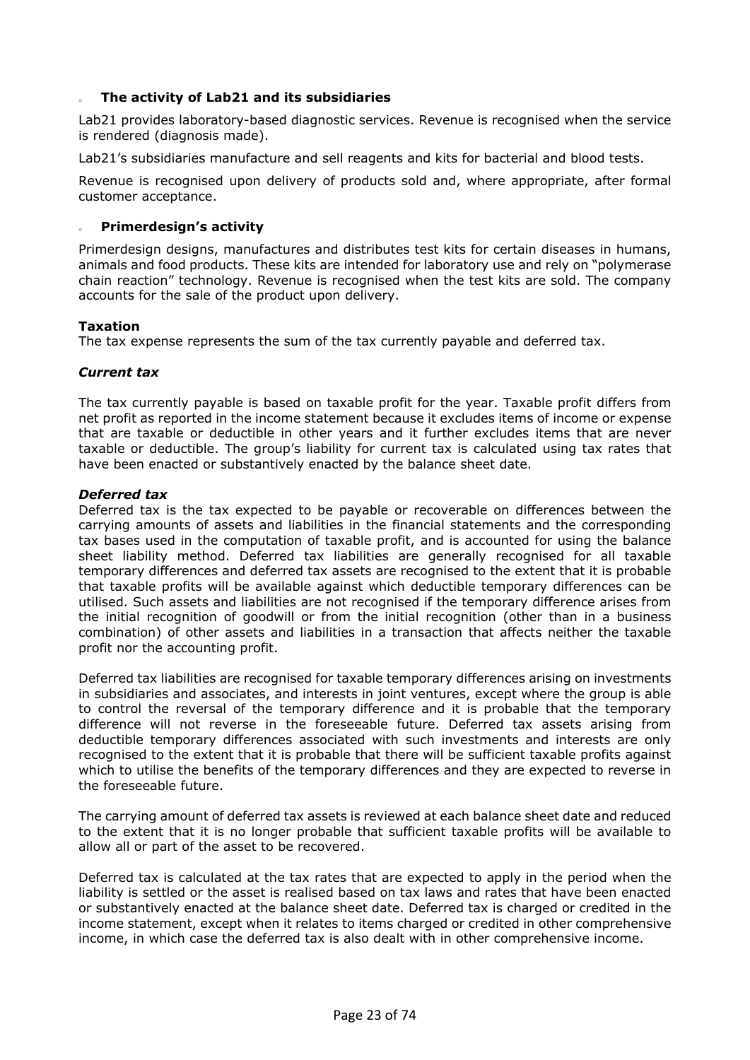- **The activity of Lab21 and its subsidiaries**

Lab21 provides laboratory-based diagnostic services. Revenue is recognised when the service is rendered (diagnosis made).

Lab21's subsidiaries manufacture and sell reagents and kits for bacterial and blood tests.

Revenue is recognised upon delivery of products sold and, where appropriate, after formal customer acceptance.

- **Primerdesign's activity**

Primerdesign designs, manufactures and distributes test kits for certain diseases in humans, animals and food products. These kits are intended for laboratory use and rely on "polymerase chain reaction" technology. Revenue is recognised when the test kits are sold. The company accounts for the sale of the product upon delivery.

**Taxation**

The tax expense represents the sum of the tax currently payable and deferred tax.

***Current tax***

The tax currently payable is based on taxable profit for the year. Taxable profit differs from net profit as reported in the income statement because it excludes items of income or expense that are taxable or deductible in other years and it further excludes items that are never taxable or deductible. The group's liability for current tax is calculated using tax rates that have been enacted or substantively enacted by the balance sheet date.

***Deferred tax***

Deferred tax is the tax expected to be payable or recoverable on differences between the carrying amounts of assets and liabilities in the financial statements and the corresponding tax bases used in the computation of taxable profit, and is accounted for using the balance sheet liability method. Deferred tax liabilities are generally recognised for all taxable temporary differences and deferred tax assets are recognised to the extent that it is probable that taxable profits will be available against which deductible temporary differences can be utilised. Such assets and liabilities are not recognised if the temporary difference arises from the initial recognition of goodwill or from the initial recognition (other than in a business combination) of other assets and liabilities in a transaction that affects neither the taxable profit nor the accounting profit.

Deferred tax liabilities are recognised for taxable temporary differences arising on investments in subsidiaries and associates, and interests in joint ventures, except where the group is able to control the reversal of the temporary difference and it is probable that the temporary difference will not reverse in the foreseeable future. Deferred tax assets arising from deductible temporary differences associated with such investments and interests are only recognised to the extent that it is probable that there will be sufficient taxable profits against which to utilise the benefits of the temporary differences and they are expected to reverse in the foreseeable future.

The carrying amount of deferred tax assets is reviewed at each balance sheet date and reduced to the extent that it is no longer probable that sufficient taxable profits will be available to allow all or part of the asset to be recovered.

Deferred tax is calculated at the tax rates that are expected to apply in the period when the liability is settled or the asset is realised based on tax laws and rates that have been enacted or substantively enacted at the balance sheet date. Deferred tax is charged or credited in the income statement, except when it relates to items charged or credited in other comprehensive income, in which case the deferred tax is also dealt with in other comprehensive income.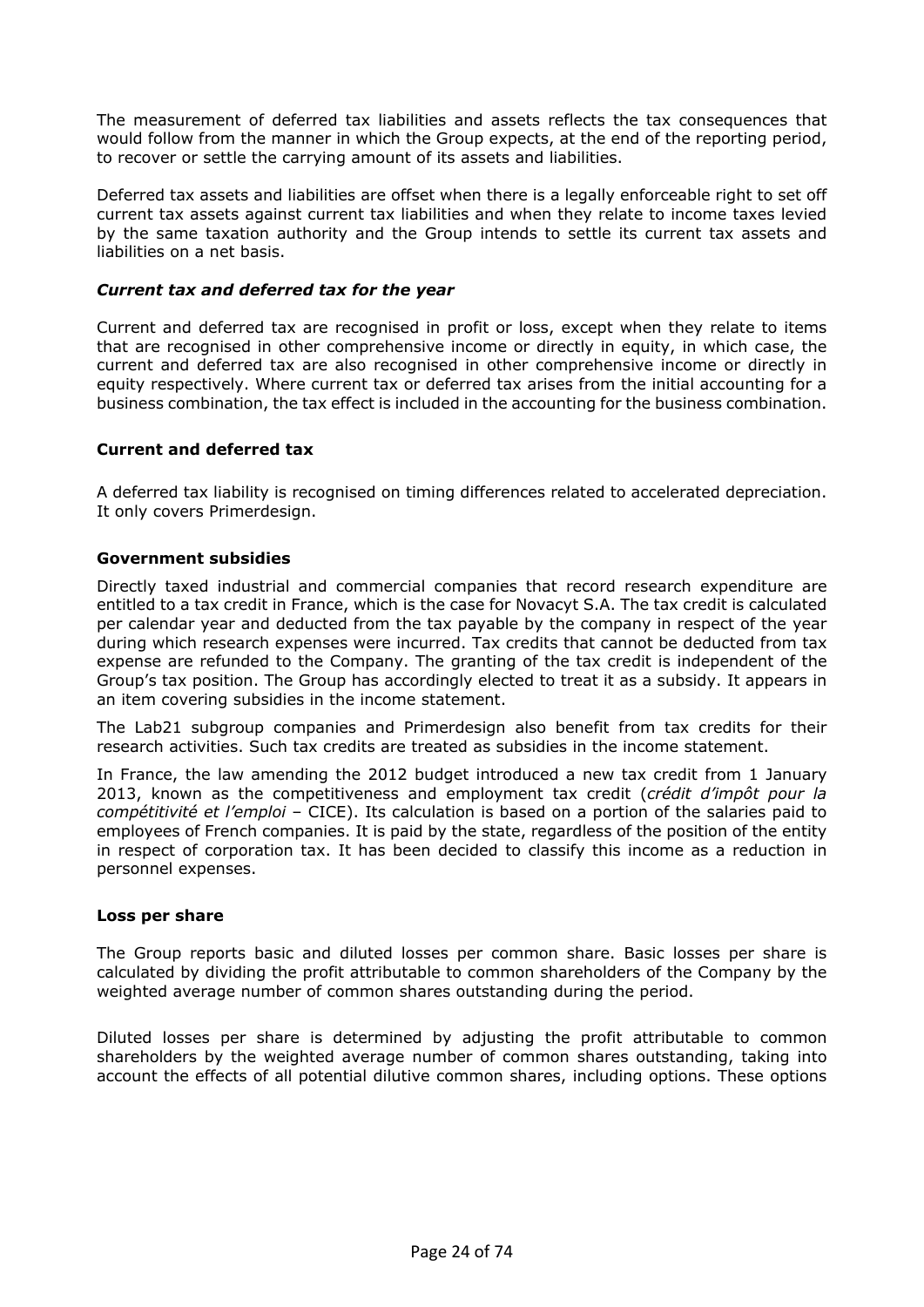The measurement of deferred tax liabilities and assets reflects the tax consequences that would follow from the manner in which the Group expects, at the end of the reporting period, to recover or settle the carrying amount of its assets and liabilities.

Deferred tax assets and liabilities are offset when there is a legally enforceable right to set off current tax assets against current tax liabilities and when they relate to income taxes levied by the same taxation authority and the Group intends to settle its current tax assets and liabilities on a net basis.

### *Current tax and deferred tax for the year*

Current and deferred tax are recognised in profit or loss, except when they relate to items that are recognised in other comprehensive income or directly in equity, in which case, the current and deferred tax are also recognised in other comprehensive income or directly in equity respectively. Where current tax or deferred tax arises from the initial accounting for a business combination, the tax effect is included in the accounting for the business combination.

### Current and deferred tax

A deferred tax liability is recognised on timing differences related to accelerated depreciation. It only covers Primerdesign.

### Government subsidies

Directly taxed industrial and commercial companies that record research expenditure are entitled to a tax credit in France, which is the case for Novacyt S.A. The tax credit is calculated per calendar year and deducted from the tax payable by the company in respect of the year during which research expenses were incurred. Tax credits that cannot be deducted from tax expense are refunded to the Company. The granting of the tax credit is independent of the Group's tax position. The Group has accordingly elected to treat it as a subsidy. It appears in an item covering subsidies in the income statement.

The Lab21 subgroup companies and Primerdesign also benefit from tax credits for their research activities. Such tax credits are treated as subsidies in the income statement.

In France, the law amending the 2012 budget introduced a new tax credit from 1 January 2013, known as the competitiveness and employment tax credit (*crédit d'impôt pour la compétitivité et l'emploi* – CICE). Its calculation is based on a portion of the salaries paid to employees of French companies. It is paid by the state, regardless of the position of the entity in respect of corporation tax. It has been decided to classify this income as a reduction in personnel expenses.

### Loss per share

The Group reports basic and diluted losses per common share. Basic losses per share is calculated by dividing the profit attributable to common shareholders of the Company by the weighted average number of common shares outstanding during the period.

Diluted losses per share is determined by adjusting the profit attributable to common shareholders by the weighted average number of common shares outstanding, taking into account the effects of all potential dilutive common shares, including options. These options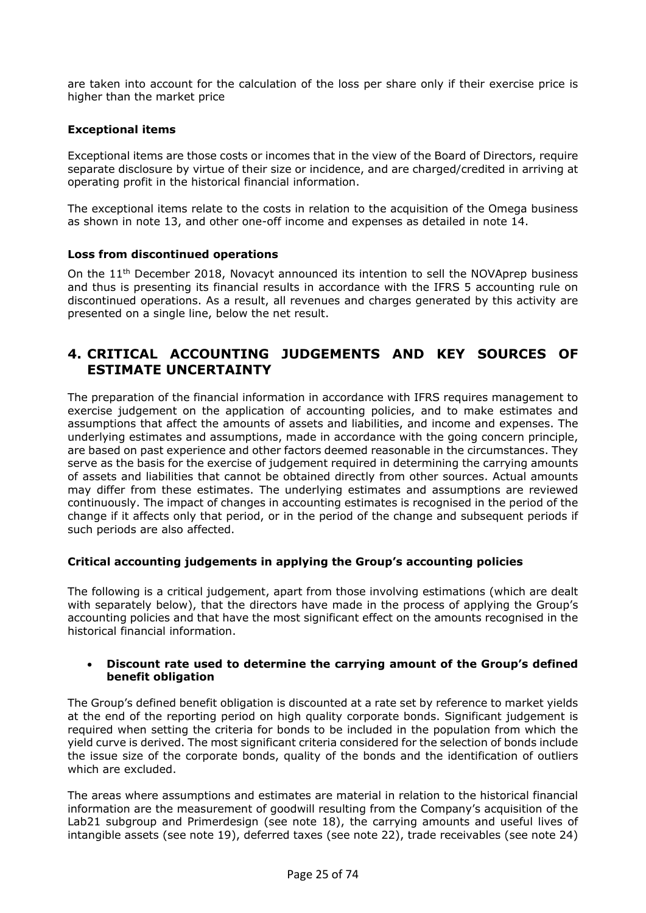are taken into account for the calculation of the loss per share only if their exercise price is higher than the market price

**Exceptional items**

Exceptional items are those costs or incomes that in the view of the Board of Directors, require separate disclosure by virtue of their size or incidence, and are charged/credited in arriving at operating profit in the historical financial information.

The exceptional items relate to the costs in relation to the acquisition of the Omega business as shown in note 13, and other one-off income and expenses as detailed in note 14.

**Loss from discontinued operations**

On the 11th December 2018, Novacyt announced its intention to sell the NOVAprep business and thus is presenting its financial results in accordance with the IFRS 5 accounting rule on discontinued operations. As a result, all revenues and charges generated by this activity are presented on a single line, below the net result.

# 4. CRITICAL ACCOUNTING JUDGEMENTS AND KEY SOURCES OF ESTIMATE UNCERTAINTY

The preparation of the financial information in accordance with IFRS requires management to exercise judgement on the application of accounting policies, and to make estimates and assumptions that affect the amounts of assets and liabilities, and income and expenses. The underlying estimates and assumptions, made in accordance with the going concern principle, are based on past experience and other factors deemed reasonable in the circumstances. They serve as the basis for the exercise of judgement required in determining the carrying amounts of assets and liabilities that cannot be obtained directly from other sources. Actual amounts may differ from these estimates. The underlying estimates and assumptions are reviewed continuously. The impact of changes in accounting estimates is recognised in the period of the change if it affects only that period, or in the period of the change and subsequent periods if such periods are also affected.

**Critical accounting judgements in applying the Group's accounting policies**

The following is a critical judgement, apart from those involving estimations (which are dealt with separately below), that the directors have made in the process of applying the Group's accounting policies and that have the most significant effect on the amounts recognised in the historical financial information.

- **Discount rate used to determine the carrying amount of the Group's defined benefit obligation**

The Group's defined benefit obligation is discounted at a rate set by reference to market yields at the end of the reporting period on high quality corporate bonds. Significant judgement is required when setting the criteria for bonds to be included in the population from which the yield curve is derived. The most significant criteria considered for the selection of bonds include the issue size of the corporate bonds, quality of the bonds and the identification of outliers which are excluded.

The areas where assumptions and estimates are material in relation to the historical financial information are the measurement of goodwill resulting from the Company's acquisition of the Lab21 subgroup and Primerdesign (see note 18), the carrying amounts and useful lives of intangible assets (see note 19), deferred taxes (see note 22), trade receivables (see note 24)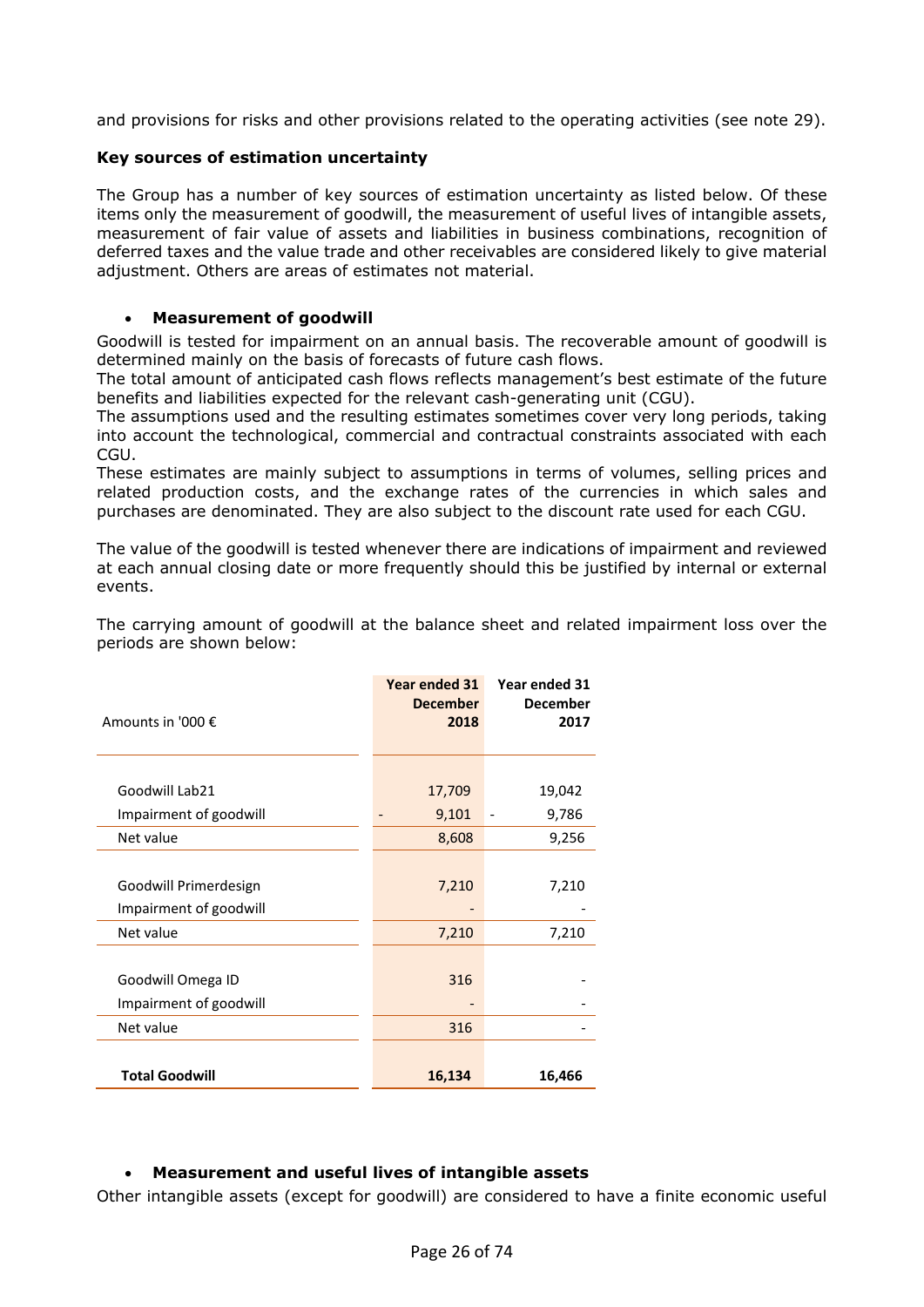and provisions for risks and other provisions related to the operating activities (see note 29).

### Key sources of estimation uncertainty

The Group has a number of key sources of estimation uncertainty as listed below. Of these items only the measurement of goodwill, the measurement of useful lives of intangible assets, measurement of fair value of assets and liabilities in business combinations, recognition of deferred taxes and the value trade and other receivables are considered likely to give material adjustment. Others are areas of estimates not material.

- **Measurement of goodwill**

Goodwill is tested for impairment on an annual basis. The recoverable amount of goodwill is determined mainly on the basis of forecasts of future cash flows.

The total amount of anticipated cash flows reflects management's best estimate of the future benefits and liabilities expected for the relevant cash-generating unit (CGU).

The assumptions used and the resulting estimates sometimes cover very long periods, taking into account the technological, commercial and contractual constraints associated with each CGU.

These estimates are mainly subject to assumptions in terms of volumes, selling prices and related production costs, and the exchange rates of the currencies in which sales and purchases are denominated. They are also subject to the discount rate used for each CGU.

The value of the goodwill is tested whenever there are indications of impairment and reviewed at each annual closing date or more frequently should this be justified by internal or external events.

The carrying amount of goodwill at the balance sheet and related impairment loss over the periods are shown below:

| Amounts in '000 € | Year ended 31 December 2018 | Year ended 31 December 2017 |
|---|---|---|
| Goodwill Lab21 | 17,709 | 19,042 |
| Impairment of goodwill | - 9,101 | - 9,786 |
| Net value | 8,608 | 9,256 |
| Goodwill Primerdesign | 7,210 | 7,210 |
| Impairment of goodwill | - | - |
| Net value | 7,210 | 7,210 |
| Goodwill Omega ID | 316 | - |
| Impairment of goodwill | - | - |
| Net value | 316 | - |
| **Total Goodwill** | **16,134** | **16,466** |

- **Measurement and useful lives of intangible assets**

Other intangible assets (except for goodwill) are considered to have a finite economic useful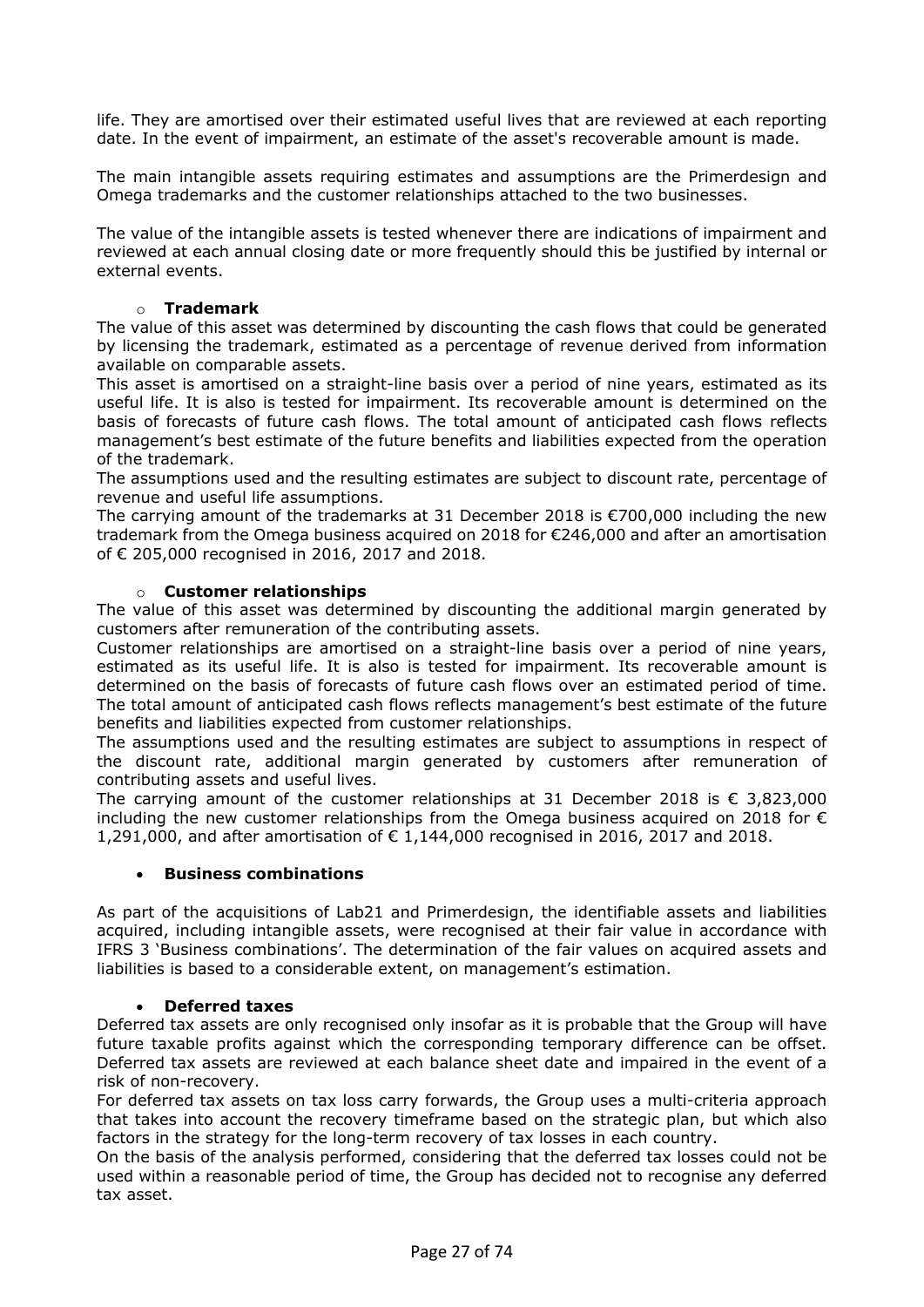life. They are amortised over their estimated useful lives that are reviewed at each reporting date. In the event of impairment, an estimate of the asset's recoverable amount is made.

The main intangible assets requiring estimates and assumptions are the Primerdesign and Omega trademarks and the customer relationships attached to the two businesses.

The value of the intangible assets is tested whenever there are indications of impairment and reviewed at each annual closing date or more frequently should this be justified by internal or external events.

- **Trademark**

The value of this asset was determined by discounting the cash flows that could be generated by licensing the trademark, estimated as a percentage of revenue derived from information available on comparable assets.
This asset is amortised on a straight-line basis over a period of nine years, estimated as its useful life. It is also is tested for impairment. Its recoverable amount is determined on the basis of forecasts of future cash flows. The total amount of anticipated cash flows reflects management's best estimate of the future benefits and liabilities expected from the operation of the trademark.
The assumptions used and the resulting estimates are subject to discount rate, percentage of revenue and useful life assumptions.
The carrying amount of the trademarks at 31 December 2018 is €700,000 including the new trademark from the Omega business acquired on 2018 for €246,000 and after an amortisation of € 205,000 recognised in 2016, 2017 and 2018.

- **Customer relationships**

The value of this asset was determined by discounting the additional margin generated by customers after remuneration of the contributing assets.
Customer relationships are amortised on a straight-line basis over a period of nine years, estimated as its useful life. It is also is tested for impairment. Its recoverable amount is determined on the basis of forecasts of future cash flows over an estimated period of time. The total amount of anticipated cash flows reflects management's best estimate of the future benefits and liabilities expected from customer relationships.
The assumptions used and the resulting estimates are subject to assumptions in respect of the discount rate, additional margin generated by customers after remuneration of contributing assets and useful lives.
The carrying amount of the customer relationships at 31 December 2018 is € 3,823,000 including the new customer relationships from the Omega business acquired on 2018 for € 1,291,000, and after amortisation of € 1,144,000 recognised in 2016, 2017 and 2018.

- **Business combinations**

As part of the acquisitions of Lab21 and Primerdesign, the identifiable assets and liabilities acquired, including intangible assets, were recognised at their fair value in accordance with IFRS 3 'Business combinations'. The determination of the fair values on acquired assets and liabilities is based to a considerable extent, on management's estimation.

- **Deferred taxes**

Deferred tax assets are only recognised only insofar as it is probable that the Group will have future taxable profits against which the corresponding temporary difference can be offset. Deferred tax assets are reviewed at each balance sheet date and impaired in the event of a risk of non-recovery.
For deferred tax assets on tax loss carry forwards, the Group uses a multi-criteria approach that takes into account the recovery timeframe based on the strategic plan, but which also factors in the strategy for the long-term recovery of tax losses in each country.
On the basis of the analysis performed, considering that the deferred tax losses could not be used within a reasonable period of time, the Group has decided not to recognise any deferred tax asset.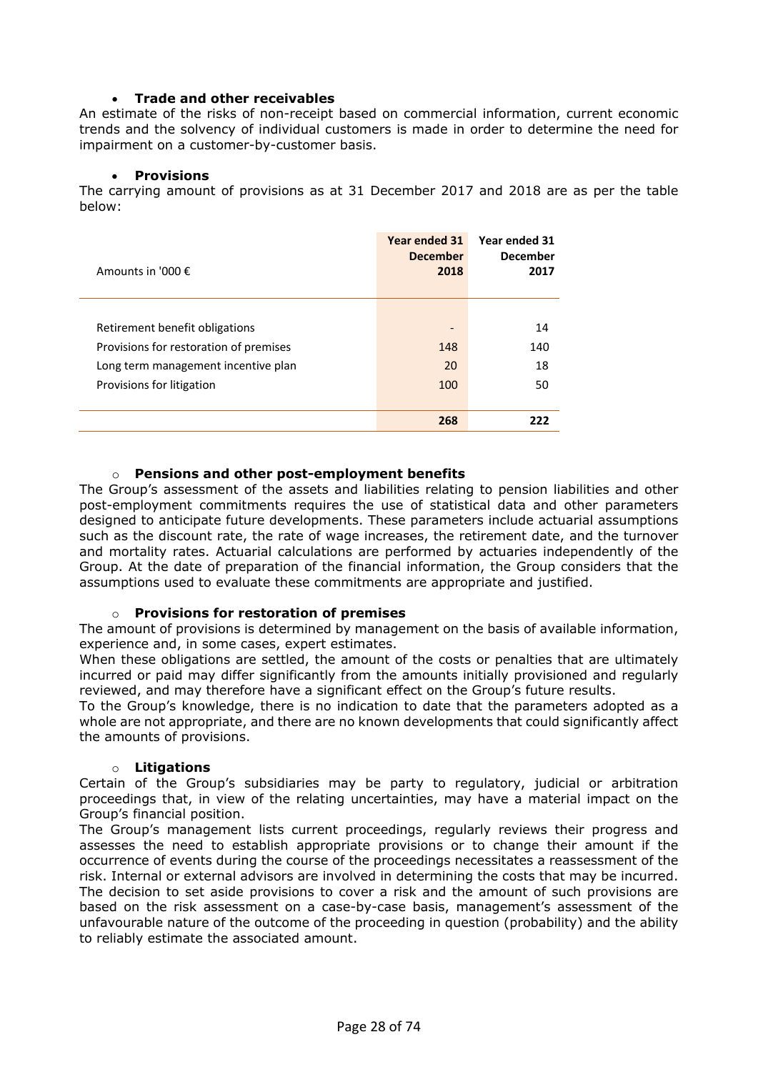- **Trade and other receivables**

An estimate of the risks of non-receipt based on commercial information, current economic trends and the solvency of individual customers is made in order to determine the need for impairment on a customer-by-customer basis.

- **Provisions**

The carrying amount of provisions as at 31 December 2017 and 2018 are as per the table below:

| Amounts in '000 € | Year ended 31 December 2018 | Year ended 31 December 2017 |
|---|---|---|
| Retirement benefit obligations | - | 14 |
| Provisions for restoration of premises | 148 | 140 |
| Long term management incentive plan | 20 | 18 |
| Provisions for litigation | 100 | 50 |
| | **268** | **222** |

- **Pensions and other post-employment benefits**

The Group's assessment of the assets and liabilities relating to pension liabilities and other post-employment commitments requires the use of statistical data and other parameters designed to anticipate future developments. These parameters include actuarial assumptions such as the discount rate, the rate of wage increases, the retirement date, and the turnover and mortality rates. Actuarial calculations are performed by actuaries independently of the Group. At the date of preparation of the financial information, the Group considers that the assumptions used to evaluate these commitments are appropriate and justified.

- **Provisions for restoration of premises**

The amount of provisions is determined by management on the basis of available information, experience and, in some cases, expert estimates.

When these obligations are settled, the amount of the costs or penalties that are ultimately incurred or paid may differ significantly from the amounts initially provisioned and regularly reviewed, and may therefore have a significant effect on the Group's future results.

To the Group's knowledge, there is no indication to date that the parameters adopted as a whole are not appropriate, and there are no known developments that could significantly affect the amounts of provisions.

- **Litigations**

Certain of the Group's subsidiaries may be party to regulatory, judicial or arbitration proceedings that, in view of the relating uncertainties, may have a material impact on the Group's financial position.

The Group's management lists current proceedings, regularly reviews their progress and assesses the need to establish appropriate provisions or to change their amount if the occurrence of events during the course of the proceedings necessitates a reassessment of the risk. Internal or external advisors are involved in determining the costs that may be incurred. The decision to set aside provisions to cover a risk and the amount of such provisions are based on the risk assessment on a case-by-case basis, management's assessment of the unfavourable nature of the outcome of the proceeding in question (probability) and the ability to reliably estimate the associated amount.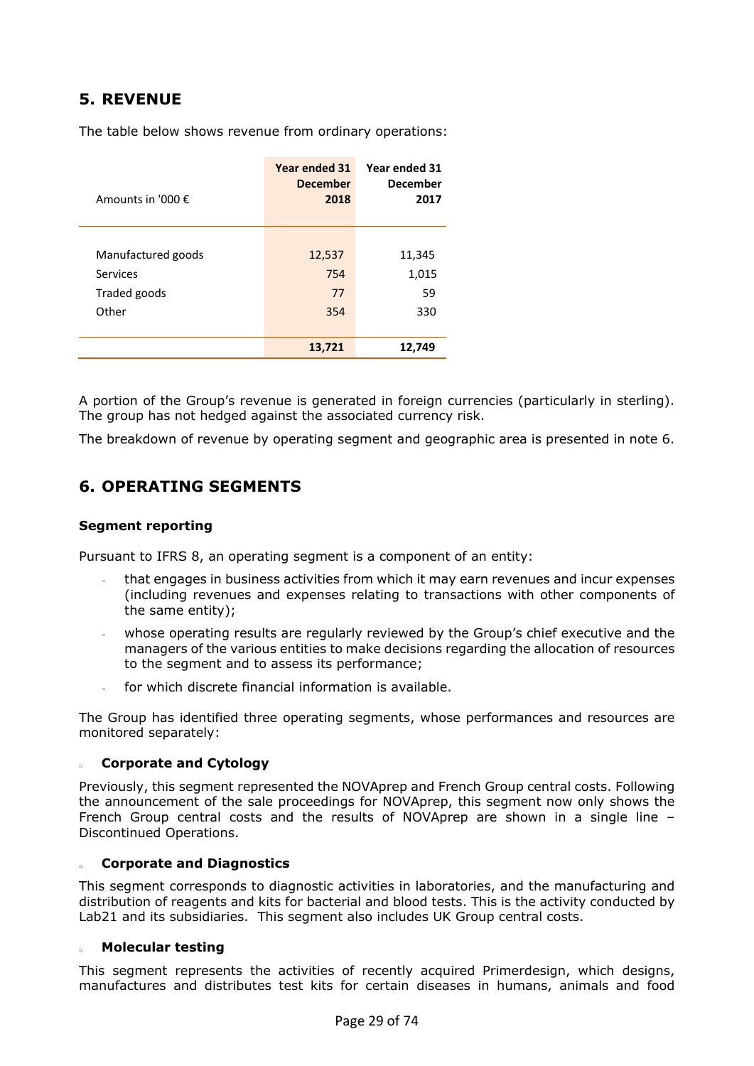## 5. REVENUE

The table below shows revenue from ordinary operations:

| Amounts in '000 € | Year ended 31 December 2018 | Year ended 31 December 2017 |
|---|---|---|
| Manufactured goods | 12,537 | 11,345 |
| Services | 754 | 1,015 |
| Traded goods | 77 | 59 |
| Other | 354 | 330 |
| | **13,721** | **12,749** |

A portion of the Group's revenue is generated in foreign currencies (particularly in sterling). The group has not hedged against the associated currency risk.

The breakdown of revenue by operating segment and geographic area is presented in note 6.

## 6. OPERATING SEGMENTS

### Segment reporting

Pursuant to IFRS 8, an operating segment is a component of an entity:

- that engages in business activities from which it may earn revenues and incur expenses (including revenues and expenses relating to transactions with other components of the same entity);
- whose operating results are regularly reviewed by the Group's chief executive and the managers of the various entities to make decisions regarding the allocation of resources to the segment and to assess its performance;
- for which discrete financial information is available.

The Group has identified three operating segments, whose performances and resources are monitored separately:

- **Corporate and Cytology**

Previously, this segment represented the NOVAprep and French Group central costs. Following the announcement of the sale proceedings for NOVAprep, this segment now only shows the French Group central costs and the results of NOVAprep are shown in a single line – Discontinued Operations.

- **Corporate and Diagnostics**

This segment corresponds to diagnostic activities in laboratories, and the manufacturing and distribution of reagents and kits for bacterial and blood tests. This is the activity conducted by Lab21 and its subsidiaries. This segment also includes UK Group central costs.

- **Molecular testing**

This segment represents the activities of recently acquired Primerdesign, which designs, manufactures and distributes test kits for certain diseases in humans, animals and food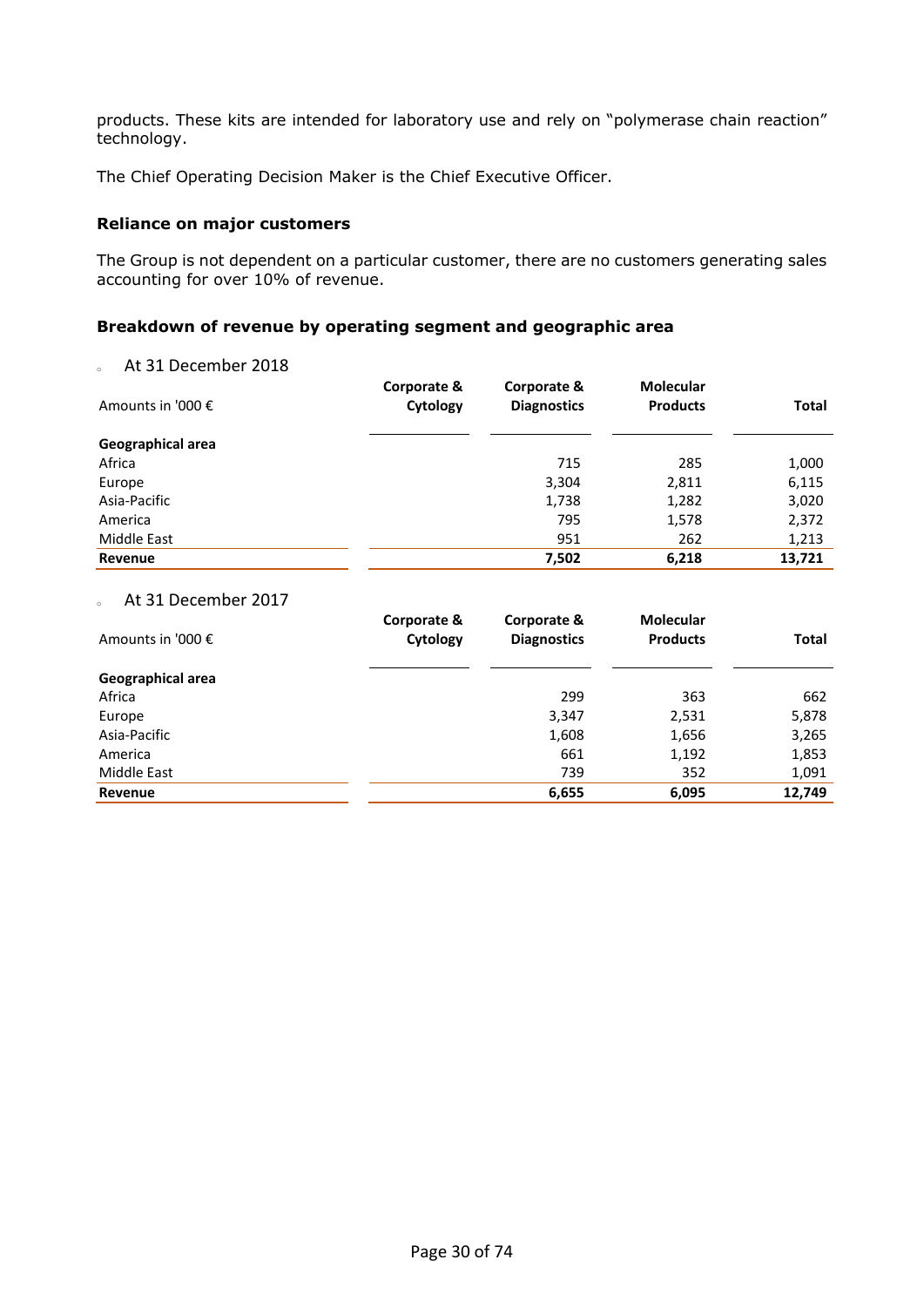products. These kits are intended for laboratory use and rely on "polymerase chain reaction" technology.

The Chief Operating Decision Maker is the Chief Executive Officer.

### Reliance on major customers

The Group is not dependent on a particular customer, there are no customers generating sales accounting for over 10% of revenue.

### Breakdown of revenue by operating segment and geographic area

- At 31 December 2018

| Amounts in '000 € | Corporate & Cytology | Corporate & Diagnostics | Molecular Products | Total |
|---|---|---|---|---|
| **Geographical area** | | | | |
| Africa | | 715 | 285 | 1,000 |
| Europe | | 3,304 | 2,811 | 6,115 |
| Asia-Pacific | | 1,738 | 1,282 | 3,020 |
| America | | 795 | 1,578 | 2,372 |
| Middle East | | 951 | 262 | 1,213 |
| **Revenue** | | **7,502** | **6,218** | **13,721** |

- At 31 December 2017

| Amounts in '000 € | Corporate & Cytology | Corporate & Diagnostics | Molecular Products | Total |
|---|---|---|---|---|
| **Geographical area** | | | | |
| Africa | | 299 | 363 | 662 |
| Europe | | 3,347 | 2,531 | 5,878 |
| Asia-Pacific | | 1,608 | 1,656 | 3,265 |
| America | | 661 | 1,192 | 1,853 |
| Middle East | | 739 | 352 | 1,091 |
| **Revenue** | | **6,655** | **6,095** | **12,749** |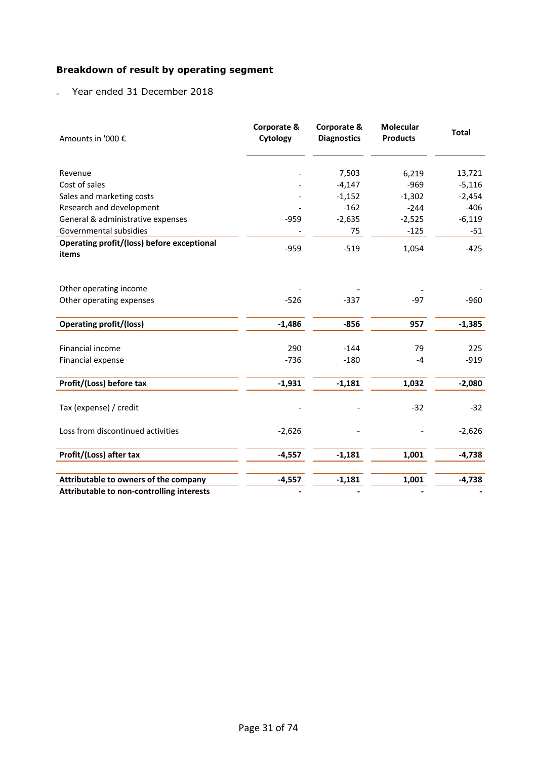### Breakdown of result by operating segment

- Year ended 31 December 2018

| Amounts in '000 € | Corporate & Cytology | Corporate & Diagnostics | Molecular Products | Total |
|---|---|---|---|---|
| Revenue | - | 7,503 | 6,219 | 13,721 |
| Cost of sales | - | -4,147 | -969 | -5,116 |
| Sales and marketing costs | - | -1,152 | -1,302 | -2,454 |
| Research and development | - | -162 | -244 | -406 |
| General & administrative expenses | -959 | -2,635 | -2,525 | -6,119 |
| Governmental subsidies | - | 75 | -125 | -51 |
| **Operating profit/(loss) before exceptional items** | -959 | -519 | 1,054 | -425 |
| Other operating income | - | - | - | - |
| Other operating expenses | -526 | -337 | -97 | -960 |
| **Operating profit/(loss)** | **-1,486** | **-856** | **957** | **-1,385** |
| Financial income | 290 | -144 | 79 | 225 |
| Financial expense | -736 | -180 | -4 | -919 |
| **Profit/(Loss) before tax** | **-1,931** | **-1,181** | **1,032** | **-2,080** |
| Tax (expense) / credit | - | - | -32 | -32 |
| Loss from discontinued activities | -2,626 | - | - | -2,626 |
| **Profit/(Loss) after tax** | **-4,557** | **-1,181** | **1,001** | **-4,738** |
| **Attributable to owners of the company** | **-4,557** | **-1,181** | **1,001** | **-4,738** |
| **Attributable to non-controlling interests** | **-** | **-** | **-** | **-** |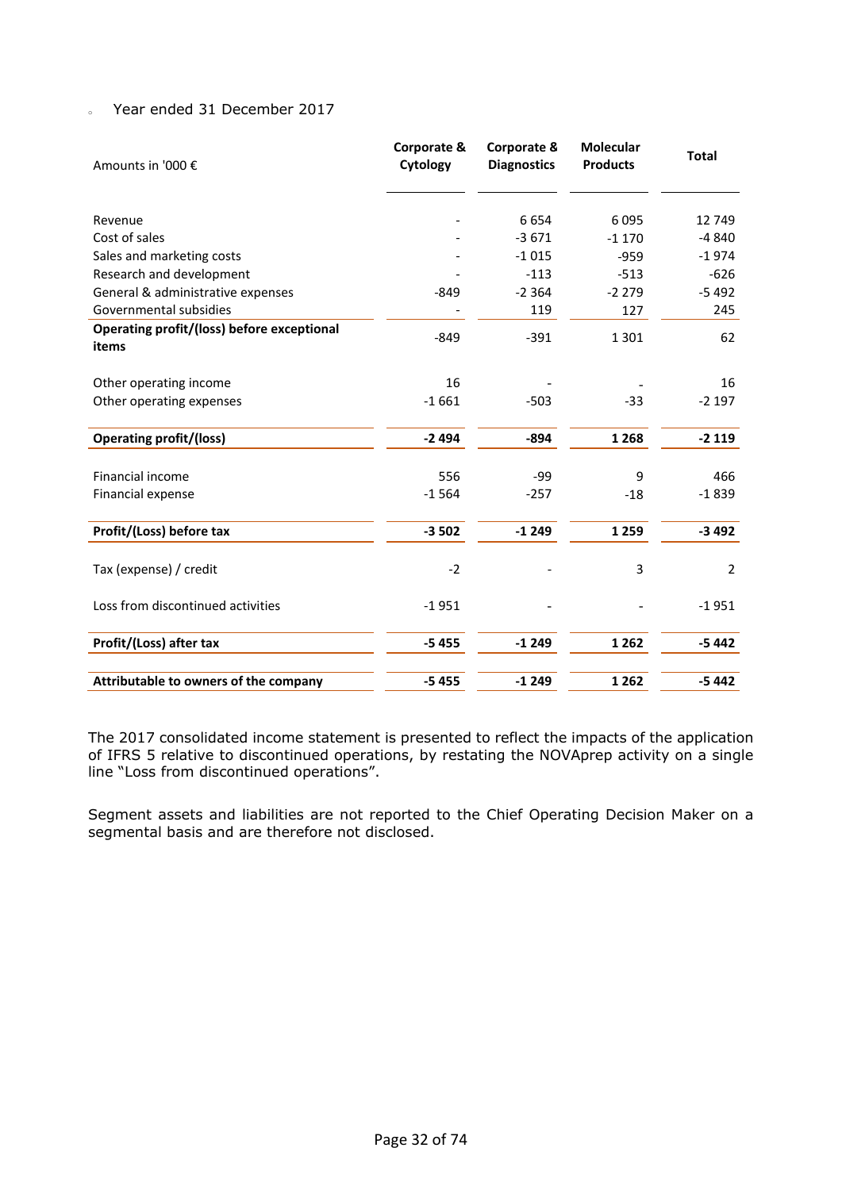- Year ended 31 December 2017

| Amounts in '000 € | Corporate & Cytology | Corporate & Diagnostics | Molecular Products | Total |
|---|---|---|---|---|
| Revenue | - | 6 654 | 6 095 | 12 749 |
| Cost of sales | - | -3 671 | -1 170 | -4 840 |
| Sales and marketing costs | - | -1 015 | -959 | -1 974 |
| Research and development | - | -113 | -513 | -626 |
| General & administrative expenses | -849 | -2 364 | -2 279 | -5 492 |
| Governmental subsidies | - | 119 | 127 | 245 |
| **Operating profit/(loss) before exceptional items** | -849 | -391 | 1 301 | 62 |
| Other operating income | 16 | - | - | 16 |
| Other operating expenses | -1 661 | -503 | -33 | -2 197 |
| **Operating profit/(loss)** | **-2 494** | **-894** | **1 268** | **-2 119** |
| Financial income | 556 | -99 | 9 | 466 |
| Financial expense | -1 564 | -257 | -18 | -1 839 |
| **Profit/(Loss) before tax** | **-3 502** | **-1 249** | **1 259** | **-3 492** |
| Tax (expense) / credit | -2 | - | 3 | 2 |
| Loss from discontinued activities | -1 951 | - | - | -1 951 |
| **Profit/(Loss) after tax** | **-5 455** | **-1 249** | **1 262** | **-5 442** |
| **Attributable to owners of the company** | **-5 455** | **-1 249** | **1 262** | **-5 442** |

The 2017 consolidated income statement is presented to reflect the impacts of the application of IFRS 5 relative to discontinued operations, by restating the NOVAprep activity on a single line "Loss from discontinued operations".

Segment assets and liabilities are not reported to the Chief Operating Decision Maker on a segmental basis and are therefore not disclosed.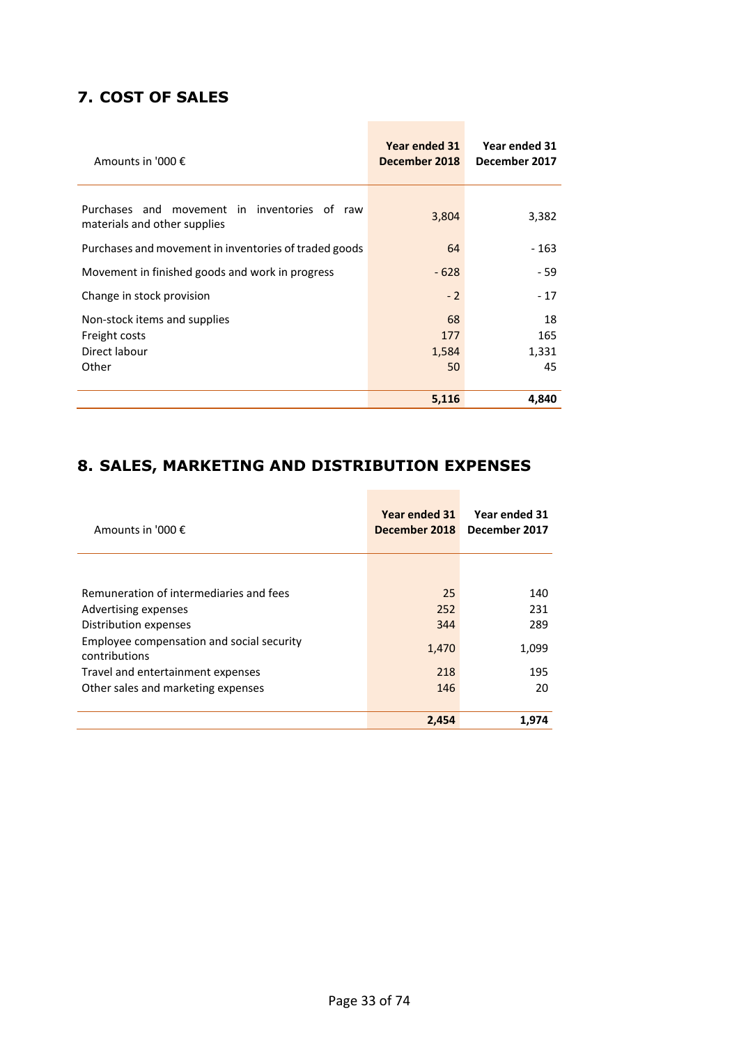## 7. COST OF SALES

| Amounts in '000 € | Year ended 31 December 2018 | Year ended 31 December 2017 |
|---|---|---|
| Purchases and movement in inventories of raw materials and other supplies | 3,804 | 3,382 |
| Purchases and movement in inventories of traded goods | 64 | - 163 |
| Movement in finished goods and work in progress | - 628 | - 59 |
| Change in stock provision | - 2 | - 17 |
| Non-stock items and supplies | 68 | 18 |
| Freight costs | 177 | 165 |
| Direct labour | 1,584 | 1,331 |
| Other | 50 | 45 |
| | **5,116** | **4,840** |

## 8. SALES, MARKETING AND DISTRIBUTION EXPENSES

| Amounts in '000 € | Year ended 31 December 2018 | Year ended 31 December 2017 |
|---|---|---|
| Remuneration of intermediaries and fees | 25 | 140 |
| Advertising expenses | 252 | 231 |
| Distribution expenses | 344 | 289 |
| Employee compensation and social security contributions | 1,470 | 1,099 |
| Travel and entertainment expenses | 218 | 195 |
| Other sales and marketing expenses | 146 | 20 |
| | **2,454** | **1,974** |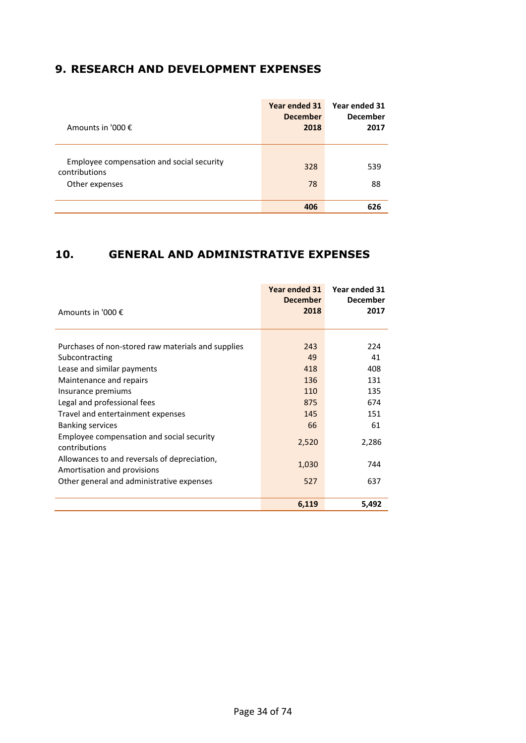## 9. RESEARCH AND DEVELOPMENT EXPENSES

| Amounts in '000 € | Year ended 31 December 2018 | Year ended 31 December 2017 |
|---|---|---|
| Employee compensation and social security contributions | 328 | 539 |
| Other expenses | 78 | 88 |
| | **406** | **626** |

## 10. GENERAL AND ADMINISTRATIVE EXPENSES

| Amounts in '000 € | Year ended 31 December 2018 | Year ended 31 December 2017 |
|---|---|---|
| Purchases of non-stored raw materials and supplies | 243 | 224 |
| Subcontracting | 49 | 41 |
| Lease and similar payments | 418 | 408 |
| Maintenance and repairs | 136 | 131 |
| Insurance premiums | 110 | 135 |
| Legal and professional fees | 875 | 674 |
| Travel and entertainment expenses | 145 | 151 |
| Banking services | 66 | 61 |
| Employee compensation and social security contributions | 2,520 | 2,286 |
| Allowances to and reversals of depreciation, Amortisation and provisions | 1,030 | 744 |
| Other general and administrative expenses | 527 | 637 |
| | **6,119** | **5,492** |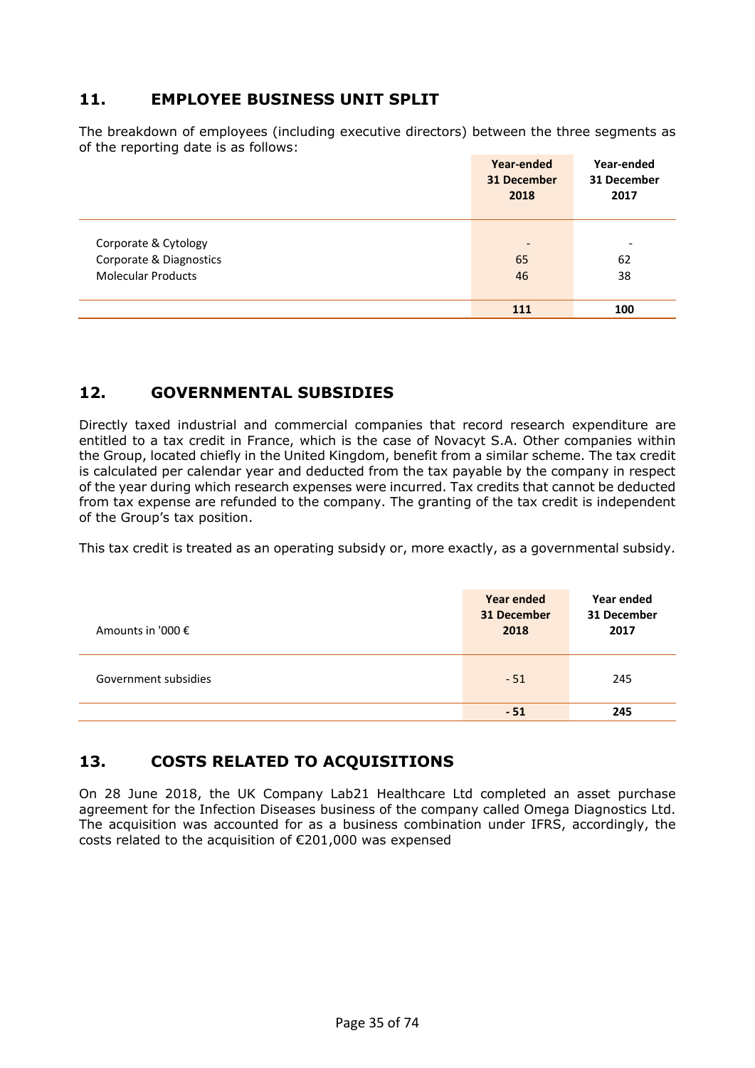## 11. EMPLOYEE BUSINESS UNIT SPLIT

The breakdown of employees (including executive directors) between the three segments as of the reporting date is as follows:

| | Year-ended 31 December 2018 | Year-ended 31 December 2017 |
|---|---|---|
| Corporate & Cytology | - | - |
| Corporate & Diagnostics | 65 | 62 |
| Molecular Products | 46 | 38 |
| | **111** | **100** |

## 12. GOVERNMENTAL SUBSIDIES

Directly taxed industrial and commercial companies that record research expenditure are entitled to a tax credit in France, which is the case of Novacyt S.A. Other companies within the Group, located chiefly in the United Kingdom, benefit from a similar scheme. The tax credit is calculated per calendar year and deducted from the tax payable by the company in respect of the year during which research expenses were incurred. Tax credits that cannot be deducted from tax expense are refunded to the company. The granting of the tax credit is independent of the Group's tax position.

This tax credit is treated as an operating subsidy or, more exactly, as a governmental subsidy.

| Amounts in '000 € | Year ended 31 December 2018 | Year ended 31 December 2017 |
|---|---|---|
| Government subsidies | - 51 | 245 |
| | **- 51** | **245** |

## 13. COSTS RELATED TO ACQUISITIONS

On 28 June 2018, the UK Company Lab21 Healthcare Ltd completed an asset purchase agreement for the Infection Diseases business of the company called Omega Diagnostics Ltd. The acquisition was accounted for as a business combination under IFRS, accordingly, the costs related to the acquisition of €201,000 was expensed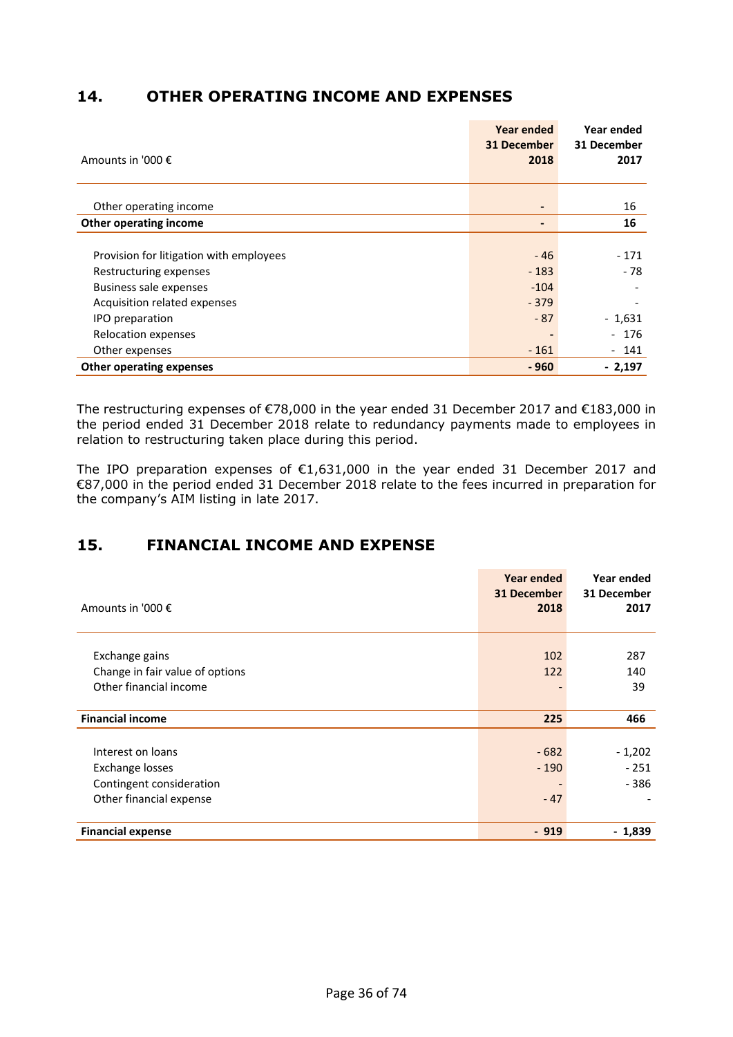## 14. OTHER OPERATING INCOME AND EXPENSES

| Amounts in '000 € | Year ended 31 December 2018 | Year ended 31 December 2017 |
|---|---|---|
| Other operating income | - | 16 |
| **Other operating income** | **-** | **16** |
| Provision for litigation with employees | - 46 | - 171 |
| Restructuring expenses | - 183 | - 78 |
| Business sale expenses | -104 | - |
| Acquisition related expenses | - 379 | - |
| IPO preparation | - 87 | - 1,631 |
| Relocation expenses | - | - 176 |
| Other expenses | - 161 | - 141 |
| **Other operating expenses** | **- 960** | **- 2,197** |

The restructuring expenses of €78,000 in the year ended 31 December 2017 and €183,000 in the period ended 31 December 2018 relate to redundancy payments made to employees in relation to restructuring taken place during this period.

The IPO preparation expenses of €1,631,000 in the year ended 31 December 2017 and €87,000 in the period ended 31 December 2018 relate to the fees incurred in preparation for the company's AIM listing in late 2017.

## 15. FINANCIAL INCOME AND EXPENSE

| Amounts in '000 € | Year ended 31 December 2018 | Year ended 31 December 2017 |
|---|---|---|
| Exchange gains | 102 | 287 |
| Change in fair value of options | 122 | 140 |
| Other financial income | - | 39 |
| **Financial income** | **225** | **466** |
| Interest on loans | - 682 | - 1,202 |
| Exchange losses | - 190 | - 251 |
| Contingent consideration | - | - 386 |
| Other financial expense | - 47 | - |
| **Financial expense** | **- 919** | **- 1,839** |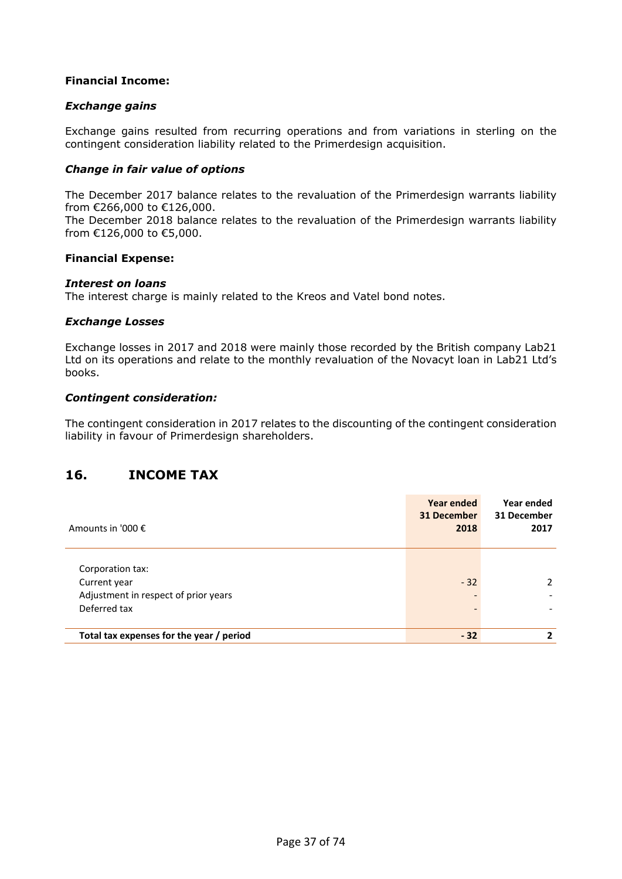**Financial Income:**

***Exchange gains***

Exchange gains resulted from recurring operations and from variations in sterling on the contingent consideration liability related to the Primerdesign acquisition.

***Change in fair value of options***

The December 2017 balance relates to the revaluation of the Primerdesign warrants liability from €266,000 to €126,000.
The December 2018 balance relates to the revaluation of the Primerdesign warrants liability from €126,000 to €5,000.

**Financial Expense:**

***Interest on loans***
The interest charge is mainly related to the Kreos and Vatel bond notes.

***Exchange Losses***

Exchange losses in 2017 and 2018 were mainly those recorded by the British company Lab21 Ltd on its operations and relate to the monthly revaluation of the Novacyt loan in Lab21 Ltd's books.

***Contingent consideration:***

The contingent consideration in 2017 relates to the discounting of the contingent consideration liability in favour of Primerdesign shareholders.

## 16. INCOME TAX

| Amounts in '000 € | Year ended 31 December 2018 | Year ended 31 December 2017 |
|---|---|---|
| Corporation tax: | | |
| Current year | - 32 | 2 |
| Adjustment in respect of prior years | - | - |
| Deferred tax | - | - |
| **Total tax expenses for the year / period** | **- 32** | **2** |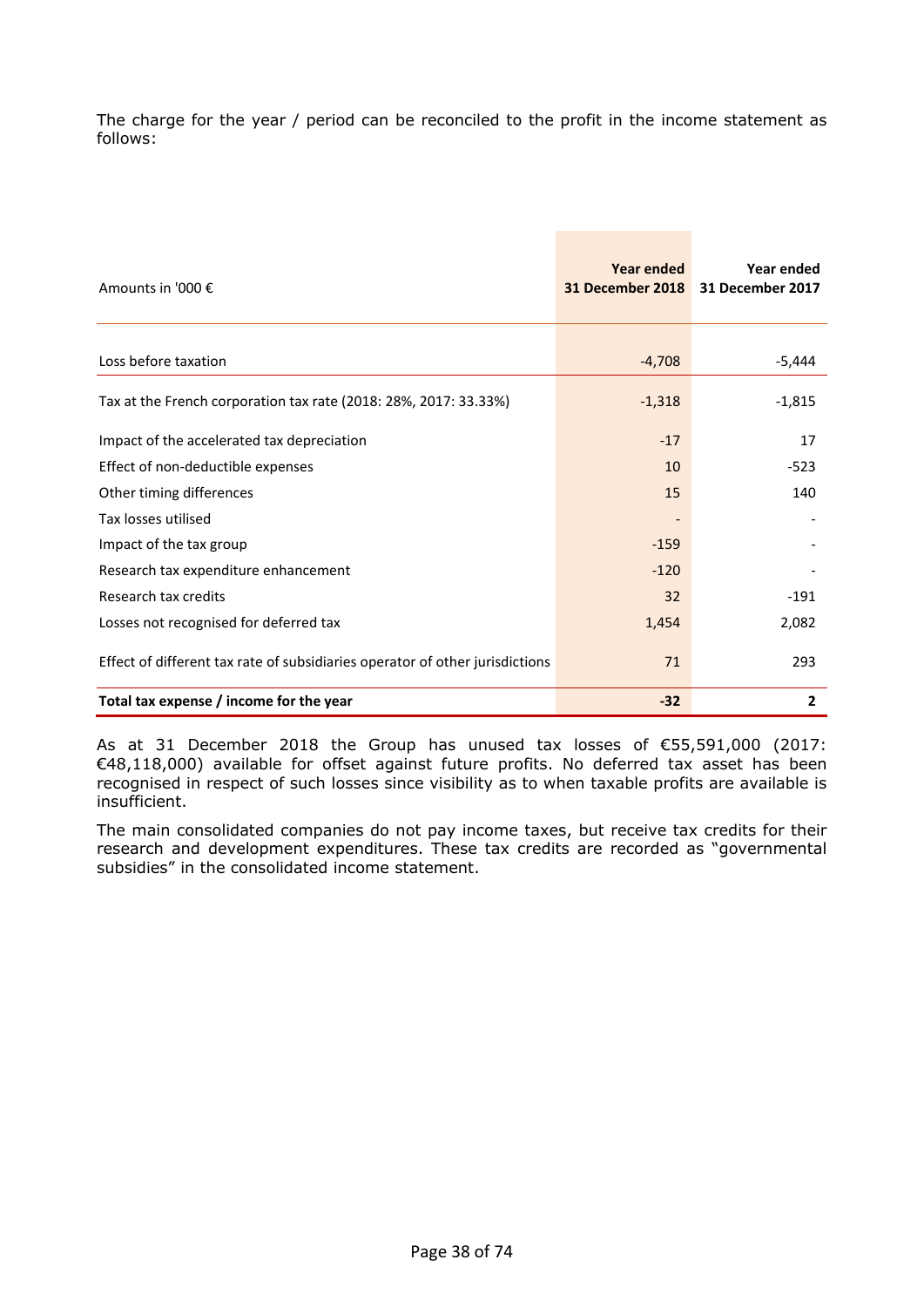The charge for the year / period can be reconciled to the profit in the income statement as follows:

| Amounts in '000 € | Year ended 31 December 2018 | Year ended 31 December 2017 |
|---|---|---|
| Loss before taxation | -4,708 | -5,444 |
| Tax at the French corporation tax rate (2018: 28%, 2017: 33.33%) | -1,318 | -1,815 |
| Impact of the accelerated tax depreciation | -17 | 17 |
| Effect of non-deductible expenses | 10 | -523 |
| Other timing differences | 15 | 140 |
| Tax losses utilised | - | - |
| Impact of the tax group | -159 | - |
| Research tax expenditure enhancement | -120 | - |
| Research tax credits | 32 | -191 |
| Losses not recognised for deferred tax | 1,454 | 2,082 |
| Effect of different tax rate of subsidiaries operator of other jurisdictions | 71 | 293 |
| **Total tax expense / income for the year** | **-32** | **2** |

As at 31 December 2018 the Group has unused tax losses of €55,591,000 (2017: €48,118,000) available for offset against future profits. No deferred tax asset has been recognised in respect of such losses since visibility as to when taxable profits are available is insufficient.

The main consolidated companies do not pay income taxes, but receive tax credits for their research and development expenditures. These tax credits are recorded as "governmental subsidies" in the consolidated income statement.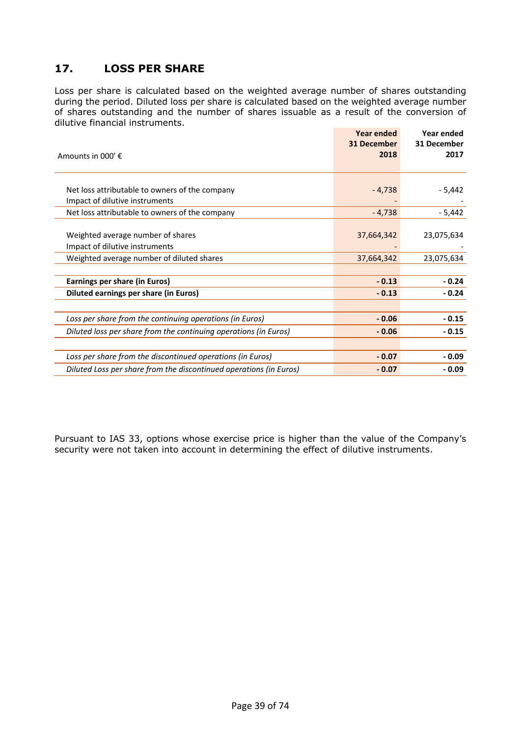## 17. LOSS PER SHARE

Loss per share is calculated based on the weighted average number of shares outstanding during the period. Diluted loss per share is calculated based on the weighted average number of shares outstanding and the number of shares issuable as a result of the conversion of dilutive financial instruments.

| Amounts in 000' € | Year ended 31 December 2018 | Year ended 31 December 2017 |
|---|---|---|
| Net loss attributable to owners of the company | - 4,738 | - 5,442 |
| Impact of dilutive instruments | - | - |
| Net loss attributable to owners of the company | - 4,738 | - 5,442 |
| Weighted average number of shares | 37,664,342 | 23,075,634 |
| Impact of dilutive instruments | - | - |
| Weighted average number of diluted shares | 37,664,342 | 23,075,634 |
| **Earnings per share (in Euros)** | **- 0.13** | **- 0.24** |
| **Diluted earnings per share (in Euros)** | **- 0.13** | **- 0.24** |
| *Loss per share from the continuing operations (in Euros)* | **- 0.06** | **- 0.15** |
| *Diluted loss per share from the continuing operations (in Euros)* | **- 0.06** | **- 0.15** |
| *Loss per share from the discontinued operations (in Euros)* | **- 0.07** | **- 0.09** |
| *Diluted Loss per share from the discontinued operations (in Euros)* | **- 0.07** | **- 0.09** |

Pursuant to IAS 33, options whose exercise price is higher than the value of the Company's security were not taken into account in determining the effect of dilutive instruments.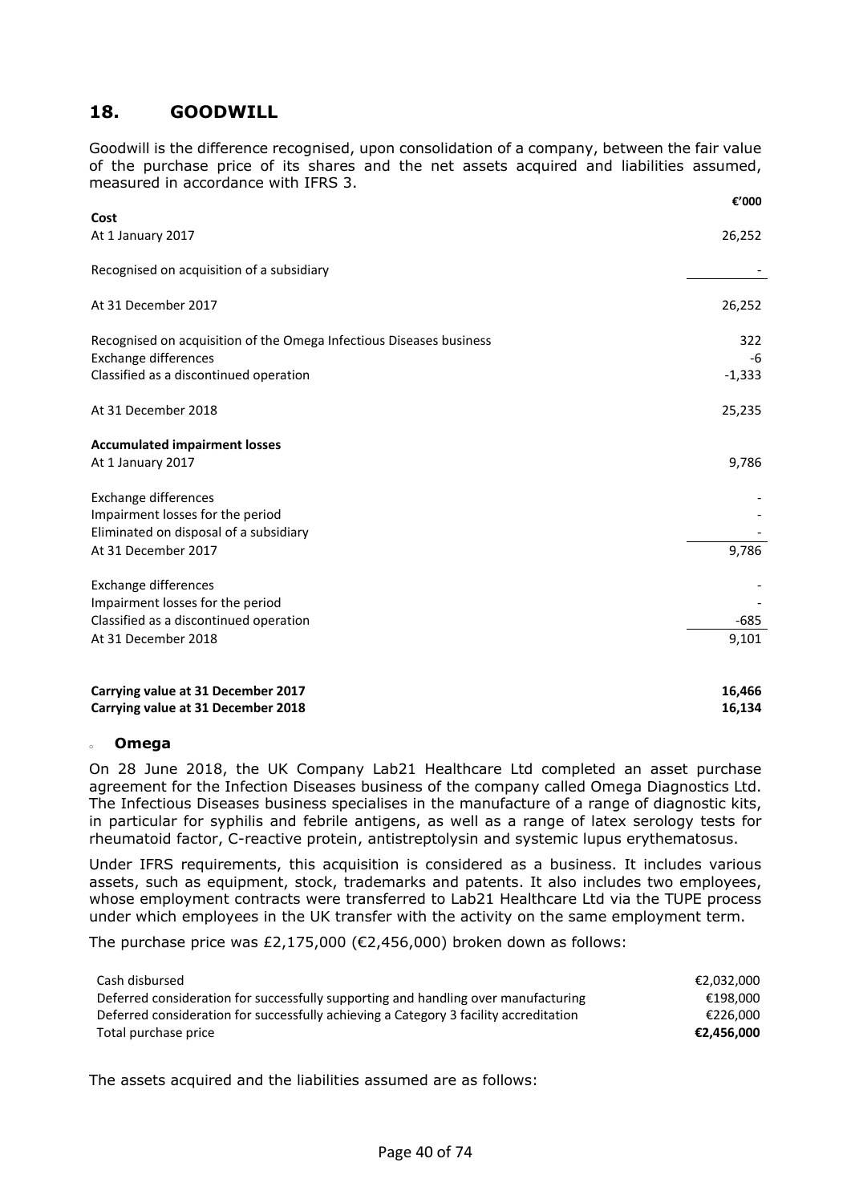## 18. GOODWILL

Goodwill is the difference recognised, upon consolidation of a company, between the fair value of the purchase price of its shares and the net assets acquired and liabilities assumed, measured in accordance with IFRS 3.

| | €'000 |
|---|---|
| **Cost** | |
| At 1 January 2017 | 26,252 |
| Recognised on acquisition of a subsidiary | - |
| At 31 December 2017 | 26,252 |
| Recognised on acquisition of the Omega Infectious Diseases business | 322 |
| Exchange differences | -6 |
| Classified as a discontinued operation | -1,333 |
| At 31 December 2018 | 25,235 |
| **Accumulated impairment losses** | |
| At 1 January 2017 | 9,786 |
| Exchange differences | - |
| Impairment losses for the period | - |
| Eliminated on disposal of a subsidiary | - |
| At 31 December 2017 | 9,786 |
| Exchange differences | - |
| Impairment losses for the period | - |
| Classified as a discontinued operation | -685 |
| At 31 December 2018 | 9,101 |
| **Carrying value at 31 December 2017** | **16,466** |
| **Carrying value at 31 December 2018** | **16,134** |

- **Omega**

On 28 June 2018, the UK Company Lab21 Healthcare Ltd completed an asset purchase agreement for the Infection Diseases business of the company called Omega Diagnostics Ltd. The Infectious Diseases business specialises in the manufacture of a range of diagnostic kits, in particular for syphilis and febrile antigens, as well as a range of latex serology tests for rheumatoid factor, C-reactive protein, antistreptolysin and systemic lupus erythematosus.

Under IFRS requirements, this acquisition is considered as a business. It includes various assets, such as equipment, stock, trademarks and patents. It also includes two employees, whose employment contracts were transferred to Lab21 Healthcare Ltd via the TUPE process under which employees in the UK transfer with the activity on the same employment term.

The purchase price was £2,175,000 (€2,456,000) broken down as follows:

| | |
|---|---|
| Cash disbursed | €2,032,000 |
| Deferred consideration for successfully supporting and handling over manufacturing | €198,000 |
| Deferred consideration for successfully achieving a Category 3 facility accreditation | €226,000 |
| Total purchase price | **€2,456,000** |

The assets acquired and the liabilities assumed are as follows: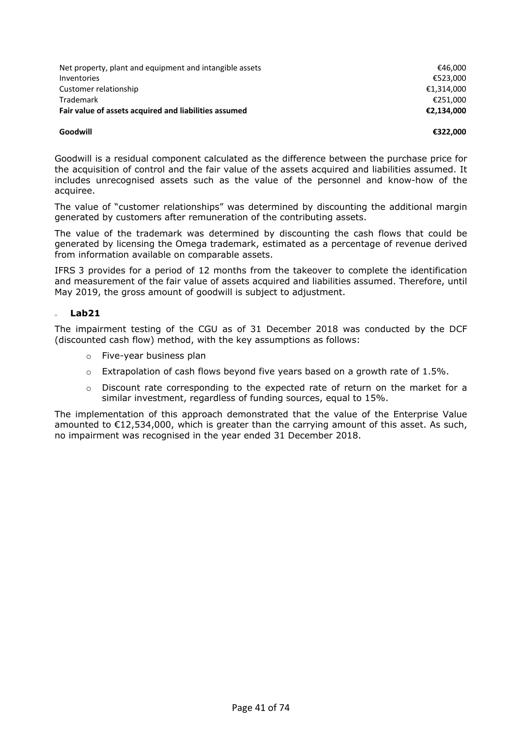| | |
|---|---|
| Net property, plant and equipment and intangible assets | €46,000 |
| Inventories | €523,000 |
| Customer relationship | €1,314,000 |
| Trademark | €251,000 |
| **Fair value of assets acquired and liabilities assumed** | **€2,134,000** |
| | |
| **Goodwill** | **€322,000** |

Goodwill is a residual component calculated as the difference between the purchase price for the acquisition of control and the fair value of the assets acquired and liabilities assumed. It includes unrecognised assets such as the value of the personnel and know-how of the acquiree.

The value of "customer relationships" was determined by discounting the additional margin generated by customers after remuneration of the contributing assets.

The value of the trademark was determined by discounting the cash flows that could be generated by licensing the Omega trademark, estimated as a percentage of revenue derived from information available on comparable assets.

IFRS 3 provides for a period of 12 months from the takeover to complete the identification and measurement of the fair value of assets acquired and liabilities assumed. Therefore, until May 2019, the gross amount of goodwill is subject to adjustment.

- **Lab21**

The impairment testing of the CGU as of 31 December 2018 was conducted by the DCF (discounted cash flow) method, with the key assumptions as follows:

- Five-year business plan
- Extrapolation of cash flows beyond five years based on a growth rate of 1.5%.
- Discount rate corresponding to the expected rate of return on the market for a similar investment, regardless of funding sources, equal to 15%.

The implementation of this approach demonstrated that the value of the Enterprise Value amounted to €12,534,000, which is greater than the carrying amount of this asset. As such, no impairment was recognised in the year ended 31 December 2018.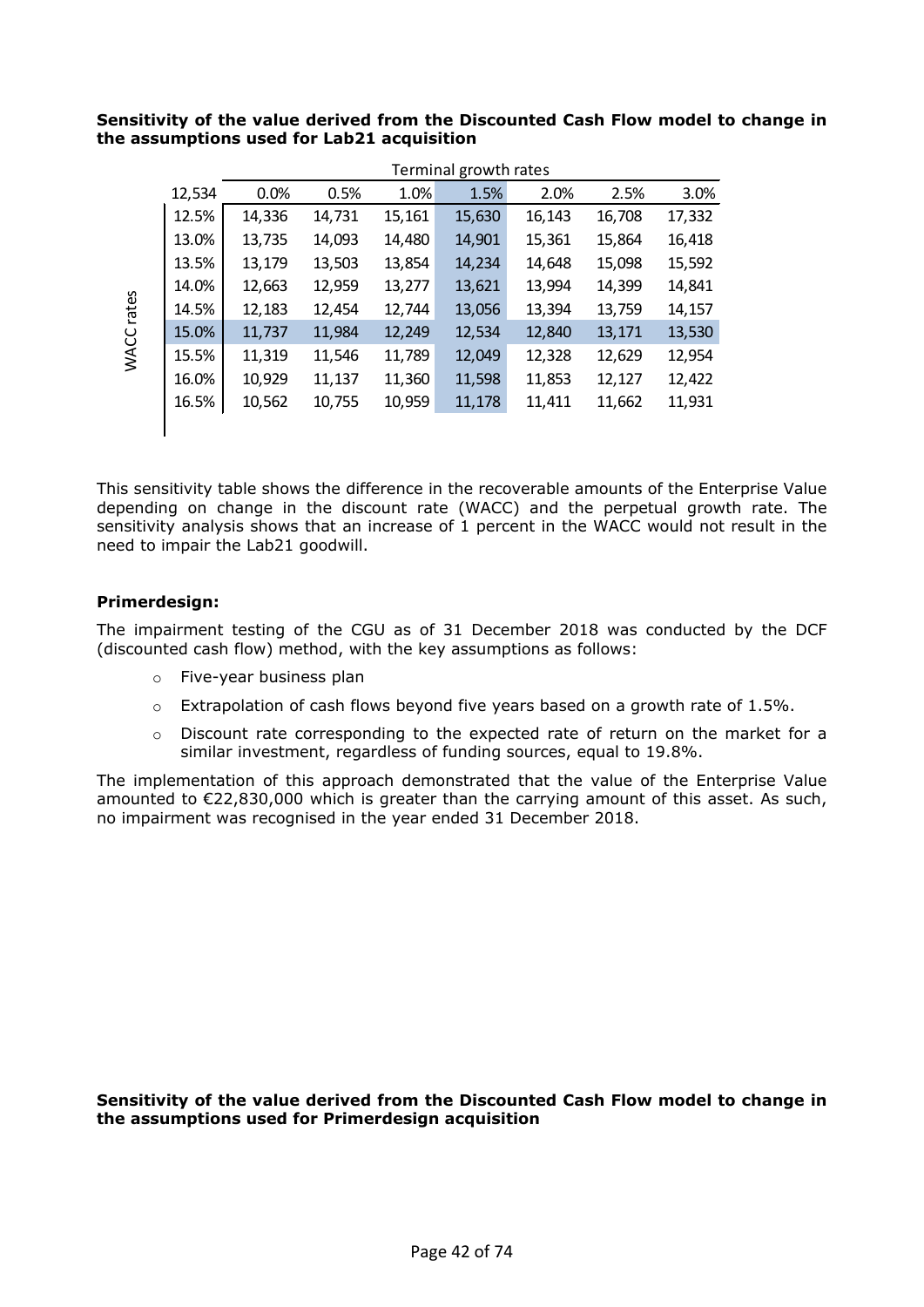**Sensitivity of the value derived from the Discounted Cash Flow model to change in the assumptions used for Lab21 acquisition**

| | Terminal growth rates | | | | | | |
|---|---|---|---|---|---|---|---|
| 12,534 | 0.0% | 0.5% | 1.0% | 1.5% | 2.0% | 2.5% | 3.0% |
| **WACC rates** 12.5% | 14,336 | 14,731 | 15,161 | 15,630 | 16,143 | 16,708 | 17,332 |
| 13.0% | 13,735 | 14,093 | 14,480 | 14,901 | 15,361 | 15,864 | 16,418 |
| 13.5% | 13,179 | 13,503 | 13,854 | 14,234 | 14,648 | 15,098 | 15,592 |
| 14.0% | 12,663 | 12,959 | 13,277 | 13,621 | 13,994 | 14,399 | 14,841 |
| 14.5% | 12,183 | 12,454 | 12,744 | 13,056 | 13,394 | 13,759 | 14,157 |
| 15.0% | 11,737 | 11,984 | 12,249 | 12,534 | 12,840 | 13,171 | 13,530 |
| 15.5% | 11,319 | 11,546 | 11,789 | 12,049 | 12,328 | 12,629 | 12,954 |
| 16.0% | 10,929 | 11,137 | 11,360 | 11,598 | 11,853 | 12,127 | 12,422 |
| 16.5% | 10,562 | 10,755 | 10,959 | 11,178 | 11,411 | 11,662 | 11,931 |

This sensitivity table shows the difference in the recoverable amounts of the Enterprise Value depending on change in the discount rate (WACC) and the perpetual growth rate. The sensitivity analysis shows that an increase of 1 percent in the WACC would not result in the need to impair the Lab21 goodwill.

**Primerdesign:**

The impairment testing of the CGU as of 31 December 2018 was conducted by the DCF (discounted cash flow) method, with the key assumptions as follows:

- Five-year business plan
- Extrapolation of cash flows beyond five years based on a growth rate of 1.5%.
- Discount rate corresponding to the expected rate of return on the market for a similar investment, regardless of funding sources, equal to 19.8%.

The implementation of this approach demonstrated that the value of the Enterprise Value amounted to €22,830,000 which is greater than the carrying amount of this asset. As such, no impairment was recognised in the year ended 31 December 2018.

**Sensitivity of the value derived from the Discounted Cash Flow model to change in the assumptions used for Primerdesign acquisition**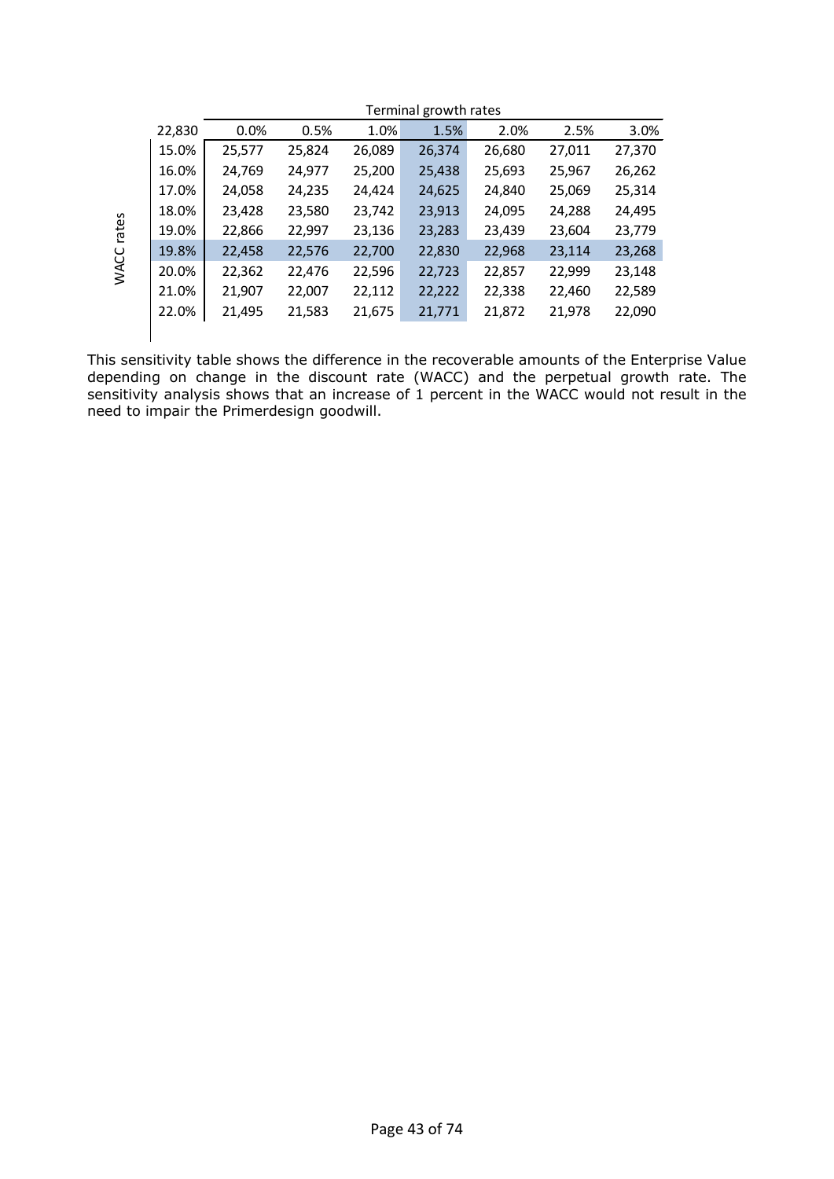| | | Terminal growth rates | | | | | | |
|---|---|---|---|---|---|---|---|---|
| | 22,830 | 0.0% | 0.5% | 1.0% | 1.5% | 2.0% | 2.5% | 3.0% |
| WACC rates | 15.0% | 25,577 | 25,824 | 26,089 | 26,374 | 26,680 | 27,011 | 27,370 |
| | 16.0% | 24,769 | 24,977 | 25,200 | 25,438 | 25,693 | 25,967 | 26,262 |
| | 17.0% | 24,058 | 24,235 | 24,424 | 24,625 | 24,840 | 25,069 | 25,314 |
| | 18.0% | 23,428 | 23,580 | 23,742 | 23,913 | 24,095 | 24,288 | 24,495 |
| | 19.0% | 22,866 | 22,997 | 23,136 | 23,283 | 23,439 | 23,604 | 23,779 |
| | 19.8% | 22,458 | 22,576 | 22,700 | 22,830 | 22,968 | 23,114 | 23,268 |
| | 20.0% | 22,362 | 22,476 | 22,596 | 22,723 | 22,857 | 22,999 | 23,148 |
| | 21.0% | 21,907 | 22,007 | 22,112 | 22,222 | 22,338 | 22,460 | 22,589 |
| | 22.0% | 21,495 | 21,583 | 21,675 | 21,771 | 21,872 | 21,978 | 22,090 |

This sensitivity table shows the difference in the recoverable amounts of the Enterprise Value depending on change in the discount rate (WACC) and the perpetual growth rate. The sensitivity analysis shows that an increase of 1 percent in the WACC would not result in the need to impair the Primerdesign goodwill.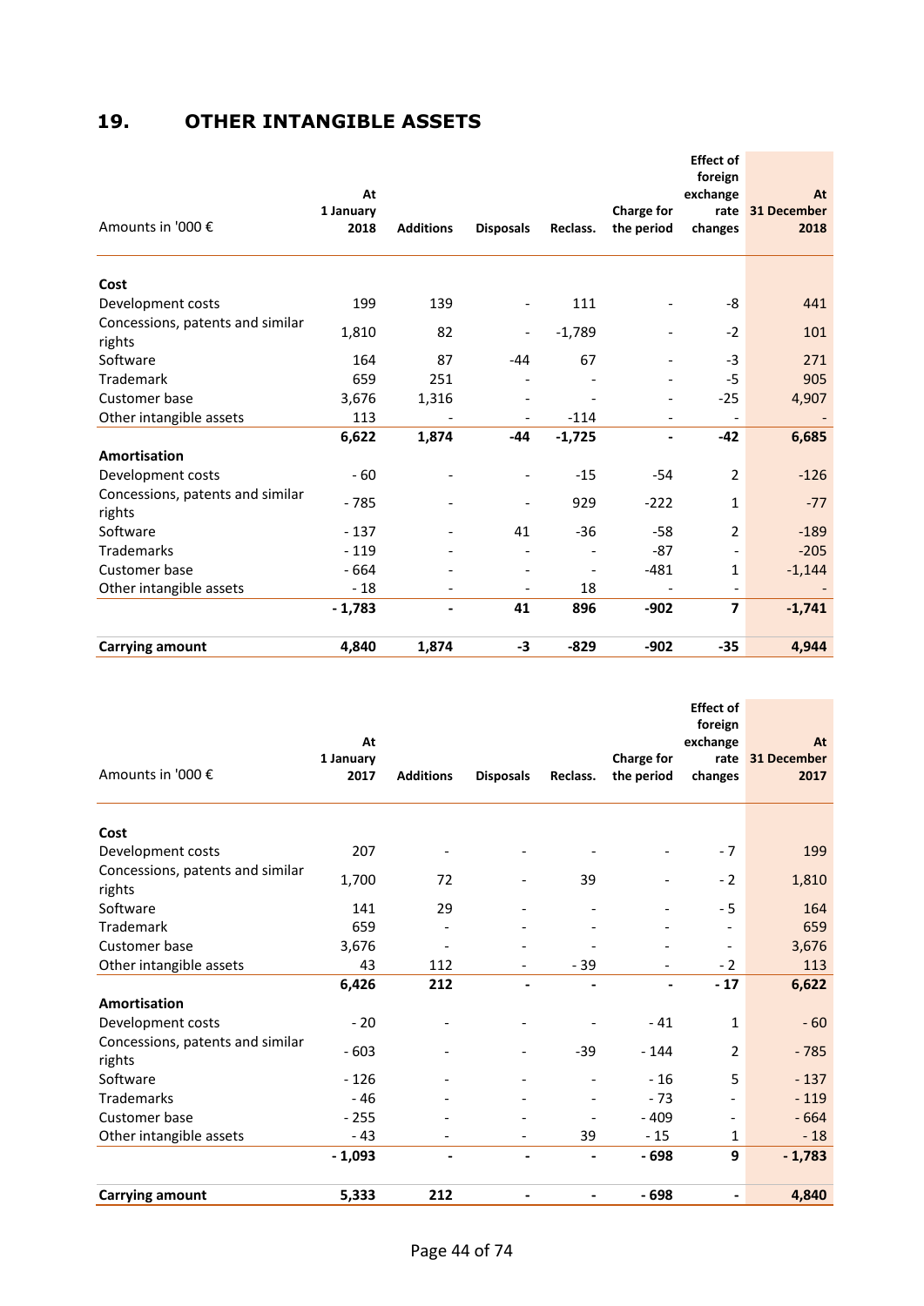## 19. OTHER INTANGIBLE ASSETS

| Amounts in '000 € | At 1 January 2018 | Additions | Disposals | Reclass. | Charge for the period | Effect of foreign exchange rate changes | At 31 December 2018 |
|---|---|---|---|---|---|---|---|
| **Cost** | | | | | | | |
| Development costs | 199 | 139 | - | 111 | - | -8 | 441 |
| Concessions, patents and similar rights | 1,810 | 82 | - | -1,789 | - | -2 | 101 |
| Software | 164 | 87 | -44 | 67 | - | -3 | 271 |
| Trademark | 659 | 251 | - | - | - | -5 | 905 |
| Customer base | 3,676 | 1,316 | - | - | - | -25 | 4,907 |
| Other intangible assets | 113 | - | - | -114 | - | - | - |
| | **6,622** | **1,874** | **-44** | **-1,725** | **-** | **-42** | **6,685** |
| **Amortisation** | | | | | | | |
| Development costs | - 60 | - | - | -15 | -54 | 2 | -126 |
| Concessions, patents and similar rights | - 785 | - | - | 929 | -222 | 1 | -77 |
| Software | - 137 | - | 41 | -36 | -58 | 2 | -189 |
| Trademarks | - 119 | - | - | - | -87 | - | -205 |
| Customer base | - 664 | - | - | - | -481 | 1 | -1,144 |
| Other intangible assets | - 18 | - | - | 18 | - | - | - |
| | **- 1,783** | **-** | **41** | **896** | **-902** | **7** | **-1,741** |
| **Carrying amount** | **4,840** | **1,874** | **-3** | **-829** | **-902** | **-35** | **4,944** |

| Amounts in '000 € | At 1 January 2017 | Additions | Disposals | Reclass. | Charge for the period | Effect of foreign exchange rate changes | At 31 December 2017 |
|---|---|---|---|---|---|---|---|
| **Cost** | | | | | | | |
| Development costs | 207 | - | - | - | - | - 7 | 199 |
| Concessions, patents and similar rights | 1,700 | 72 | - | 39 | - | - 2 | 1,810 |
| Software | 141 | 29 | - | - | - | - 5 | 164 |
| Trademark | 659 | - | - | - | - | - | 659 |
| Customer base | 3,676 | - | - | - | - | - | 3,676 |
| Other intangible assets | 43 | 112 | - | - 39 | - | - 2 | 113 |
| | **6,426** | **212** | **-** | **-** | **-** | **- 17** | **6,622** |
| **Amortisation** | | | | | | | |
| Development costs | - 20 | - | - | - | - 41 | 1 | - 60 |
| Concessions, patents and similar rights | - 603 | - | - | -39 | - 144 | 2 | - 785 |
| Software | - 126 | - | - | - | - 16 | 5 | - 137 |
| Trademarks | - 46 | - | - | - | - 73 | - | - 119 |
| Customer base | - 255 | - | - | - | - 409 | - | - 664 |
| Other intangible assets | - 43 | - | - | 39 | - 15 | 1 | - 18 |
| | **- 1,093** | **-** | **-** | **-** | **- 698** | **9** | **- 1,783** |
| **Carrying amount** | **5,333** | **212** | **-** | **-** | **- 698** | **-** | **4,840** |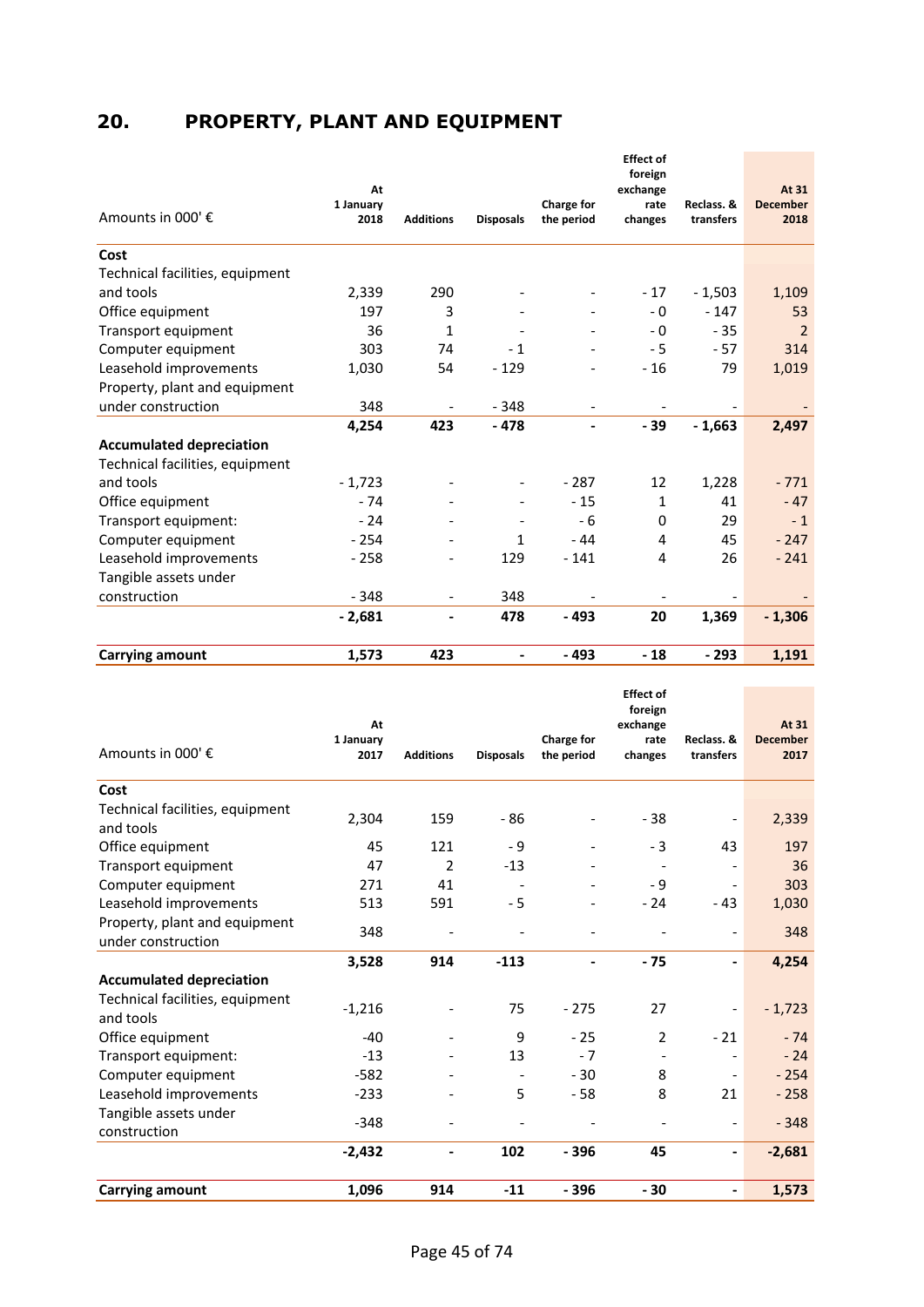## 20. PROPERTY, PLANT AND EQUIPMENT

| Amounts in 000' € | At 1 January 2018 | Additions | Disposals | Charge for the period | Effect of foreign exchange rate changes | Reclass. & transfers | At 31 December 2018 |
|---|---|---|---|---|---|---|---|
| **Cost** | | | | | | | |
| Technical facilities, equipment and tools | 2,339 | 290 | - | - | - 17 | - 1,503 | 1,109 |
| Office equipment | 197 | 3 | - | - | - 0 | - 147 | 53 |
| Transport equipment | 36 | 1 | - | - | - 0 | - 35 | 2 |
| Computer equipment | 303 | 74 | - 1 | - | - 5 | - 57 | 314 |
| Leasehold improvements | 1,030 | 54 | - 129 | - | - 16 | 79 | 1,019 |
| Property, plant and equipment under construction | 348 | - | - 348 | - | - | - | - |
| | **4,254** | **423** | **- 478** | **-** | **- 39** | **- 1,663** | **2,497** |
| **Accumulated depreciation** | | | | | | | |
| Technical facilities, equipment and tools | - 1,723 | - | - | - 287 | 12 | 1,228 | - 771 |
| Office equipment | - 74 | - | - | - 15 | 1 | 41 | - 47 |
| Transport equipment: | - 24 | - | - | - 6 | 0 | 29 | - 1 |
| Computer equipment | - 254 | - | 1 | - 44 | 4 | 45 | - 247 |
| Leasehold improvements | - 258 | - | 129 | - 141 | 4 | 26 | - 241 |
| Tangible assets under construction | - 348 | - | 348 | - | - | - | - |
| | **- 2,681** | **-** | **478** | **- 493** | **20** | **1,369** | **- 1,306** |
| **Carrying amount** | **1,573** | **423** | **-** | **- 493** | **- 18** | **- 293** | **1,191** |

| Amounts in 000' € | At 1 January 2017 | Additions | Disposals | Charge for the period | Effect of foreign exchange rate changes | Reclass. & transfers | At 31 December 2017 |
|---|---|---|---|---|---|---|---|
| **Cost** | | | | | | | |
| Technical facilities, equipment and tools | 2,304 | 159 | - 86 | - | - 38 | - | 2,339 |
| Office equipment | 45 | 121 | - 9 | - | - 3 | 43 | 197 |
| Transport equipment | 47 | 2 | -13 | - | - | - | 36 |
| Computer equipment | 271 | 41 | - | - | - 9 | - | 303 |
| Leasehold improvements | 513 | 591 | - 5 | - | - 24 | - 43 | 1,030 |
| Property, plant and equipment under construction | 348 | - | - | - | - | - | 348 |
| | **3,528** | **914** | **-113** | **-** | **- 75** | **-** | **4,254** |
| **Accumulated depreciation** | | | | | | | |
| Technical facilities, equipment and tools | -1,216 | - | 75 | - 275 | 27 | - | - 1,723 |
| Office equipment | -40 | - | 9 | - 25 | 2 | - 21 | - 74 |
| Transport equipment: | -13 | - | 13 | - 7 | - | - | - 24 |
| Computer equipment | -582 | - | - | - 30 | 8 | - | - 254 |
| Leasehold improvements | -233 | - | 5 | - 58 | 8 | 21 | - 258 |
| Tangible assets under construction | -348 | - | - | - | - | - | - 348 |
| | **-2,432** | **-** | **102** | **- 396** | **45** | **-** | **-2,681** |
| **Carrying amount** | **1,096** | **914** | **-11** | **- 396** | **- 30** | **-** | **1,573** |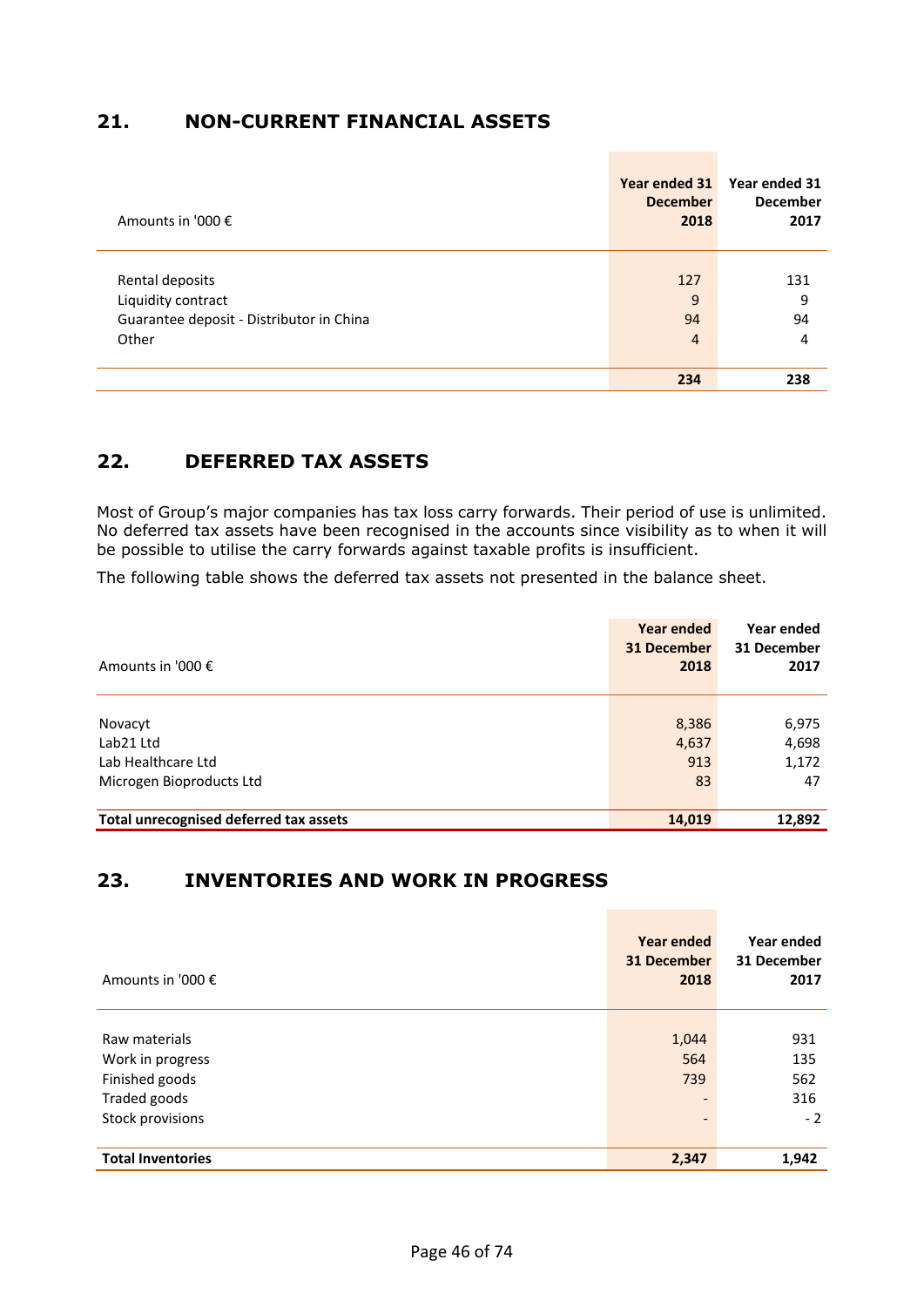## 21. NON-CURRENT FINANCIAL ASSETS

| Amounts in '000 € | Year ended 31 December 2018 | Year ended 31 December 2017 |
|---|---|---|
| Rental deposits | 127 | 131 |
| Liquidity contract | 9 | 9 |
| Guarantee deposit - Distributor in China | 94 | 94 |
| Other | 4 | 4 |
| | **234** | **238** |

## 22. DEFERRED TAX ASSETS

Most of Group's major companies has tax loss carry forwards. Their period of use is unlimited. No deferred tax assets have been recognised in the accounts since visibility as to when it will be possible to utilise the carry forwards against taxable profits is insufficient.

The following table shows the deferred tax assets not presented in the balance sheet.

| Amounts in '000 € | Year ended 31 December 2018 | Year ended 31 December 2017 |
|---|---|---|
| Novacyt | 8,386 | 6,975 |
| Lab21 Ltd | 4,637 | 4,698 |
| Lab Healthcare Ltd | 913 | 1,172 |
| Microgen Bioproducts Ltd | 83 | 47 |
| **Total unrecognised deferred tax assets** | **14,019** | **12,892** |

## 23. INVENTORIES AND WORK IN PROGRESS

| Amounts in '000 € | Year ended 31 December 2018 | Year ended 31 December 2017 |
|---|---|---|
| Raw materials | 1,044 | 931 |
| Work in progress | 564 | 135 |
| Finished goods | 739 | 562 |
| Traded goods | - | 316 |
| Stock provisions | - | - 2 |
| **Total Inventories** | **2,347** | **1,942** |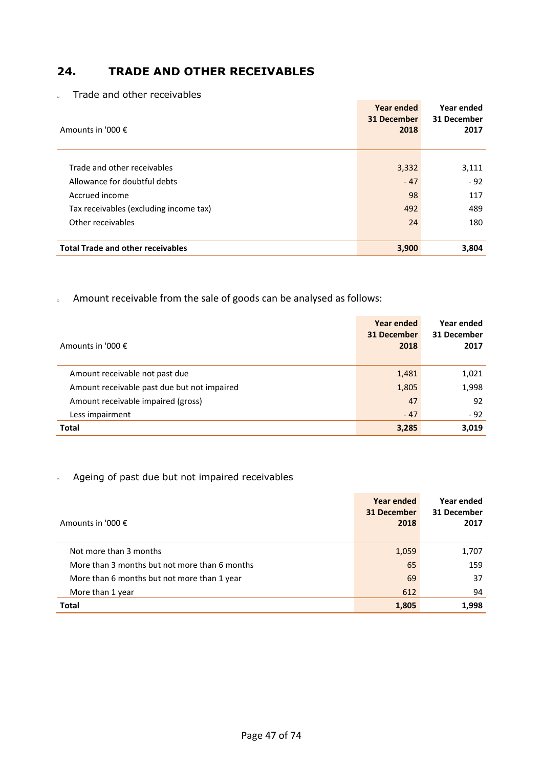## 24. TRADE AND OTHER RECEIVABLES

- Trade and other receivables

| Amounts in '000 € | Year ended 31 December 2018 | Year ended 31 December 2017 |
|---|---|---|
| Trade and other receivables | 3,332 | 3,111 |
| Allowance for doubtful debts | - 47 | - 92 |
| Accrued income | 98 | 117 |
| Tax receivables (excluding income tax) | 492 | 489 |
| Other receivables | 24 | 180 |
| **Total Trade and other receivables** | **3,900** | **3,804** |

- Amount receivable from the sale of goods can be analysed as follows:

| Amounts in '000 € | Year ended 31 December 2018 | Year ended 31 December 2017 |
|---|---|---|
| Amount receivable not past due | 1,481 | 1,021 |
| Amount receivable past due but not impaired | 1,805 | 1,998 |
| Amount receivable impaired (gross) | 47 | 92 |
| Less impairment | - 47 | - 92 |
| **Total** | **3,285** | **3,019** |

- Ageing of past due but not impaired receivables

| Amounts in '000 € | Year ended 31 December 2018 | Year ended 31 December 2017 |
|---|---|---|
| Not more than 3 months | 1,059 | 1,707 |
| More than 3 months but not more than 6 months | 65 | 159 |
| More than 6 months but not more than 1 year | 69 | 37 |
| More than 1 year | 612 | 94 |
| **Total** | **1,805** | **1,998** |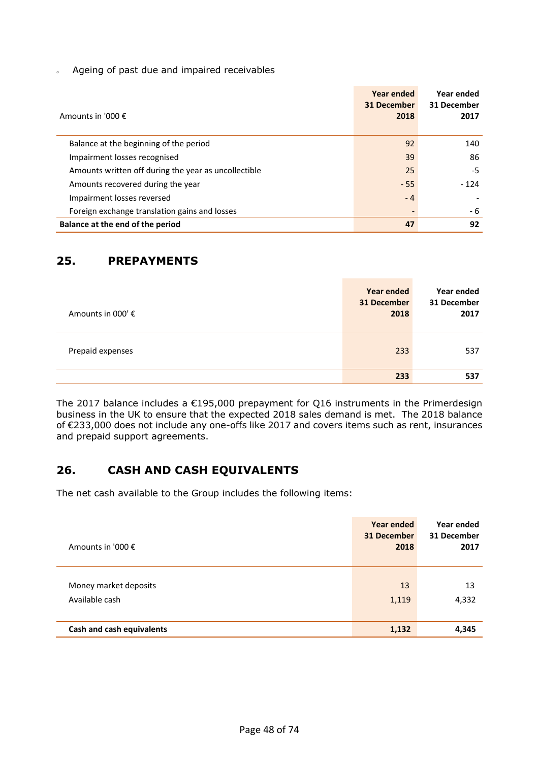- Ageing of past due and impaired receivables

| Amounts in '000 € | Year ended 31 December 2018 | Year ended 31 December 2017 |
|---|---|---|
| Balance at the beginning of the period | 92 | 140 |
| Impairment losses recognised | 39 | 86 |
| Amounts written off during the year as uncollectible | 25 | -5 |
| Amounts recovered during the year | - 55 | - 124 |
| Impairment losses reversed | - 4 | - |
| Foreign exchange translation gains and losses | - | - 6 |
| **Balance at the end of the period** | **47** | **92** |

## 25. PREPAYMENTS

| Amounts in 000' € | Year ended 31 December 2018 | Year ended 31 December 2017 |
|---|---|---|
| Prepaid expenses | 233 | 537 |
| | **233** | **537** |

The 2017 balance includes a €195,000 prepayment for Q16 instruments in the Primerdesign business in the UK to ensure that the expected 2018 sales demand is met. The 2018 balance of €233,000 does not include any one-offs like 2017 and covers items such as rent, insurances and prepaid support agreements.

## 26. CASH AND CASH EQUIVALENTS

The net cash available to the Group includes the following items:

| Amounts in '000 € | Year ended 31 December 2018 | Year ended 31 December 2017 |
|---|---|---|
| Money market deposits | 13 | 13 |
| Available cash | 1,119 | 4,332 |
| **Cash and cash equivalents** | **1,132** | **4,345** |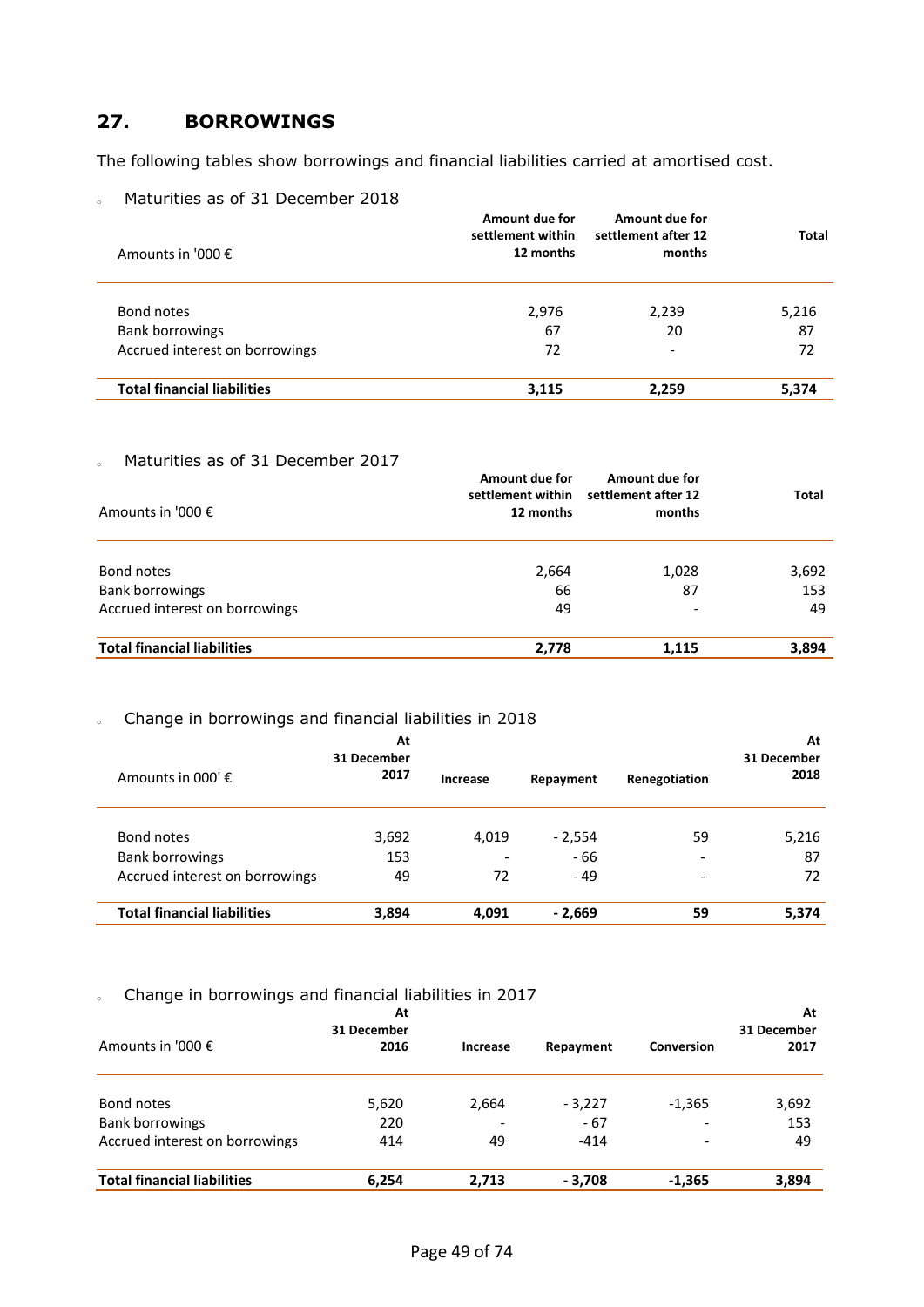## 27. BORROWINGS

The following tables show borrowings and financial liabilities carried at amortised cost.

- Maturities as of 31 December 2018

| Amounts in '000 € | Amount due for settlement within 12 months | Amount due for settlement after 12 months | Total |
|---|---|---|---|
| Bond notes | 2,976 | 2,239 | 5,216 |
| Bank borrowings | 67 | 20 | 87 |
| Accrued interest on borrowings | 72 | - | 72 |
| **Total financial liabilities** | **3,115** | **2,259** | **5,374** |

- Maturities as of 31 December 2017

| Amounts in '000 € | Amount due for settlement within 12 months | Amount due for settlement after 12 months | Total |
|---|---|---|---|
| Bond notes | 2,664 | 1,028 | 3,692 |
| Bank borrowings | 66 | 87 | 153 |
| Accrued interest on borrowings | 49 | - | 49 |
| **Total financial liabilities** | **2,778** | **1,115** | **3,894** |

- Change in borrowings and financial liabilities in 2018

| Amounts in 000' € | At 31 December 2017 | Increase | Repayment | Renegotiation | At 31 December 2018 |
|---|---|---|---|---|---|
| Bond notes | 3,692 | 4,019 | - 2,554 | 59 | 5,216 |
| Bank borrowings | 153 | - | - 66 | - | 87 |
| Accrued interest on borrowings | 49 | 72 | - 49 | - | 72 |
| **Total financial liabilities** | **3,894** | **4,091** | **- 2,669** | **59** | **5,374** |

- Change in borrowings and financial liabilities in 2017

| Amounts in '000 € | At 31 December 2016 | Increase | Repayment | Conversion | At 31 December 2017 |
|---|---|---|---|---|---|
| Bond notes | 5,620 | 2,664 | - 3,227 | -1,365 | 3,692 |
| Bank borrowings | 220 | - | - 67 | - | 153 |
| Accrued interest on borrowings | 414 | 49 | -414 | - | 49 |
| **Total financial liabilities** | **6,254** | **2,713** | **- 3,708** | **-1,365** | **3,894** |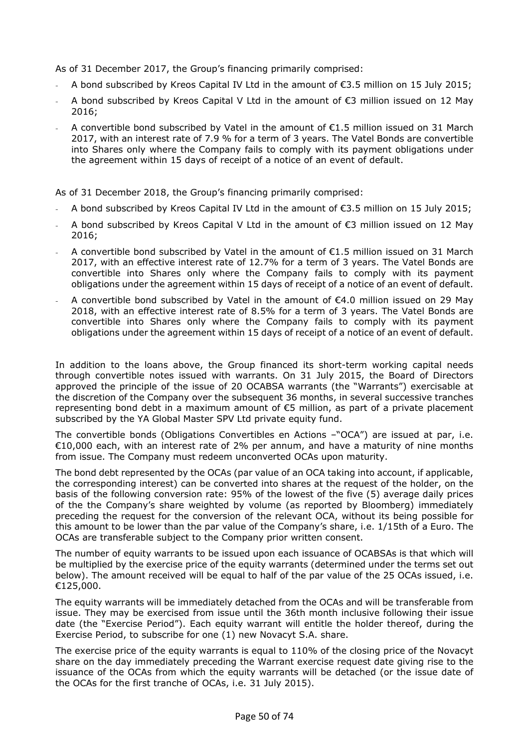As of 31 December 2017, the Group's financing primarily comprised:

- A bond subscribed by Kreos Capital IV Ltd in the amount of €3.5 million on 15 July 2015;
- A bond subscribed by Kreos Capital V Ltd in the amount of €3 million issued on 12 May 2016;
- A convertible bond subscribed by Vatel in the amount of €1.5 million issued on 31 March 2017, with an interest rate of 7.9 % for a term of 3 years. The Vatel Bonds are convertible into Shares only where the Company fails to comply with its payment obligations under the agreement within 15 days of receipt of a notice of an event of default.

As of 31 December 2018, the Group's financing primarily comprised:

- A bond subscribed by Kreos Capital IV Ltd in the amount of €3.5 million on 15 July 2015;
- A bond subscribed by Kreos Capital V Ltd in the amount of €3 million issued on 12 May 2016;
- A convertible bond subscribed by Vatel in the amount of €1.5 million issued on 31 March 2017, with an effective interest rate of 12.7% for a term of 3 years. The Vatel Bonds are convertible into Shares only where the Company fails to comply with its payment obligations under the agreement within 15 days of receipt of a notice of an event of default.
- A convertible bond subscribed by Vatel in the amount of €4.0 million issued on 29 May 2018, with an effective interest rate of 8.5% for a term of 3 years. The Vatel Bonds are convertible into Shares only where the Company fails to comply with its payment obligations under the agreement within 15 days of receipt of a notice of an event of default.

In addition to the loans above, the Group financed its short-term working capital needs through convertible notes issued with warrants. On 31 July 2015, the Board of Directors approved the principle of the issue of 20 OCABSA warrants (the "Warrants") exercisable at the discretion of the Company over the subsequent 36 months, in several successive tranches representing bond debt in a maximum amount of €5 million, as part of a private placement subscribed by the YA Global Master SPV Ltd private equity fund.

The convertible bonds (Obligations Convertibles en Actions –"OCA") are issued at par, i.e. €10,000 each, with an interest rate of 2% per annum, and have a maturity of nine months from issue. The Company must redeem unconverted OCAs upon maturity.

The bond debt represented by the OCAs (par value of an OCA taking into account, if applicable, the corresponding interest) can be converted into shares at the request of the holder, on the basis of the following conversion rate: 95% of the lowest of the five (5) average daily prices of the the Company's share weighted by volume (as reported by Bloomberg) immediately preceding the request for the conversion of the relevant OCA, without its being possible for this amount to be lower than the par value of the Company's share, i.e. 1/15th of a Euro. The OCAs are transferable subject to the Company prior written consent.

The number of equity warrants to be issued upon each issuance of OCABSAs is that which will be multiplied by the exercise price of the equity warrants (determined under the terms set out below). The amount received will be equal to half of the par value of the 25 OCAs issued, i.e. €125,000.

The equity warrants will be immediately detached from the OCAs and will be transferable from issue. They may be exercised from issue until the 36th month inclusive following their issue date (the "Exercise Period"). Each equity warrant will entitle the holder thereof, during the Exercise Period, to subscribe for one (1) new Novacyt S.A. share.

The exercise price of the equity warrants is equal to 110% of the closing price of the Novacyt share on the day immediately preceding the Warrant exercise request date giving rise to the issuance of the OCAs from which the equity warrants will be detached (or the issue date of the OCAs for the first tranche of OCAs, i.e. 31 July 2015).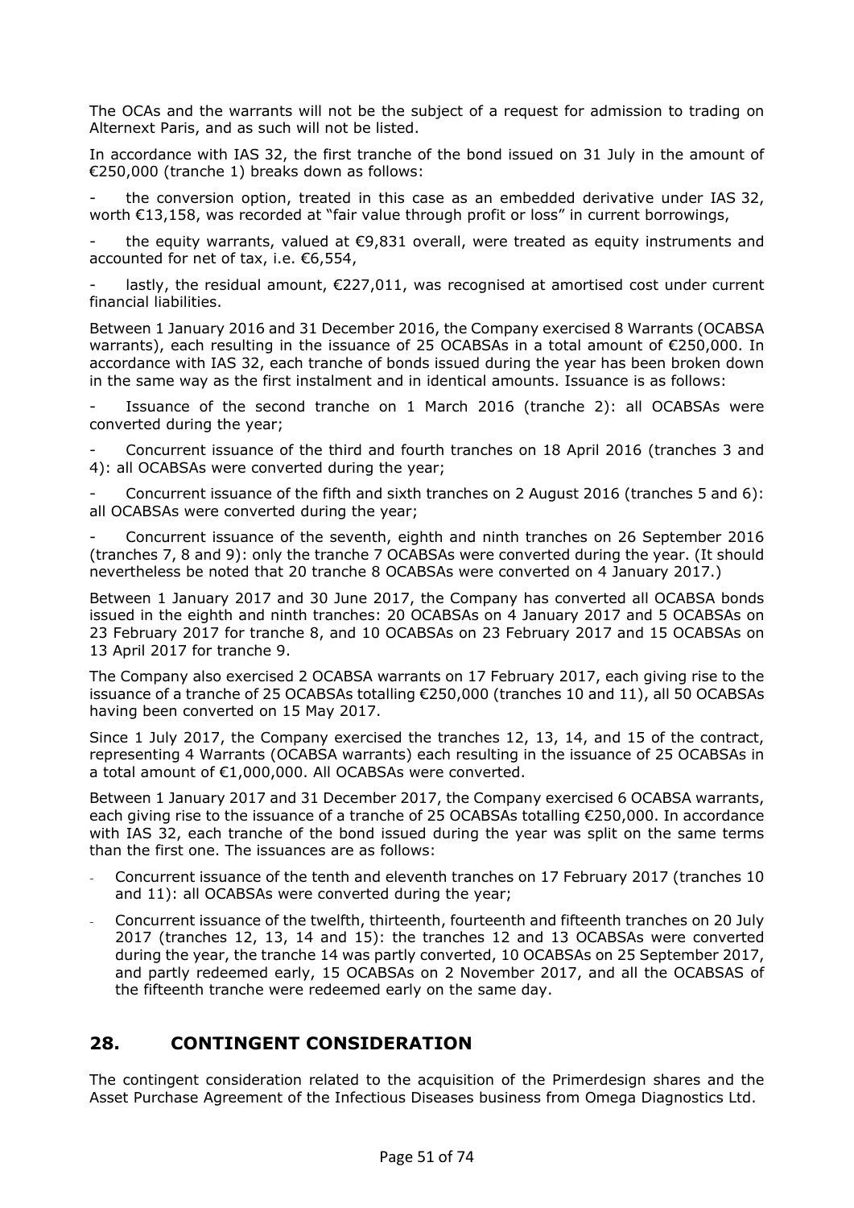The OCAs and the warrants will not be the subject of a request for admission to trading on Alternext Paris, and as such will not be listed.

In accordance with IAS 32, the first tranche of the bond issued on 31 July in the amount of €250,000 (tranche 1) breaks down as follows:

- the conversion option, treated in this case as an embedded derivative under IAS 32, worth €13,158, was recorded at "fair value through profit or loss" in current borrowings,
- the equity warrants, valued at €9,831 overall, were treated as equity instruments and accounted for net of tax, i.e. €6,554,
- lastly, the residual amount, €227,011, was recognised at amortised cost under current financial liabilities.

Between 1 January 2016 and 31 December 2016, the Company exercised 8 Warrants (OCABSA warrants), each resulting in the issuance of 25 OCABSAs in a total amount of €250,000. In accordance with IAS 32, each tranche of bonds issued during the year has been broken down in the same way as the first instalment and in identical amounts. Issuance is as follows:

- Issuance of the second tranche on 1 March 2016 (tranche 2): all OCABSAs were converted during the year;
- Concurrent issuance of the third and fourth tranches on 18 April 2016 (tranches 3 and 4): all OCABSAs were converted during the year;
- Concurrent issuance of the fifth and sixth tranches on 2 August 2016 (tranches 5 and 6): all OCABSAs were converted during the year;
- Concurrent issuance of the seventh, eighth and ninth tranches on 26 September 2016 (tranches 7, 8 and 9): only the tranche 7 OCABSAs were converted during the year. (It should nevertheless be noted that 20 tranche 8 OCABSAs were converted on 4 January 2017.)

Between 1 January 2017 and 30 June 2017, the Company has converted all OCABSA bonds issued in the eighth and ninth tranches: 20 OCABSAs on 4 January 2017 and 5 OCABSAs on 23 February 2017 for tranche 8, and 10 OCABSAs on 23 February 2017 and 15 OCABSAs on 13 April 2017 for tranche 9.

The Company also exercised 2 OCABSA warrants on 17 February 2017, each giving rise to the issuance of a tranche of 25 OCABSAs totalling €250,000 (tranches 10 and 11), all 50 OCABSAs having been converted on 15 May 2017.

Since 1 July 2017, the Company exercised the tranches 12, 13, 14, and 15 of the contract, representing 4 Warrants (OCABSA warrants) each resulting in the issuance of 25 OCABSAs in a total amount of €1,000,000. All OCABSAs were converted.

Between 1 January 2017 and 31 December 2017, the Company exercised 6 OCABSA warrants, each giving rise to the issuance of a tranche of 25 OCABSAs totalling €250,000. In accordance with IAS 32, each tranche of the bond issued during the year was split on the same terms than the first one. The issuances are as follows:

- Concurrent issuance of the tenth and eleventh tranches on 17 February 2017 (tranches 10 and 11): all OCABSAs were converted during the year;
- Concurrent issuance of the twelfth, thirteenth, fourteenth and fifteenth tranches on 20 July 2017 (tranches 12, 13, 14 and 15): the tranches 12 and 13 OCABSAs were converted during the year, the tranche 14 was partly converted, 10 OCABSAs on 25 September 2017, and partly redeemed early, 15 OCABSAs on 2 November 2017, and all the OCABSAS of the fifteenth tranche were redeemed early on the same day.

## 28. CONTINGENT CONSIDERATION

The contingent consideration related to the acquisition of the Primerdesign shares and the Asset Purchase Agreement of the Infectious Diseases business from Omega Diagnostics Ltd.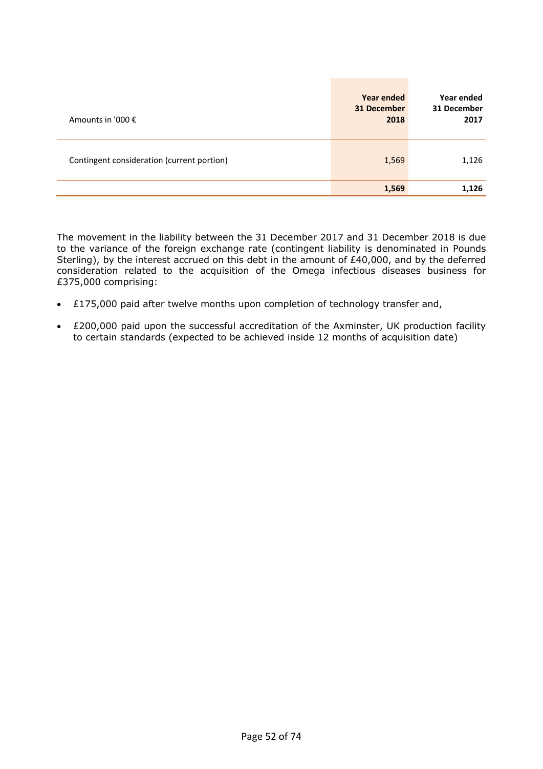| Amounts in '000 € | Year ended 31 December 2018 | Year ended 31 December 2017 |
|---|---|---|
| Contingent consideration (current portion) | 1,569 | 1,126 |
| | **1,569** | **1,126** |

The movement in the liability between the 31 December 2017 and 31 December 2018 is due to the variance of the foreign exchange rate (contingent liability is denominated in Pounds Sterling), by the interest accrued on this debt in the amount of £40,000, and by the deferred consideration related to the acquisition of the Omega infectious diseases business for £375,000 comprising:

- £175,000 paid after twelve months upon completion of technology transfer and,
- £200,000 paid upon the successful accreditation of the Axminster, UK production facility to certain standards (expected to be achieved inside 12 months of acquisition date)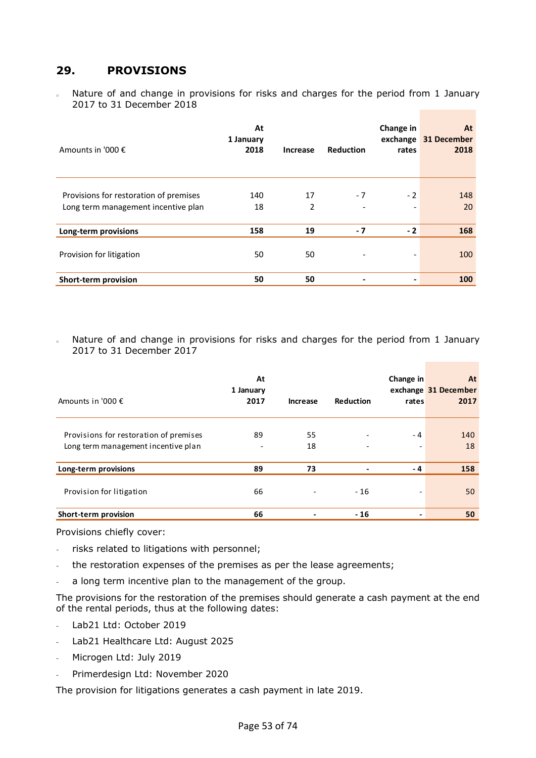## 29. PROVISIONS

- Nature of and change in provisions for risks and charges for the period from 1 January 2017 to 31 December 2018

| Amounts in '000 € | At 1 January 2018 | Increase | Reduction | Change in exchange rates | At 31 December 2018 |
|---|---|---|---|---|---|
| Provisions for restoration of premises | 140 | 17 | - 7 | - 2 | 148 |
| Long term management incentive plan | 18 | 2 | - | - | 20 |
| **Long-term provisions** | **158** | **19** | **- 7** | **- 2** | **168** |
| Provision for litigation | 50 | 50 | - | - | 100 |
| **Short-term provision** | **50** | **50** | **-** | **-** | **100** |

- Nature of and change in provisions for risks and charges for the period from 1 January 2017 to 31 December 2017

| Amounts in '000 € | At 1 January 2017 | Increase | Reduction | Change in exchange rates | At 31 December 2017 |
|---|---|---|---|---|---|
| Provisions for restoration of premises | 89 | 55 | - | - 4 | 140 |
| Long term management incentive plan | - | 18 | - | - | 18 |
| **Long-term provisions** | **89** | **73** | **-** | **- 4** | **158** |
| Provision for litigation | 66 | - | - 16 | - | 50 |
| **Short-term provision** | **66** | **-** | **- 16** | **-** | **50** |

Provisions chiefly cover:

- risks related to litigations with personnel;
- the restoration expenses of the premises as per the lease agreements;
- a long term incentive plan to the management of the group.

The provisions for the restoration of the premises should generate a cash payment at the end of the rental periods, thus at the following dates:

- Lab21 Ltd: October 2019
- Lab21 Healthcare Ltd: August 2025
- Microgen Ltd: July 2019
- Primerdesign Ltd: November 2020

The provision for litigations generates a cash payment in late 2019.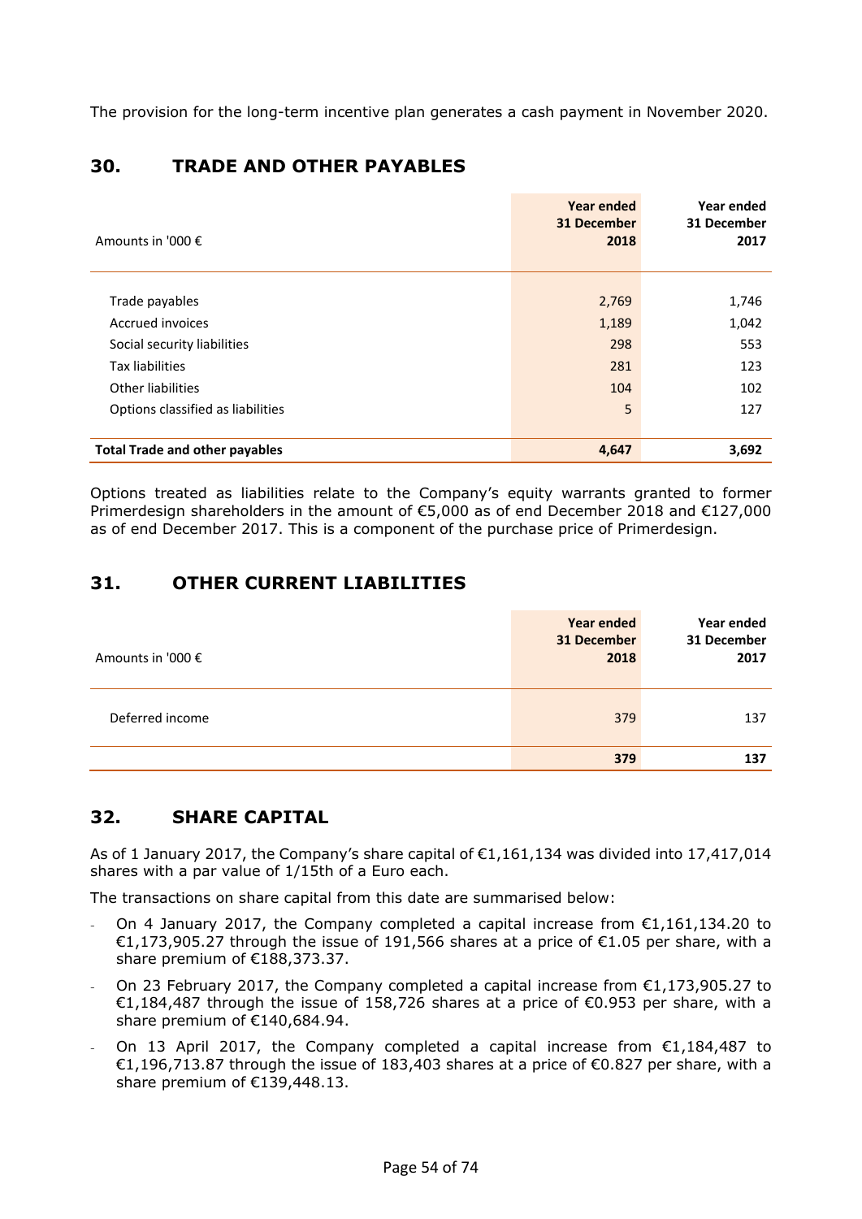The provision for the long-term incentive plan generates a cash payment in November 2020.

## 30. TRADE AND OTHER PAYABLES

| Amounts in '000 € | Year ended 31 December 2018 | Year ended 31 December 2017 |
|---|---|---|
| Trade payables | 2,769 | 1,746 |
| Accrued invoices | 1,189 | 1,042 |
| Social security liabilities | 298 | 553 |
| Tax liabilities | 281 | 123 |
| Other liabilities | 104 | 102 |
| Options classified as liabilities | 5 | 127 |
| **Total Trade and other payables** | **4,647** | **3,692** |

Options treated as liabilities relate to the Company's equity warrants granted to former Primerdesign shareholders in the amount of €5,000 as of end December 2018 and €127,000 as of end December 2017. This is a component of the purchase price of Primerdesign.

## 31. OTHER CURRENT LIABILITIES

| Amounts in '000 € | Year ended 31 December 2018 | Year ended 31 December 2017 |
|---|---|---|
| Deferred income | 379 | 137 |
| | **379** | **137** |

## 32. SHARE CAPITAL

As of 1 January 2017, the Company's share capital of €1,161,134 was divided into 17,417,014 shares with a par value of 1/15th of a Euro each.

The transactions on share capital from this date are summarised below:

- On 4 January 2017, the Company completed a capital increase from €1,161,134.20 to €1,173,905.27 through the issue of 191,566 shares at a price of €1.05 per share, with a share premium of €188,373.37.
- On 23 February 2017, the Company completed a capital increase from €1,173,905.27 to €1,184,487 through the issue of 158,726 shares at a price of €0.953 per share, with a share premium of €140,684.94.
- On 13 April 2017, the Company completed a capital increase from €1,184,487 to €1,196,713.87 through the issue of 183,403 shares at a price of €0.827 per share, with a share premium of €139,448.13.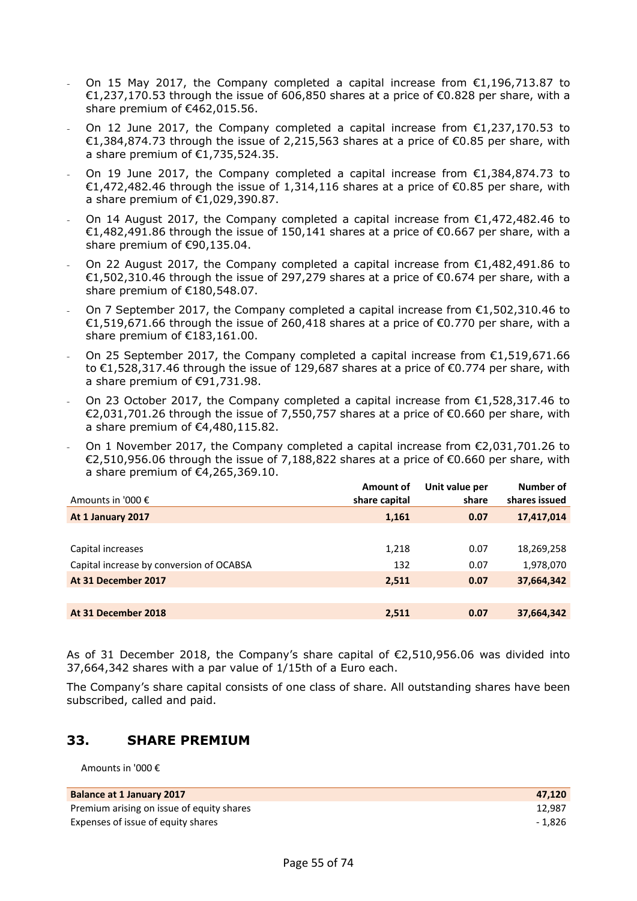- On 15 May 2017, the Company completed a capital increase from €1,196,713.87 to €1,237,170.53 through the issue of 606,850 shares at a price of €0.828 per share, with a share premium of €462,015.56.
- On 12 June 2017, the Company completed a capital increase from €1,237,170.53 to €1,384,874.73 through the issue of 2,215,563 shares at a price of €0.85 per share, with a share premium of €1,735,524.35.
- On 19 June 2017, the Company completed a capital increase from €1,384,874.73 to €1,472,482.46 through the issue of 1,314,116 shares at a price of €0.85 per share, with a share premium of €1,029,390.87.
- On 14 August 2017, the Company completed a capital increase from €1,472,482.46 to €1,482,491.86 through the issue of 150,141 shares at a price of €0.667 per share, with a share premium of €90,135.04.
- On 22 August 2017, the Company completed a capital increase from €1,482,491.86 to €1,502,310.46 through the issue of 297,279 shares at a price of €0.674 per share, with a share premium of €180,548.07.
- On 7 September 2017, the Company completed a capital increase from €1,502,310.46 to €1,519,671.66 through the issue of 260,418 shares at a price of €0.770 per share, with a share premium of €183,161.00.
- On 25 September 2017, the Company completed a capital increase from €1,519,671.66 to €1,528,317.46 through the issue of 129,687 shares at a price of €0.774 per share, with a share premium of €91,731.98.
- On 23 October 2017, the Company completed a capital increase from €1,528,317.46 to €2,031,701.26 through the issue of 7,550,757 shares at a price of €0.660 per share, with a share premium of €4,480,115.82.
- On 1 November 2017, the Company completed a capital increase from €2,031,701.26 to €2,510,956.06 through the issue of 7,188,822 shares at a price of €0.660 per share, with a share premium of €4,265,369.10.

| Amounts in '000 € | Amount of share capital | Unit value per share | Number of shares issued |
|---|---|---|---|
| **At 1 January 2017** | **1,161** | **0.07** | **17,417,014** |
| | | | |
| Capital increases | 1,218 | 0.07 | 18,269,258 |
| Capital increase by conversion of OCABSA | 132 | 0.07 | 1,978,070 |
| **At 31 December 2017** | **2,511** | **0.07** | **37,664,342** |
| | | | |
| **At 31 December 2018** | **2,511** | **0.07** | **37,664,342** |

As of 31 December 2018, the Company's share capital of €2,510,956.06 was divided into 37,664,342 shares with a par value of 1/15th of a Euro each.

The Company's share capital consists of one class of share. All outstanding shares have been subscribed, called and paid.

## 33. SHARE PREMIUM

Amounts in '000 €

| | |
|---|---|
| **Balance at 1 January 2017** | **47,120** |
| Premium arising on issue of equity shares | 12,987 |
| Expenses of issue of equity shares | - 1,826 |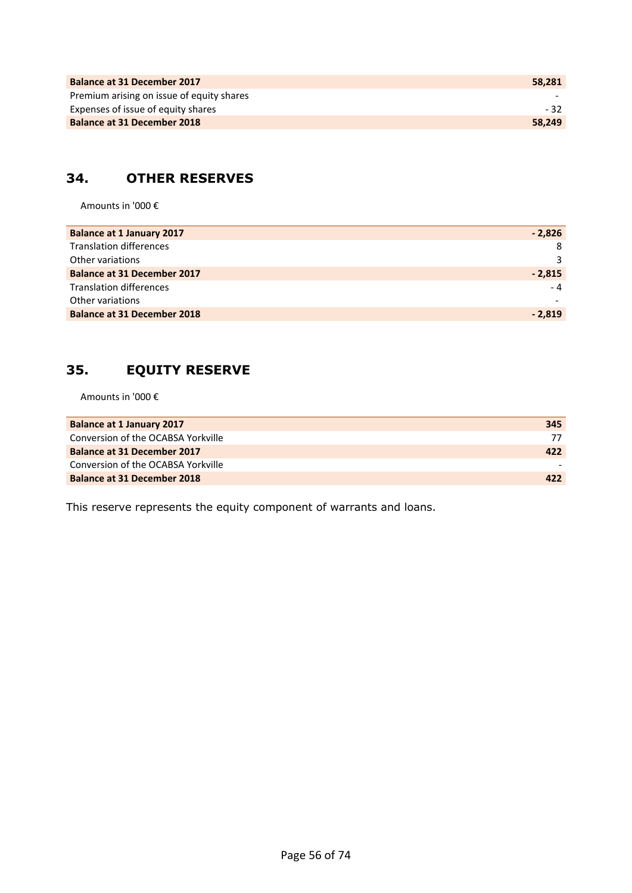| Balance at 31 December 2017 | 58,281 |
| --- | --- |
| Premium arising on issue of equity shares | - |
| Expenses of issue of equity shares | - 32 |
| **Balance at 31 December 2018** | **58,249** |

## 34. OTHER RESERVES

Amounts in '000 €

| Balance at 1 January 2017 | - 2,826 |
| --- | --- |
| Translation differences | 8 |
| Other variations | 3 |
| **Balance at 31 December 2017** | **- 2,815** |
| Translation differences | - 4 |
| Other variations | - |
| **Balance at 31 December 2018** | **- 2,819** |

## 35. EQUITY RESERVE

Amounts in '000 €

| Balance at 1 January 2017 | 345 |
| --- | --- |
| Conversion of the OCABSA Yorkville | 77 |
| **Balance at 31 December 2017** | **422** |
| Conversion of the OCABSA Yorkville | - |
| **Balance at 31 December 2018** | **422** |

This reserve represents the equity component of warrants and loans.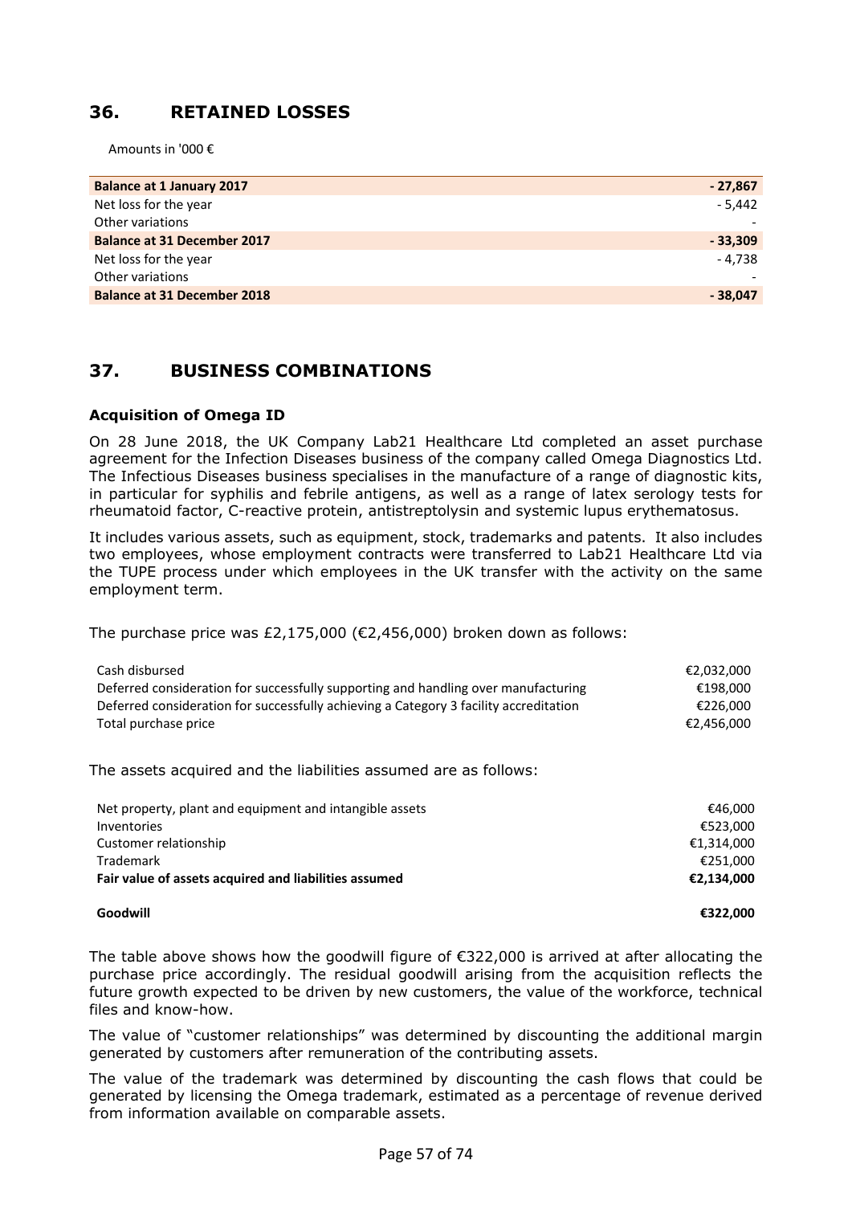## 36. RETAINED LOSSES

Amounts in '000 €

| | |
|---|---|
| **Balance at 1 January 2017** | **- 27,867** |
| Net loss for the year | - 5,442 |
| Other variations | - |
| **Balance at 31 December 2017** | **- 33,309** |
| Net loss for the year | - 4,738 |
| Other variations | - |
| **Balance at 31 December 2018** | **- 38,047** |

## 37. BUSINESS COMBINATIONS

### Acquisition of Omega ID

On 28 June 2018, the UK Company Lab21 Healthcare Ltd completed an asset purchase agreement for the Infection Diseases business of the company called Omega Diagnostics Ltd. The Infectious Diseases business specialises in the manufacture of a range of diagnostic kits, in particular for syphilis and febrile antigens, as well as a range of latex serology tests for rheumatoid factor, C-reactive protein, antistreptolysin and systemic lupus erythematosus.

It includes various assets, such as equipment, stock, trademarks and patents. It also includes two employees, whose employment contracts were transferred to Lab21 Healthcare Ltd via the TUPE process under which employees in the UK transfer with the activity on the same employment term.

The purchase price was £2,175,000 (€2,456,000) broken down as follows:

| | |
|---|---|
| Cash disbursed | €2,032,000 |
| Deferred consideration for successfully supporting and handling over manufacturing | €198,000 |
| Deferred consideration for successfully achieving a Category 3 facility accreditation | €226,000 |
| Total purchase price | €2,456,000 |

The assets acquired and the liabilities assumed are as follows:

| | |
|---|---|
| Net property, plant and equipment and intangible assets | €46,000 |
| Inventories | €523,000 |
| Customer relationship | €1,314,000 |
| Trademark | €251,000 |
| **Fair value of assets acquired and liabilities assumed** | **€2,134,000** |
| | |
| **Goodwill** | **€322,000** |

The table above shows how the goodwill figure of €322,000 is arrived at after allocating the purchase price accordingly. The residual goodwill arising from the acquisition reflects the future growth expected to be driven by new customers, the value of the workforce, technical files and know-how.

The value of "customer relationships" was determined by discounting the additional margin generated by customers after remuneration of the contributing assets.

The value of the trademark was determined by discounting the cash flows that could be generated by licensing the Omega trademark, estimated as a percentage of revenue derived from information available on comparable assets.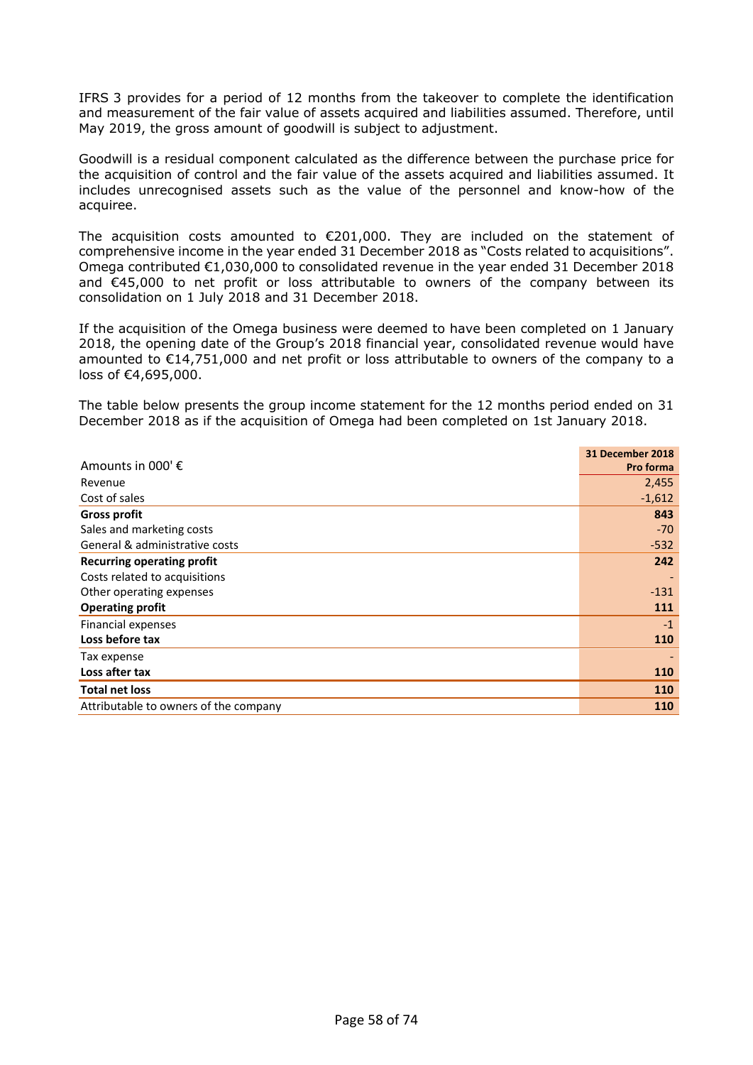IFRS 3 provides for a period of 12 months from the takeover to complete the identification and measurement of the fair value of assets acquired and liabilities assumed. Therefore, until May 2019, the gross amount of goodwill is subject to adjustment.

Goodwill is a residual component calculated as the difference between the purchase price for the acquisition of control and the fair value of the assets acquired and liabilities assumed. It includes unrecognised assets such as the value of the personnel and know-how of the acquiree.

The acquisition costs amounted to €201,000. They are included on the statement of comprehensive income in the year ended 31 December 2018 as "Costs related to acquisitions". Omega contributed €1,030,000 to consolidated revenue in the year ended 31 December 2018 and €45,000 to net profit or loss attributable to owners of the company between its consolidation on 1 July 2018 and 31 December 2018.

If the acquisition of the Omega business were deemed to have been completed on 1 January 2018, the opening date of the Group's 2018 financial year, consolidated revenue would have amounted to €14,751,000 and net profit or loss attributable to owners of the company to a loss of €4,695,000.

The table below presents the group income statement for the 12 months period ended on 31 December 2018 as if the acquisition of Omega had been completed on 1st January 2018.

| Amounts in 000' € | 31 December 2018 Pro forma |
|---|---|
| Revenue | 2,455 |
| Cost of sales | -1,612 |
| **Gross profit** | **843** |
| Sales and marketing costs | -70 |
| General & administrative costs | -532 |
| **Recurring operating profit** | **242** |
| Costs related to acquisitions | - |
| Other operating expenses | -131 |
| **Operating profit** | **111** |
| Financial expenses | -1 |
| **Loss before tax** | **110** |
| Tax expense | - |
| **Loss after tax** | **110** |
| **Total net loss** | **110** |
| Attributable to owners of the company | **110** |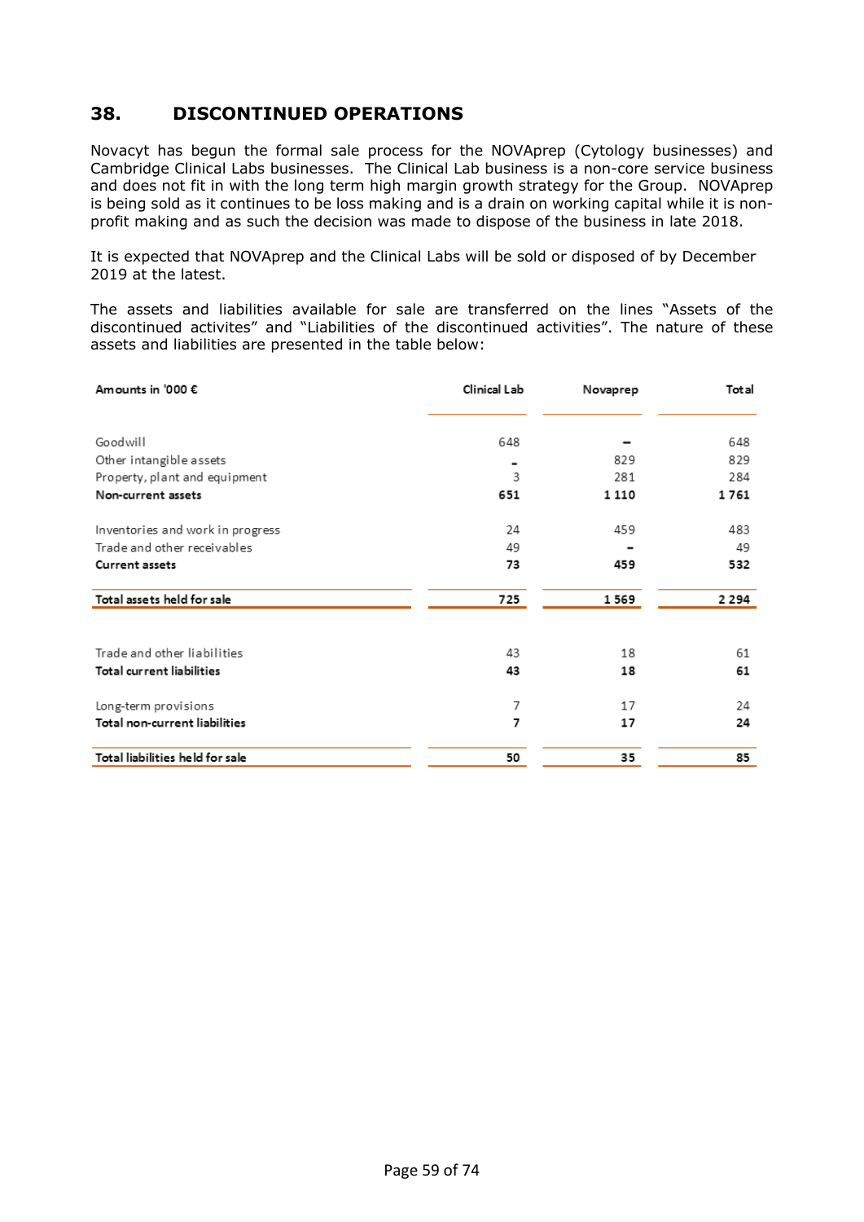## 38. DISCONTINUED OPERATIONS

Novacyt has begun the formal sale process for the NOVAprep (Cytology businesses) and Cambridge Clinical Labs businesses. The Clinical Lab business is a non-core service business and does not fit in with the long term high margin growth strategy for the Group. NOVAprep is being sold as it continues to be loss making and is a drain on working capital while it is non-profit making and as such the decision was made to dispose of the business in late 2018.

It is expected that NOVAprep and the Clinical Labs will be sold or disposed of by December 2019 at the latest.

The assets and liabilities available for sale are transferred on the lines "Assets of the discontinued activites" and "Liabilities of the discontinued activities". The nature of these assets and liabilities are presented in the table below:

| Amounts in '000 € | Clinical Lab | Novaprep | Total |
|---|---|---|---|
| Goodwill | 648 | - | 648 |
| Other intangible assets | - | 829 | 829 |
| Property, plant and equipment | 3 | 281 | 284 |
| **Non-current assets** | **651** | **1 110** | **1 761** |
| Inventories and work in progress | 24 | 459 | 483 |
| Trade and other receivables | 49 | - | 49 |
| **Current assets** | **73** | **459** | **532** |
| **Total assets held for sale** | **725** | **1 569** | **2 294** |
| Trade and other liabilities | 43 | 18 | 61 |
| **Total current liabilities** | **43** | **18** | **61** |
| Long-term provisions | 7 | 17 | 24 |
| **Total non-current liabilities** | **7** | **17** | **24** |
| **Total liabilities held for sale** | **50** | **35** | **85** |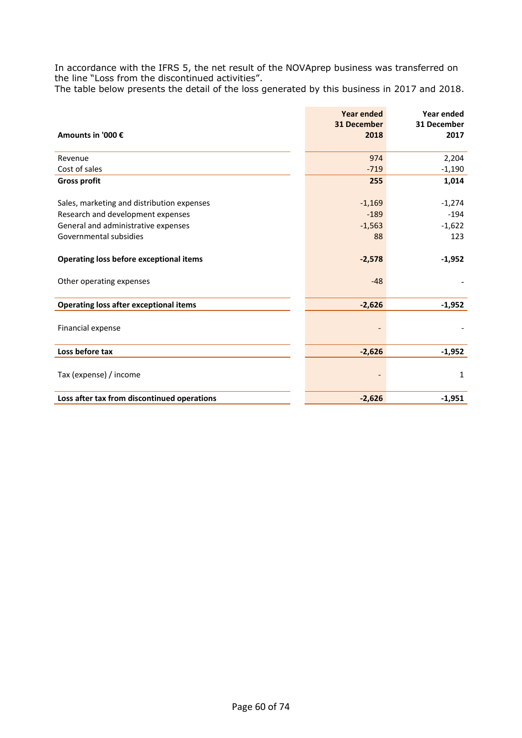In accordance with the IFRS 5, the net result of the NOVAprep business was transferred on the line "Loss from the discontinued activities".
The table below presents the detail of the loss generated by this business in 2017 and 2018.

| Amounts in '000 € | Year ended 31 December 2018 | Year ended 31 December 2017 |
|---|---|---|
| Revenue | 974 | 2,204 |
| Cost of sales | -719 | -1,190 |
| **Gross profit** | **255** | **1,014** |
| Sales, marketing and distribution expenses | -1,169 | -1,274 |
| Research and development expenses | -189 | -194 |
| General and administrative expenses | -1,563 | -1,622 |
| Governmental subsidies | 88 | 123 |
| **Operating loss before exceptional items** | **-2,578** | **-1,952** |
| Other operating expenses | -48 | - |
| **Operating loss after exceptional items** | **-2,626** | **-1,952** |
| Financial expense | - | - |
| **Loss before tax** | **-2,626** | **-1,952** |
| Tax (expense) / income | - | 1 |
| **Loss after tax from discontinued operations** | **-2,626** | **-1,951** |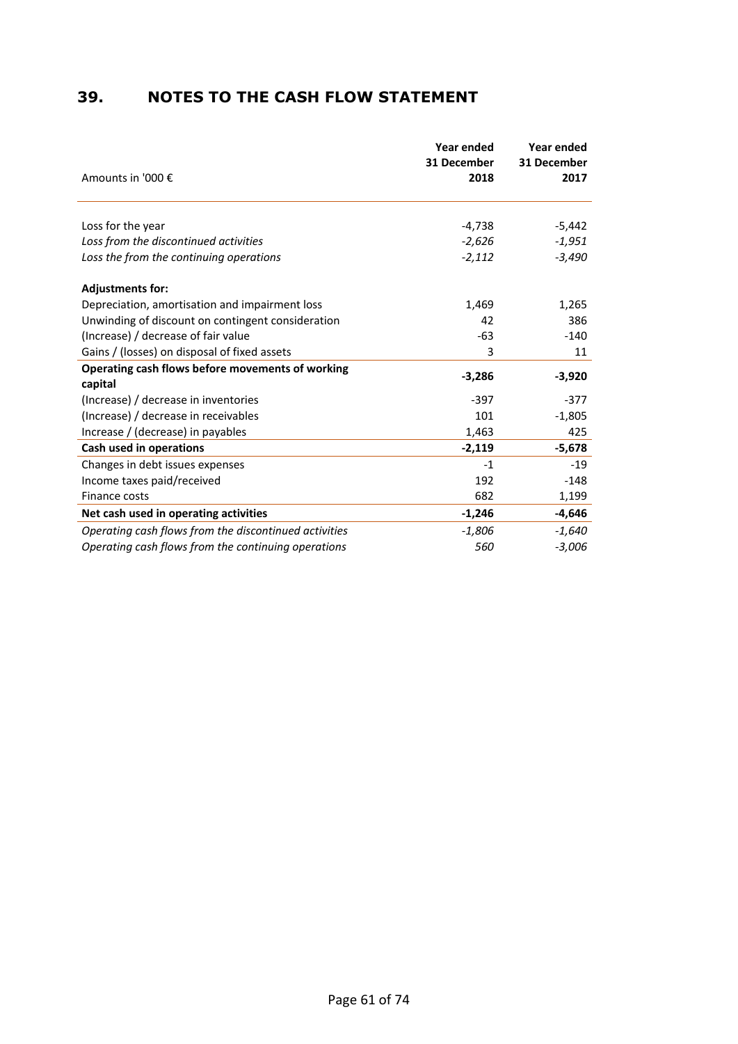# 39. NOTES TO THE CASH FLOW STATEMENT

| Amounts in '000 € | Year ended 31 December 2018 | Year ended 31 December 2017 |
|---|---|---|
| Loss for the year | -4,738 | -5,442 |
| *Loss from the discontinued activities* | *-2,626* | *-1,951* |
| *Loss the from the continuing operations* | *-2,112* | *-3,490* |
| **Adjustments for:** | | |
| Depreciation, amortisation and impairment loss | 1,469 | 1,265 |
| Unwinding of discount on contingent consideration | 42 | 386 |
| (Increase) / decrease of fair value | -63 | -140 |
| Gains / (losses) on disposal of fixed assets | 3 | 11 |
| **Operating cash flows before movements of working capital** | **-3,286** | **-3,920** |
| (Increase) / decrease in inventories | -397 | -377 |
| (Increase) / decrease in receivables | 101 | -1,805 |
| Increase / (decrease) in payables | 1,463 | 425 |
| **Cash used in operations** | **-2,119** | **-5,678** |
| Changes in debt issues expenses | -1 | -19 |
| Income taxes paid/received | 192 | -148 |
| Finance costs | 682 | 1,199 |
| **Net cash used in operating activities** | **-1,246** | **-4,646** |
| *Operating cash flows from the discontinued activities* | *-1,806* | *-1,640* |
| *Operating cash flows from the continuing operations* | *560* | *-3,006* |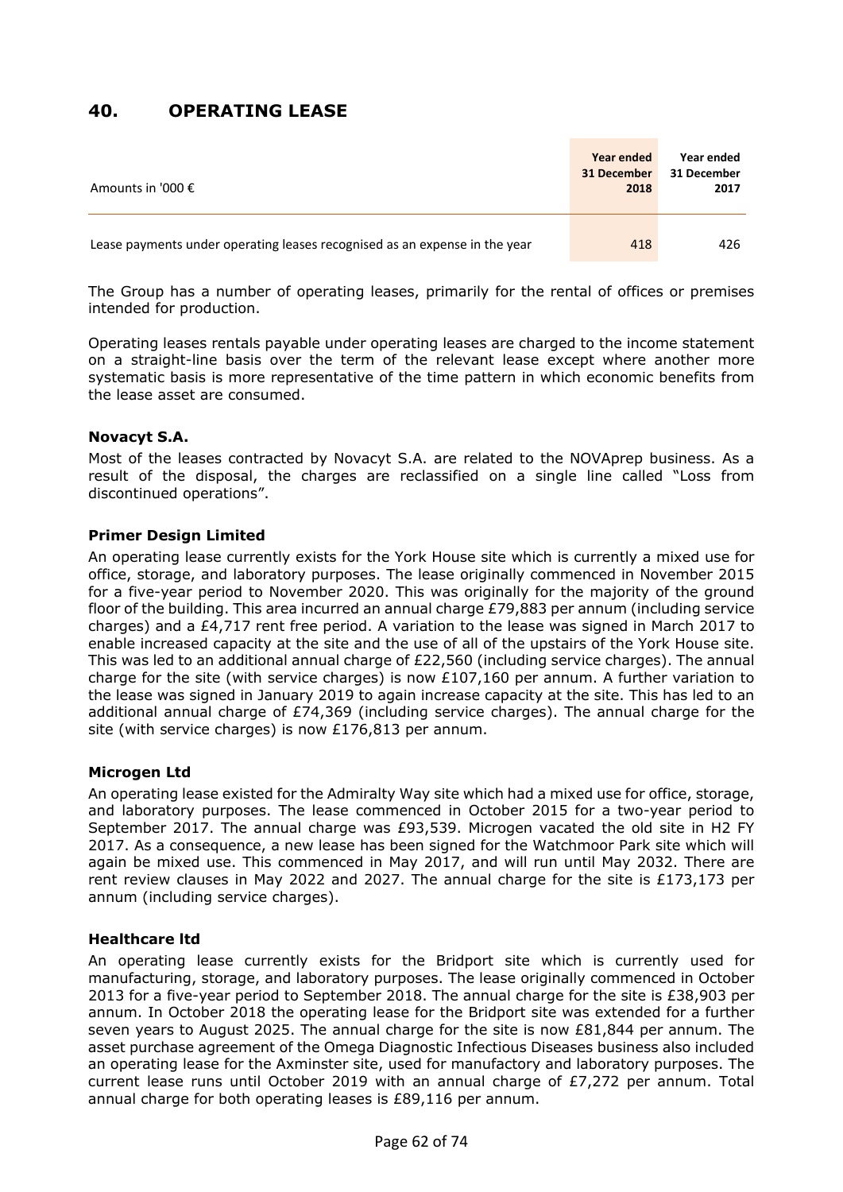## 40. OPERATING LEASE

| Amounts in '000 € | Year ended 31 December 2018 | Year ended 31 December 2017 |
|---|---|---|
| Lease payments under operating leases recognised as an expense in the year | 418 | 426 |

The Group has a number of operating leases, primarily for the rental of offices or premises intended for production.

Operating leases rentals payable under operating leases are charged to the income statement on a straight-line basis over the term of the relevant lease except where another more systematic basis is more representative of the time pattern in which economic benefits from the lease asset are consumed.

**Novacyt S.A.**

Most of the leases contracted by Novacyt S.A. are related to the NOVAprep business. As a result of the disposal, the charges are reclassified on a single line called "Loss from discontinued operations".

**Primer Design Limited**

An operating lease currently exists for the York House site which is currently a mixed use for office, storage, and laboratory purposes. The lease originally commenced in November 2015 for a five-year period to November 2020. This was originally for the majority of the ground floor of the building. This area incurred an annual charge £79,883 per annum (including service charges) and a £4,717 rent free period. A variation to the lease was signed in March 2017 to enable increased capacity at the site and the use of all of the upstairs of the York House site. This was led to an additional annual charge of £22,560 (including service charges). The annual charge for the site (with service charges) is now £107,160 per annum. A further variation to the lease was signed in January 2019 to again increase capacity at the site. This has led to an additional annual charge of £74,369 (including service charges). The annual charge for the site (with service charges) is now £176,813 per annum.

**Microgen Ltd**

An operating lease existed for the Admiralty Way site which had a mixed use for office, storage, and laboratory purposes. The lease commenced in October 2015 for a two-year period to September 2017. The annual charge was £93,539. Microgen vacated the old site in H2 FY 2017. As a consequence, a new lease has been signed for the Watchmoor Park site which will again be mixed use. This commenced in May 2017, and will run until May 2032. There are rent review clauses in May 2022 and 2027. The annual charge for the site is £173,173 per annum (including service charges).

**Healthcare ltd**

An operating lease currently exists for the Bridport site which is currently used for manufacturing, storage, and laboratory purposes. The lease originally commenced in October 2013 for a five-year period to September 2018. The annual charge for the site is £38,903 per annum. In October 2018 the operating lease for the Bridport site was extended for a further seven years to August 2025. The annual charge for the site is now £81,844 per annum. The asset purchase agreement of the Omega Diagnostic Infectious Diseases business also included an operating lease for the Axminster site, used for manufactory and laboratory purposes. The current lease runs until October 2019 with an annual charge of £7,272 per annum. Total annual charge for both operating leases is £89,116 per annum.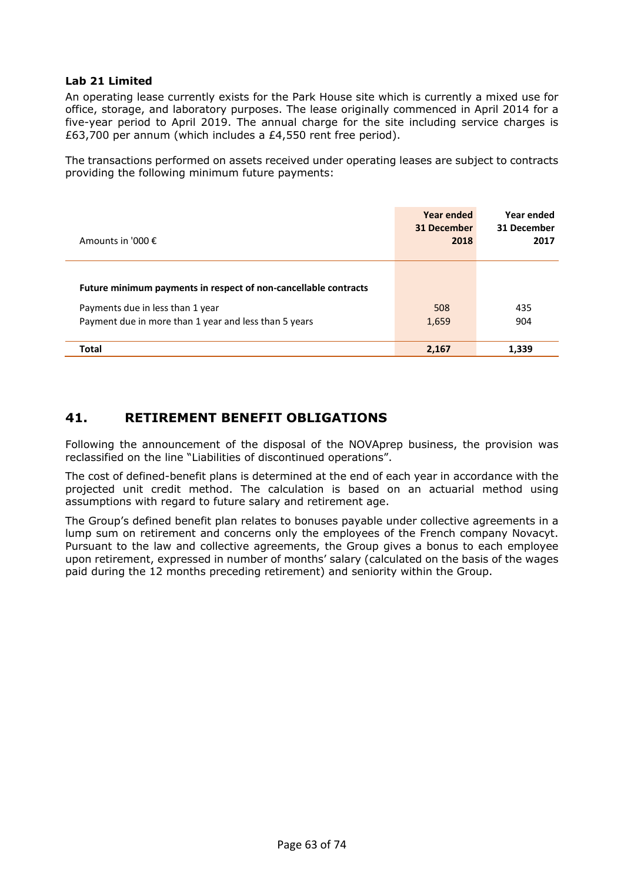### Lab 21 Limited

An operating lease currently exists for the Park House site which is currently a mixed use for office, storage, and laboratory purposes. The lease originally commenced in April 2014 for a five-year period to April 2019. The annual charge for the site including service charges is £63,700 per annum (which includes a £4,550 rent free period).

The transactions performed on assets received under operating leases are subject to contracts providing the following minimum future payments:

| Amounts in '000 € | Year ended 31 December 2018 | Year ended 31 December 2017 |
|---|---|---|
| **Future minimum payments in respect of non-cancellable contracts** | | |
| Payments due in less than 1 year | 508 | 435 |
| Payment due in more than 1 year and less than 5 years | 1,659 | 904 |
| **Total** | **2,167** | **1,339** |

## 41. RETIREMENT BENEFIT OBLIGATIONS

Following the announcement of the disposal of the NOVAprep business, the provision was reclassified on the line "Liabilities of discontinued operations".

The cost of defined-benefit plans is determined at the end of each year in accordance with the projected unit credit method. The calculation is based on an actuarial method using assumptions with regard to future salary and retirement age.

The Group's defined benefit plan relates to bonuses payable under collective agreements in a lump sum on retirement and concerns only the employees of the French company Novacyt. Pursuant to the law and collective agreements, the Group gives a bonus to each employee upon retirement, expressed in number of months' salary (calculated on the basis of the wages paid during the 12 months preceding retirement) and seniority within the Group.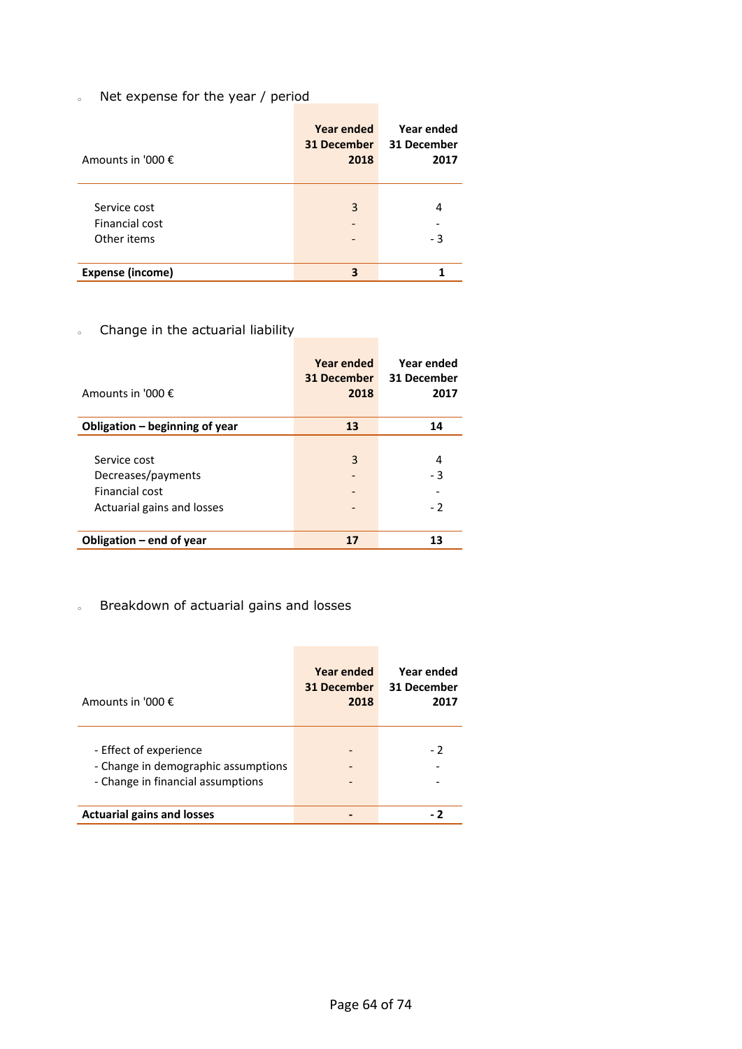- Net expense for the year / period

| Amounts in '000 € | Year ended 31 December 2018 | Year ended 31 December 2017 |
|---|---|---|
| Service cost | 3 | 4 |
| Financial cost | - | - |
| Other items | - | - 3 |
| **Expense (income)** | **3** | **1** |

- Change in the actuarial liability

| Amounts in '000 € | Year ended 31 December 2018 | Year ended 31 December 2017 |
|---|---|---|
| **Obligation – beginning of year** | **13** | **14** |
| Service cost | 3 | 4 |
| Decreases/payments | - | - 3 |
| Financial cost | - | - |
| Actuarial gains and losses | - | - 2 |
| **Obligation – end of year** | **17** | **13** |

- Breakdown of actuarial gains and losses

| Amounts in '000 € | Year ended 31 December 2018 | Year ended 31 December 2017 |
|---|---|---|
| - Effect of experience | - | - 2 |
| - Change in demographic assumptions | - | - |
| - Change in financial assumptions | - | - |
| **Actuarial gains and losses** | **-** | **- 2** |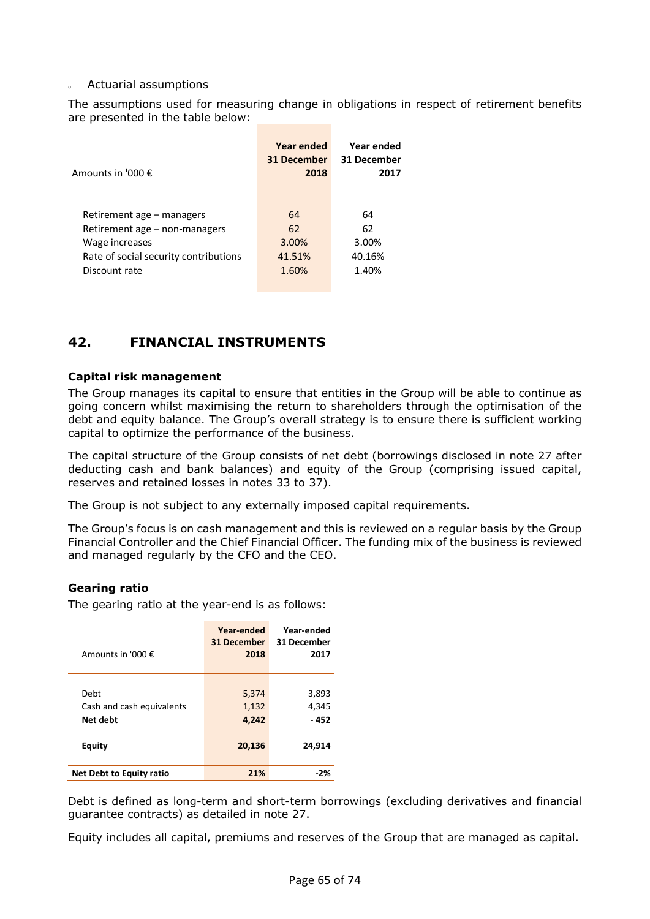- Actuarial assumptions

The assumptions used for measuring change in obligations in respect of retirement benefits are presented in the table below:

| Amounts in '000 € | Year ended 31 December 2018 | Year ended 31 December 2017 |
|---|---|---|
| Retirement age – managers | 64 | 64 |
| Retirement age – non-managers | 62 | 62 |
| Wage increases | 3.00% | 3.00% |
| Rate of social security contributions | 41.51% | 40.16% |
| Discount rate | 1.60% | 1.40% |

## 42. FINANCIAL INSTRUMENTS

### Capital risk management

The Group manages its capital to ensure that entities in the Group will be able to continue as going concern whilst maximising the return to shareholders through the optimisation of the debt and equity balance. The Group's overall strategy is to ensure there is sufficient working capital to optimize the performance of the business.

The capital structure of the Group consists of net debt (borrowings disclosed in note 27 after deducting cash and bank balances) and equity of the Group (comprising issued capital, reserves and retained losses in notes 33 to 37).

The Group is not subject to any externally imposed capital requirements.

The Group's focus is on cash management and this is reviewed on a regular basis by the Group Financial Controller and the Chief Financial Officer. The funding mix of the business is reviewed and managed regularly by the CFO and the CEO.

### Gearing ratio

The gearing ratio at the year-end is as follows:

| Amounts in '000 € | Year-ended 31 December 2018 | Year-ended 31 December 2017 |
|---|---|---|
| Debt | 5,374 | 3,893 |
| Cash and cash equivalents | 1,132 | 4,345 |
| **Net debt** | **4,242** | **- 452** |
| **Equity** | **20,136** | **24,914** |
| **Net Debt to Equity ratio** | **21%** | **-2%** |

Debt is defined as long-term and short-term borrowings (excluding derivatives and financial guarantee contracts) as detailed in note 27.

Equity includes all capital, premiums and reserves of the Group that are managed as capital.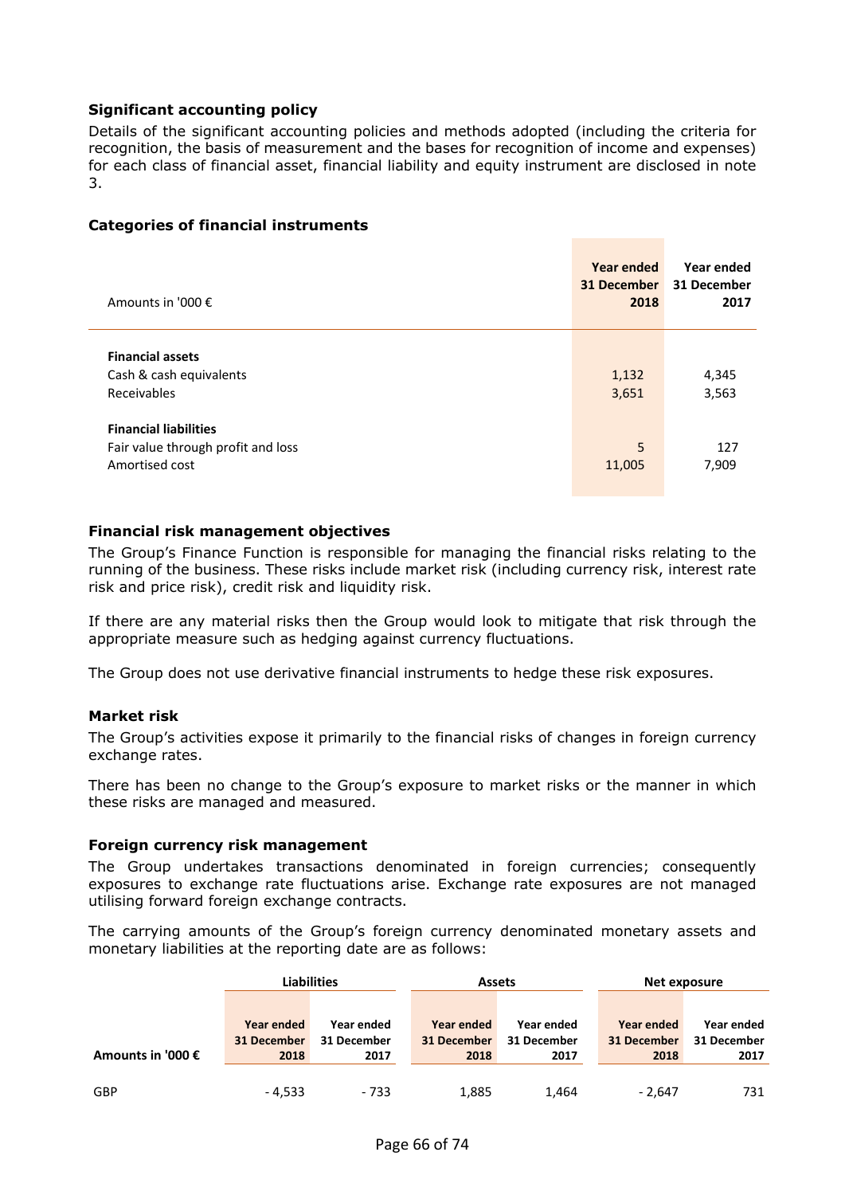### Significant accounting policy

Details of the significant accounting policies and methods adopted (including the criteria for recognition, the basis of measurement and the bases for recognition of income and expenses) for each class of financial asset, financial liability and equity instrument are disclosed in note 3.

### Categories of financial instruments

| Amounts in '000 € | Year ended 31 December 2018 | Year ended 31 December 2017 |
|---|---|---|
| **Financial assets** | | |
| Cash & cash equivalents | 1,132 | 4,345 |
| Receivables | 3,651 | 3,563 |
| **Financial liabilities** | | |
| Fair value through profit and loss | 5 | 127 |
| Amortised cost | 11,005 | 7,909 |

### Financial risk management objectives

The Group's Finance Function is responsible for managing the financial risks relating to the running of the business. These risks include market risk (including currency risk, interest rate risk and price risk), credit risk and liquidity risk.

If there are any material risks then the Group would look to mitigate that risk through the appropriate measure such as hedging against currency fluctuations.

The Group does not use derivative financial instruments to hedge these risk exposures.

### Market risk

The Group's activities expose it primarily to the financial risks of changes in foreign currency exchange rates.

There has been no change to the Group's exposure to market risks or the manner in which these risks are managed and measured.

### Foreign currency risk management

The Group undertakes transactions denominated in foreign currencies; consequently exposures to exchange rate fluctuations arise. Exchange rate exposures are not managed utilising forward foreign exchange contracts.

The carrying amounts of the Group's foreign currency denominated monetary assets and monetary liabilities at the reporting date are as follows:

| | Liabilities | | Assets | | Net exposure | |
|---|---|---|---|---|---|---|
| **Amounts in '000 €** | Year ended 31 December 2018 | Year ended 31 December 2017 | Year ended 31 December 2018 | Year ended 31 December 2017 | Year ended 31 December 2018 | Year ended 31 December 2017 |
| GBP | - 4,533 | - 733 | 1,885 | 1,464 | - 2,647 | 731 |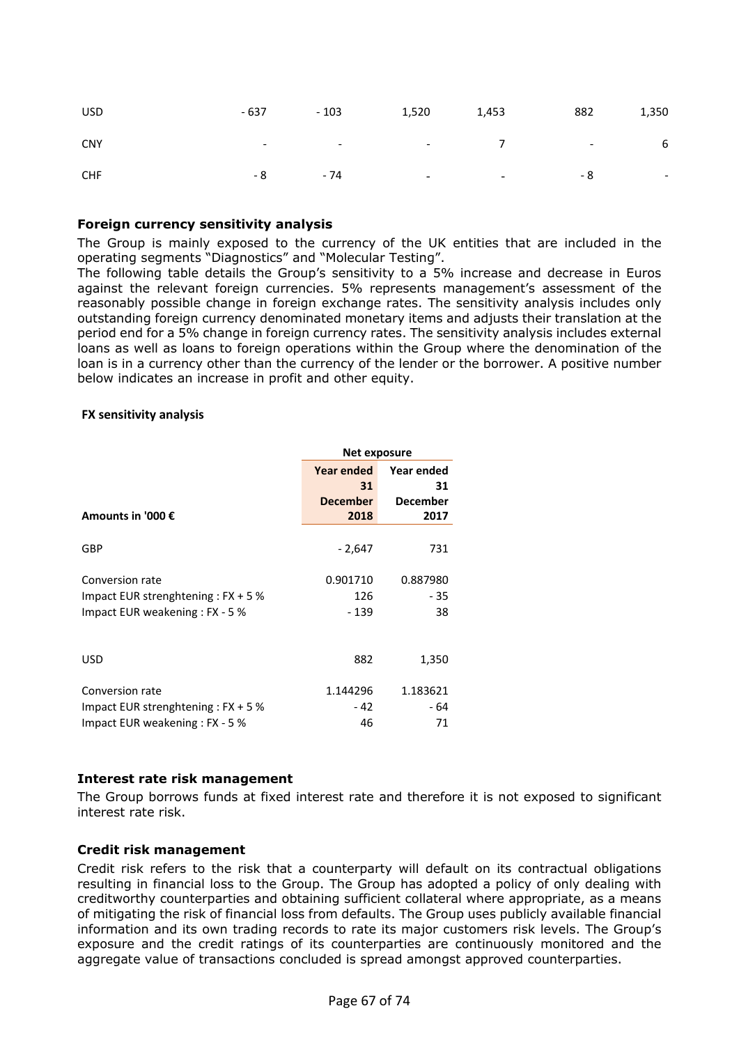| USD | - 637 | - 103 | 1,520 | 1,453 | 882 | 1,350 |
|---|---|---|---|---|---|---|
| CNY | - | - | - | 7 | - | 6 |
| CHF | - 8 | - 74 | - | - | - 8 | - |

### Foreign currency sensitivity analysis

The Group is mainly exposed to the currency of the UK entities that are included in the operating segments "Diagnostics" and "Molecular Testing".

The following table details the Group's sensitivity to a 5% increase and decrease in Euros against the relevant foreign currencies. 5% represents management's assessment of the reasonably possible change in foreign exchange rates. The sensitivity analysis includes only outstanding foreign currency denominated monetary items and adjusts their translation at the period end for a 5% change in foreign currency rates. The sensitivity analysis includes external loans as well as loans to foreign operations within the Group where the denomination of the loan is in a currency other than the currency of the lender or the borrower. A positive number below indicates an increase in profit and other equity.

**FX sensitivity analysis**

| | Net exposure | |
|---|---|---|
| **Amounts in '000 €** | **Year ended 31 December 2018** | **Year ended 31 December 2017** |
| GBP | - 2,647 | 731 |
| Conversion rate | 0.901710 | 0.887980 |
| Impact EUR strenghtening : FX + 5 % | 126 | - 35 |
| Impact EUR weakening : FX - 5 % | - 139 | 38 |
| USD | 882 | 1,350 |
| Conversion rate | 1.144296 | 1.183621 |
| Impact EUR strenghtening : FX + 5 % | - 42 | - 64 |
| Impact EUR weakening : FX - 5 % | 46 | 71 |

### Interest rate risk management

The Group borrows funds at fixed interest rate and therefore it is not exposed to significant interest rate risk.

### Credit risk management

Credit risk refers to the risk that a counterparty will default on its contractual obligations resulting in financial loss to the Group. The Group has adopted a policy of only dealing with creditworthy counterparties and obtaining sufficient collateral where appropriate, as a means of mitigating the risk of financial loss from defaults. The Group uses publicly available financial information and its own trading records to rate its major customers risk levels. The Group's exposure and the credit ratings of its counterparties are continuously monitored and the aggregate value of transactions concluded is spread amongst approved counterparties.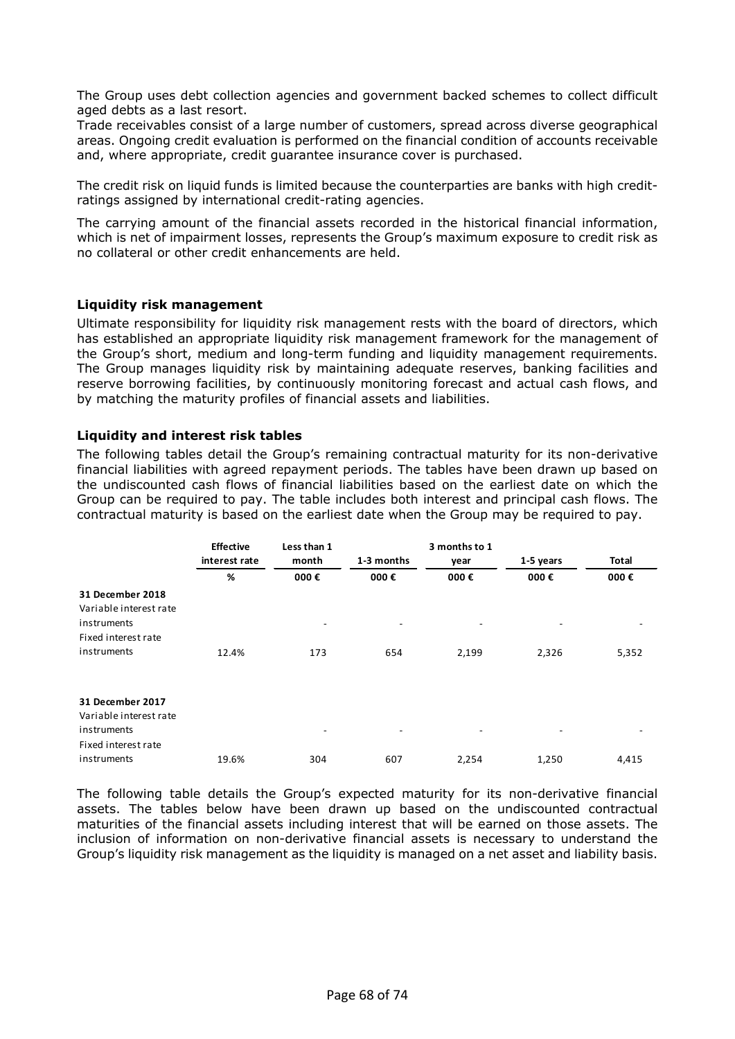The Group uses debt collection agencies and government backed schemes to collect difficult aged debts as a last resort.

Trade receivables consist of a large number of customers, spread across diverse geographical areas. Ongoing credit evaluation is performed on the financial condition of accounts receivable and, where appropriate, credit guarantee insurance cover is purchased.

The credit risk on liquid funds is limited because the counterparties are banks with high credit-ratings assigned by international credit-rating agencies.

The carrying amount of the financial assets recorded in the historical financial information, which is net of impairment losses, represents the Group's maximum exposure to credit risk as no collateral or other credit enhancements are held.

### Liquidity risk management

Ultimate responsibility for liquidity risk management rests with the board of directors, which has established an appropriate liquidity risk management framework for the management of the Group's short, medium and long-term funding and liquidity management requirements. The Group manages liquidity risk by maintaining adequate reserves, banking facilities and reserve borrowing facilities, by continuously monitoring forecast and actual cash flows, and by matching the maturity profiles of financial assets and liabilities.

### Liquidity and interest risk tables

The following tables detail the Group's remaining contractual maturity for its non-derivative financial liabilities with agreed repayment periods. The tables have been drawn up based on the undiscounted cash flows of financial liabilities based on the earliest date on which the Group can be required to pay. The table includes both interest and principal cash flows. The contractual maturity is based on the earliest date when the Group may be required to pay.

| | Effective interest rate | Less than 1 month | 1-3 months | 3 months to 1 year | 1-5 years | Total |
|---|---|---|---|---|---|---|
| | % | 000 € | 000 € | 000 € | 000 € | 000 € |
| **31 December 2018** | | | | | | |
| Variable interest rate instruments | | - | - | - | - | - |
| Fixed interest rate instruments | 12.4% | 173 | 654 | 2,199 | 2,326 | 5,352 |
| **31 December 2017** | | | | | | |
| Variable interest rate instruments | | - | - | - | - | - |
| Fixed interest rate instruments | 19.6% | 304 | 607 | 2,254 | 1,250 | 4,415 |

The following table details the Group's expected maturity for its non-derivative financial assets. The tables below have been drawn up based on the undiscounted contractual maturities of the financial assets including interest that will be earned on those assets. The inclusion of information on non-derivative financial assets is necessary to understand the Group's liquidity risk management as the liquidity is managed on a net asset and liability basis.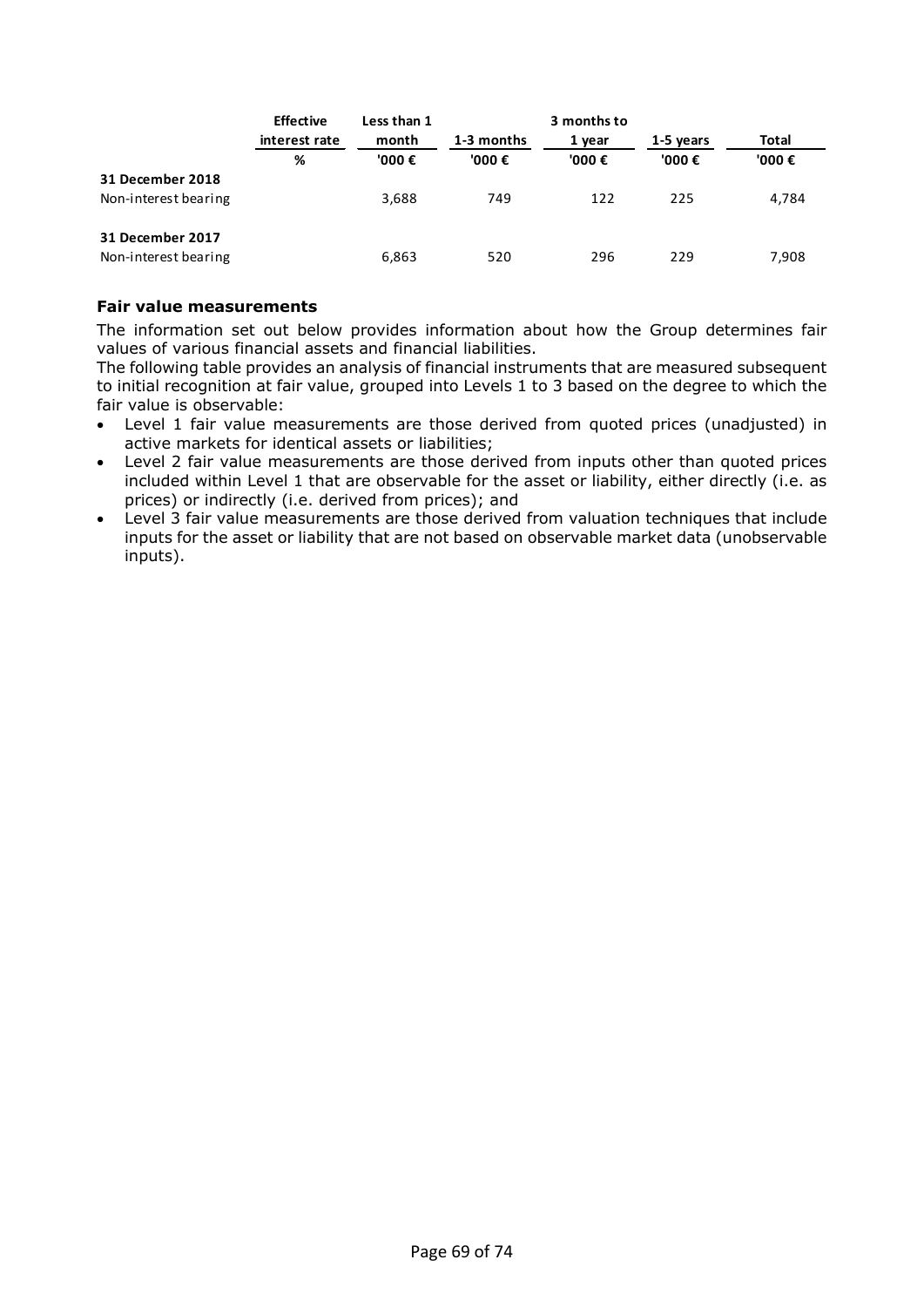| | Effective interest rate | Less than 1 month | 1-3 months | 3 months to 1 year | 1-5 years | Total |
|---|---|---|---|---|---|---|
| | % | '000 € | '000 € | '000 € | '000 € | '000 € |
| **31 December 2018** | | | | | | |
| Non-interest bearing | | 3,688 | 749 | 122 | 225 | 4,784 |
| **31 December 2017** | | | | | | |
| Non-interest bearing | | 6,863 | 520 | 296 | 229 | 7,908 |

### Fair value measurements

The information set out below provides information about how the Group determines fair values of various financial assets and financial liabilities.

The following table provides an analysis of financial instruments that are measured subsequent to initial recognition at fair value, grouped into Levels 1 to 3 based on the degree to which the fair value is observable:

- Level 1 fair value measurements are those derived from quoted prices (unadjusted) in active markets for identical assets or liabilities;
- Level 2 fair value measurements are those derived from inputs other than quoted prices included within Level 1 that are observable for the asset or liability, either directly (i.e. as prices) or indirectly (i.e. derived from prices); and
- Level 3 fair value measurements are those derived from valuation techniques that include inputs for the asset or liability that are not based on observable market data (unobservable inputs).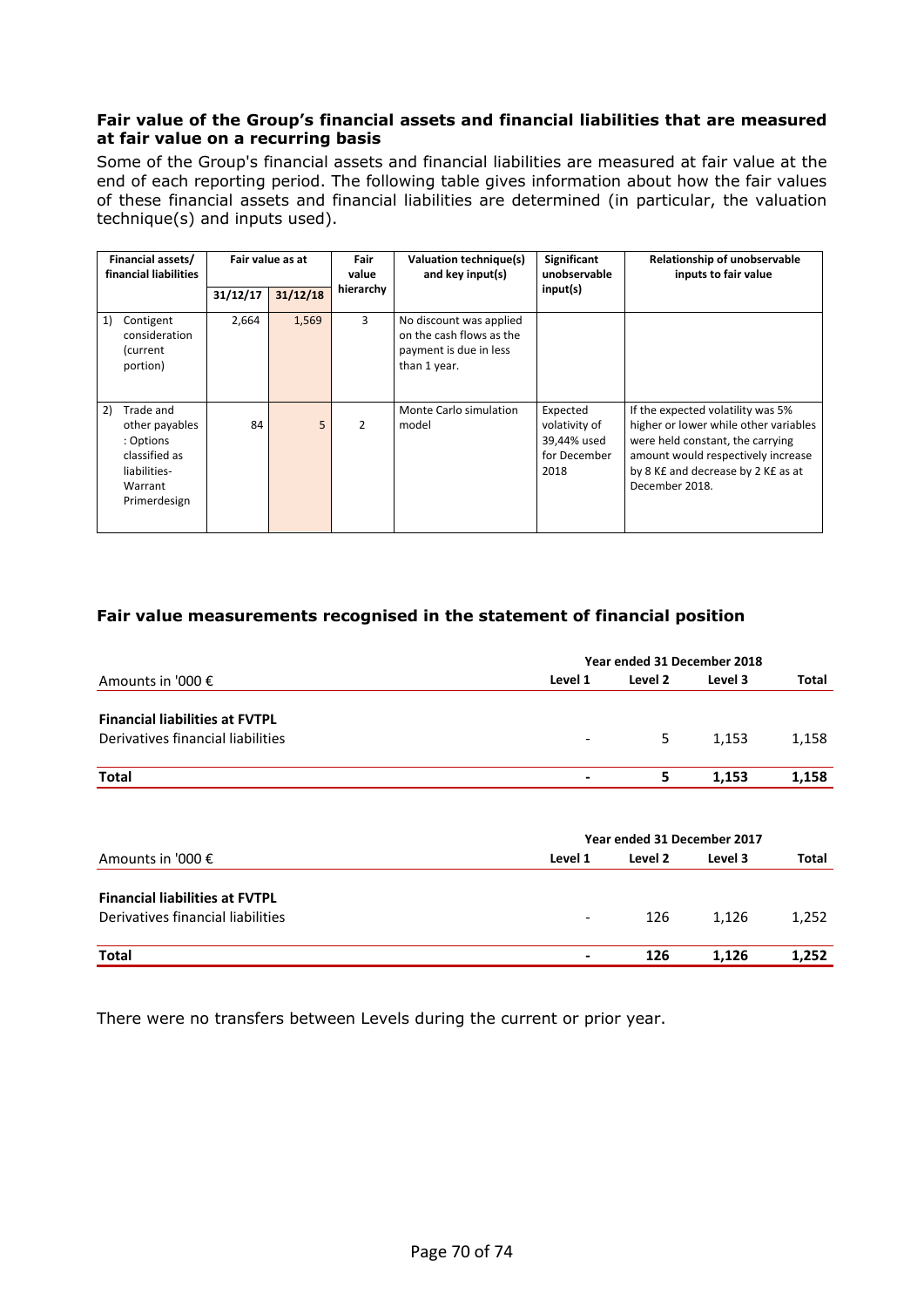### Fair value of the Group's financial assets and financial liabilities that are measured at fair value on a recurring basis

Some of the Group's financial assets and financial liabilities are measured at fair value at the end of each reporting period. The following table gives information about how the fair values of these financial assets and financial liabilities are determined (in particular, the valuation technique(s) and inputs used).

| Financial assets/ financial liabilities | Fair value as at | | Fair value hierarchy | Valuation technique(s) and key input(s) | Significant unobservable input(s) | Relationship of unobservable inputs to fair value |
|---|---|---|---|---|---|---|
| | 31/12/17 | 31/12/18 | | | | |
| 1) Contigent consideration (current portion) | 2,664 | 1,569 | 3 | No discount was applied on the cash flows as the payment is due in less than 1 year. | | |
| 2) Trade and other payables : Options classified as liabilities- Warrant Primerdesign | 84 | 5 | 2 | Monte Carlo simulation model | Expected volatility of 39,44% used for December 2018 | If the expected volatility was 5% higher or lower while other variables were held constant, the carrying amount would respectively increase by 8 K£ and decrease by 2 K£ as at December 2018. |

### Fair value measurements recognised in the statement of financial position

| Amounts in '000 € | Year ended 31 December 2018 | | | |
|---|---|---|---|---|
| | Level 1 | Level 2 | Level 3 | Total |
| **Financial liabilities at FVTPL** | | | | |
| Derivatives financial liabilities | - | 5 | 1,153 | 1,158 |
| **Total** | **-** | **5** | **1,153** | **1,158** |

| Amounts in '000 € | Year ended 31 December 2017 | | | |
|---|---|---|---|---|
| | Level 1 | Level 2 | Level 3 | Total |
| **Financial liabilities at FVTPL** | | | | |
| Derivatives financial liabilities | - | 126 | 1,126 | 1,252 |
| **Total** | **-** | **126** | **1,126** | **1,252** |

There were no transfers between Levels during the current or prior year.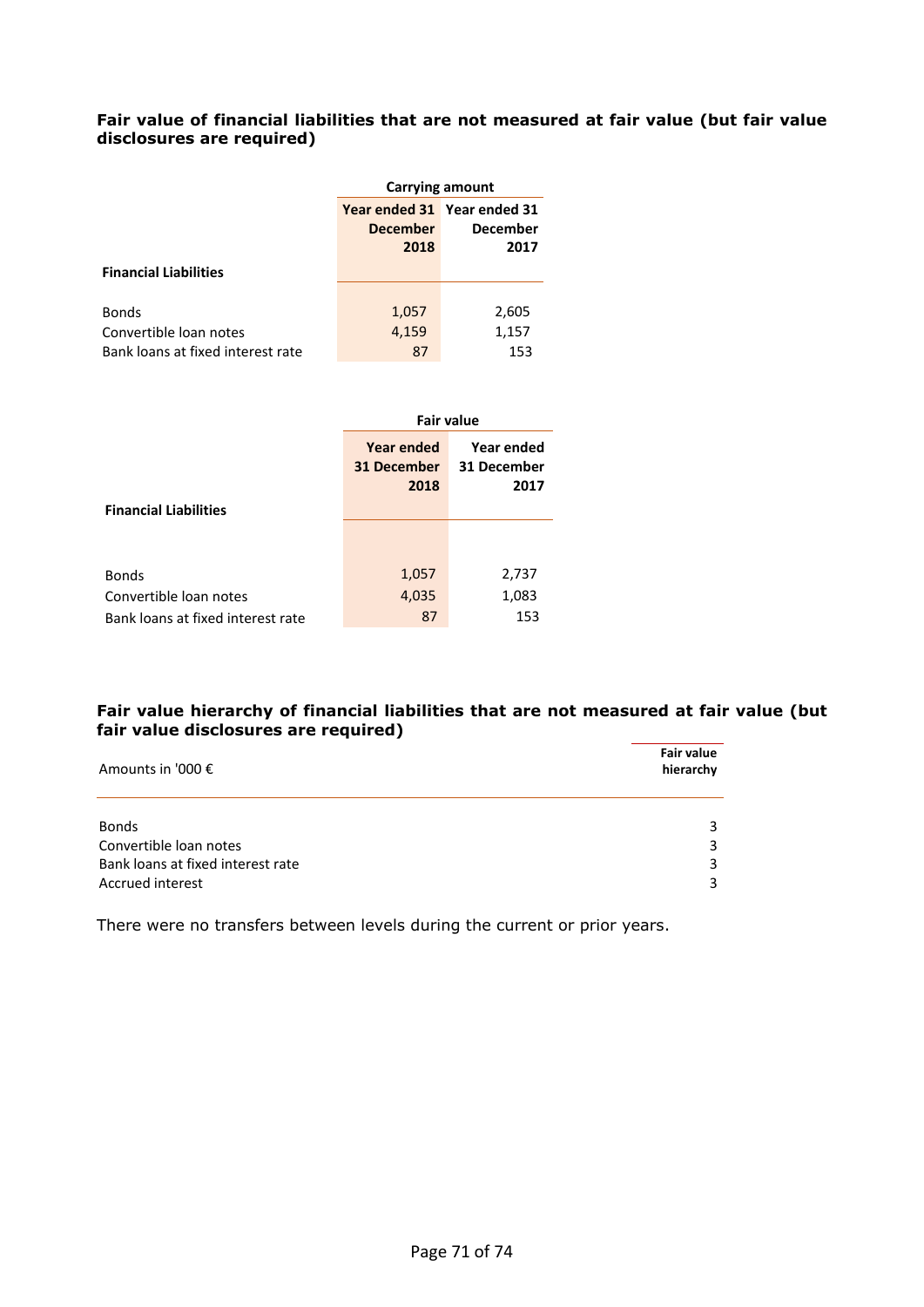### Fair value of financial liabilities that are not measured at fair value (but fair value disclosures are required)

| | Carrying amount | |
|---|---|---|
| **Financial Liabilities** | **Year ended 31 December 2018** | **Year ended 31 December 2017** |
| Bonds | 1,057 | 2,605 |
| Convertible loan notes | 4,159 | 1,157 |
| Bank loans at fixed interest rate | 87 | 153 |

| | Fair value | |
|---|---|---|
| **Financial Liabilities** | **Year ended 31 December 2018** | **Year ended 31 December 2017** |
| Bonds | 1,057 | 2,737 |
| Convertible loan notes | 4,035 | 1,083 |
| Bank loans at fixed interest rate | 87 | 153 |

### Fair value hierarchy of financial liabilities that are not measured at fair value (but fair value disclosures are required)

| Amounts in '000 € | Fair value hierarchy |
|---|---|
| Bonds | 3 |
| Convertible loan notes | 3 |
| Bank loans at fixed interest rate | 3 |
| Accrued interest | 3 |

There were no transfers between levels during the current or prior years.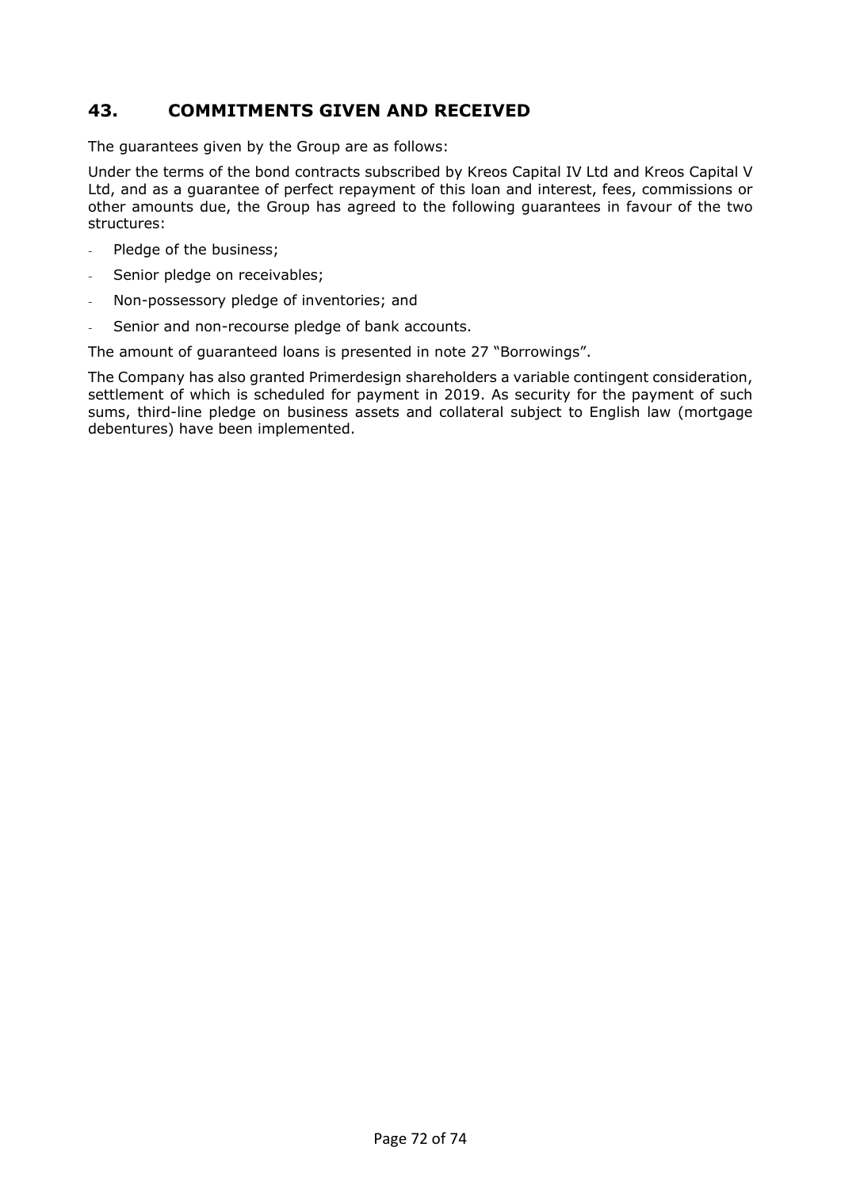## 43. COMMITMENTS GIVEN AND RECEIVED

The guarantees given by the Group are as follows:

Under the terms of the bond contracts subscribed by Kreos Capital IV Ltd and Kreos Capital V Ltd, and as a guarantee of perfect repayment of this loan and interest, fees, commissions or other amounts due, the Group has agreed to the following guarantees in favour of the two structures:

- Pledge of the business;
- Senior pledge on receivables;
- Non-possessory pledge of inventories; and
- Senior and non-recourse pledge of bank accounts.

The amount of guaranteed loans is presented in note 27 "Borrowings".

The Company has also granted Primerdesign shareholders a variable contingent consideration, settlement of which is scheduled for payment in 2019. As security for the payment of such sums, third-line pledge on business assets and collateral subject to English law (mortgage debentures) have been implemented.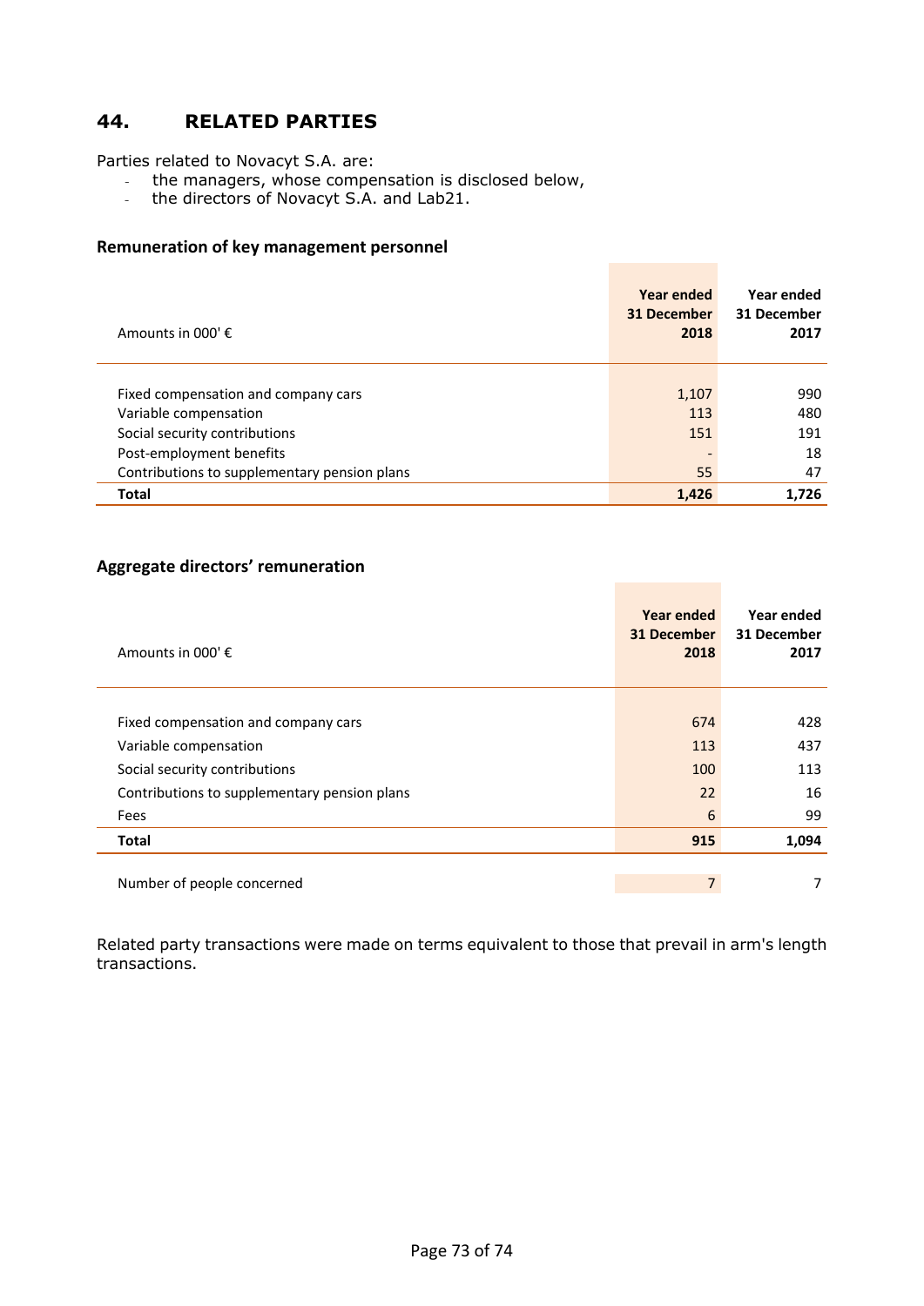## 44. RELATED PARTIES

Parties related to Novacyt S.A. are:

- the managers, whose compensation is disclosed below,
- the directors of Novacyt S.A. and Lab21.

### Remuneration of key management personnel

| Amounts in 000' € | Year ended 31 December 2018 | Year ended 31 December 2017 |
|---|---|---|
| Fixed compensation and company cars | 1,107 | 990 |
| Variable compensation | 113 | 480 |
| Social security contributions | 151 | 191 |
| Post-employment benefits | - | 18 |
| Contributions to supplementary pension plans | 55 | 47 |
| **Total** | **1,426** | **1,726** |

### Aggregate directors' remuneration

| Amounts in 000' € | Year ended 31 December 2018 | Year ended 31 December 2017 |
|---|---|---|
| Fixed compensation and company cars | 674 | 428 |
| Variable compensation | 113 | 437 |
| Social security contributions | 100 | 113 |
| Contributions to supplementary pension plans | 22 | 16 |
| Fees | 6 | 99 |
| **Total** | **915** | **1,094** |
| Number of people concerned | 7 | 7 |

Related party transactions were made on terms equivalent to those that prevail in arm's length transactions.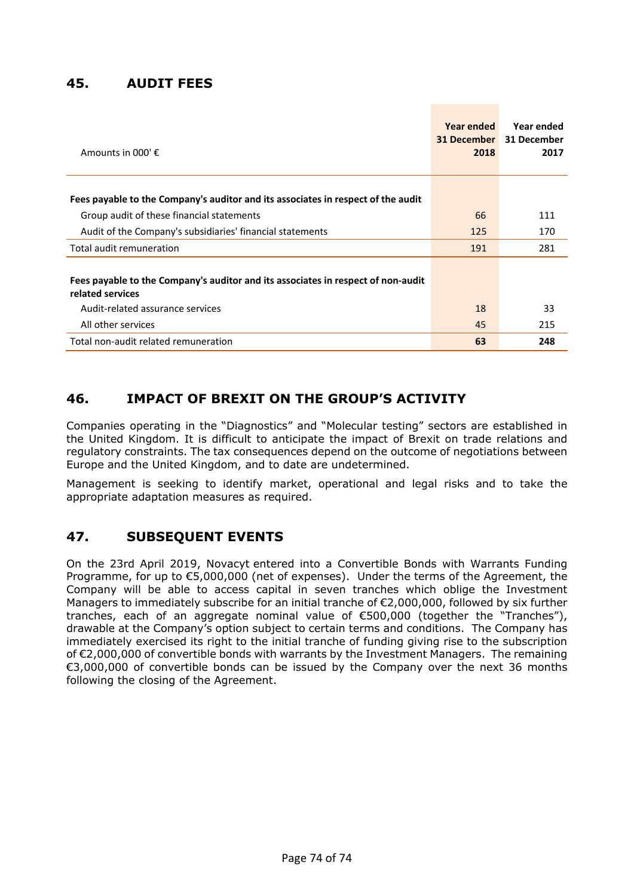## 45. AUDIT FEES

| Amounts in 000' € | Year ended 31 December 2018 | Year ended 31 December 2017 |
|---|---|---|
| **Fees payable to the Company's auditor and its associates in respect of the audit** | | |
| Group audit of these financial statements | 66 | 111 |
| Audit of the Company's subsidiaries' financial statements | 125 | 170 |
| Total audit remuneration | 191 | 281 |
| **Fees payable to the Company's auditor and its associates in respect of non-audit related services** | | |
| Audit-related assurance services | 18 | 33 |
| All other services | 45 | 215 |
| Total non-audit related remuneration | **63** | **248** |

## 46. IMPACT OF BREXIT ON THE GROUP'S ACTIVITY

Companies operating in the "Diagnostics" and "Molecular testing" sectors are established in the United Kingdom. It is difficult to anticipate the impact of Brexit on trade relations and regulatory constraints. The tax consequences depend on the outcome of negotiations between Europe and the United Kingdom, and to date are undetermined.

Management is seeking to identify market, operational and legal risks and to take the appropriate adaptation measures as required.

## 47. SUBSEQUENT EVENTS

On the 23rd April 2019, Novacyt entered into a Convertible Bonds with Warrants Funding Programme, for up to €5,000,000 (net of expenses). Under the terms of the Agreement, the Company will be able to access capital in seven tranches which oblige the Investment Managers to immediately subscribe for an initial tranche of €2,000,000, followed by six further tranches, each of an aggregate nominal value of €500,000 (together the "Tranches"), drawable at the Company's option subject to certain terms and conditions. The Company has immediately exercised its right to the initial tranche of funding giving rise to the subscription of €2,000,000 of convertible bonds with warrants by the Investment Managers. The remaining €3,000,000 of convertible bonds can be issued by the Company over the next 36 months following the closing of the Agreement.